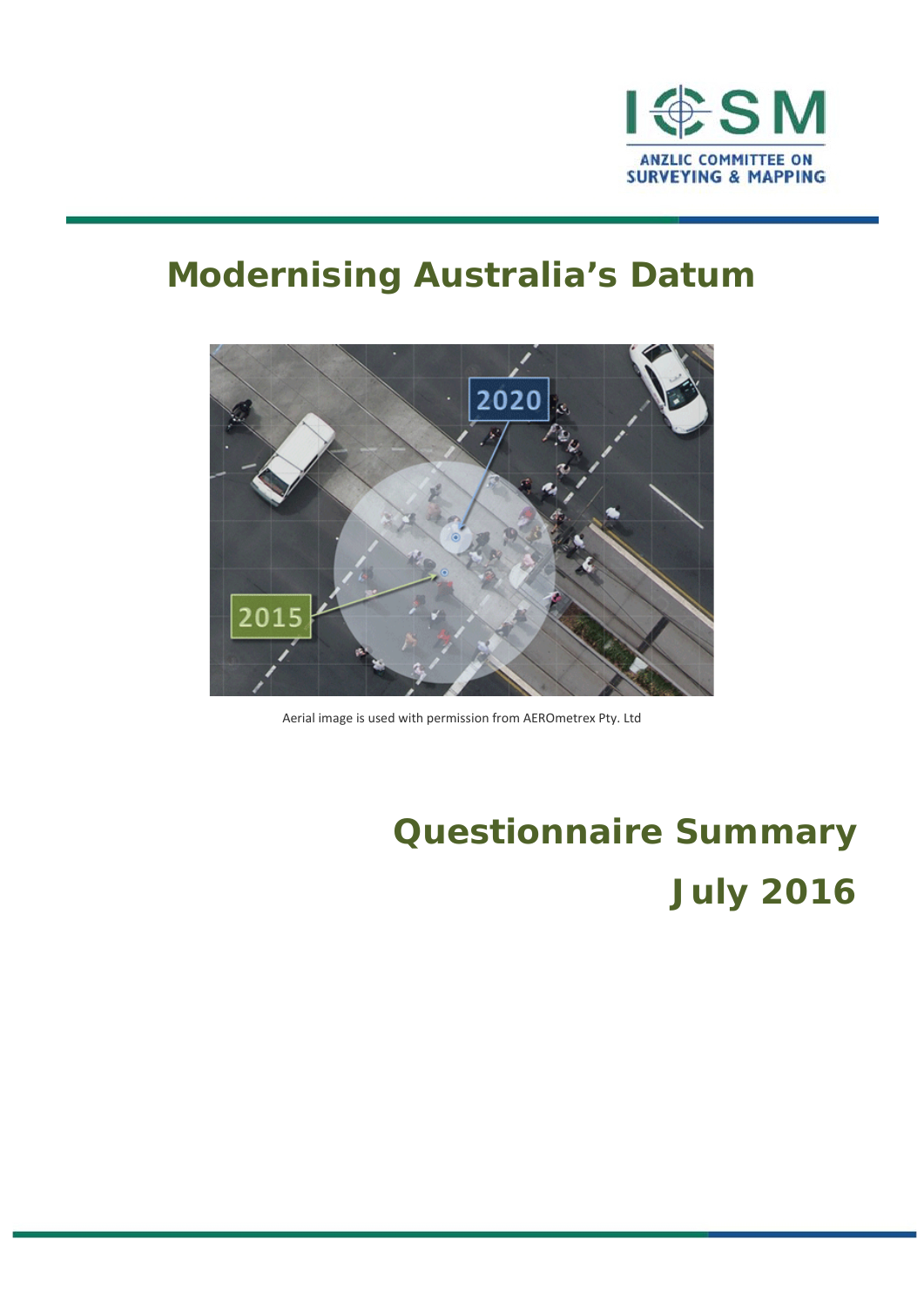ICSM

ANZLIC COMMITTEE ON SURVEYING & MAPPING

# Modernising Australia's Datum

Aerial image is used with permission from AEROmetrex Pty. Ltd

# Questionnaire Summary

# July 2016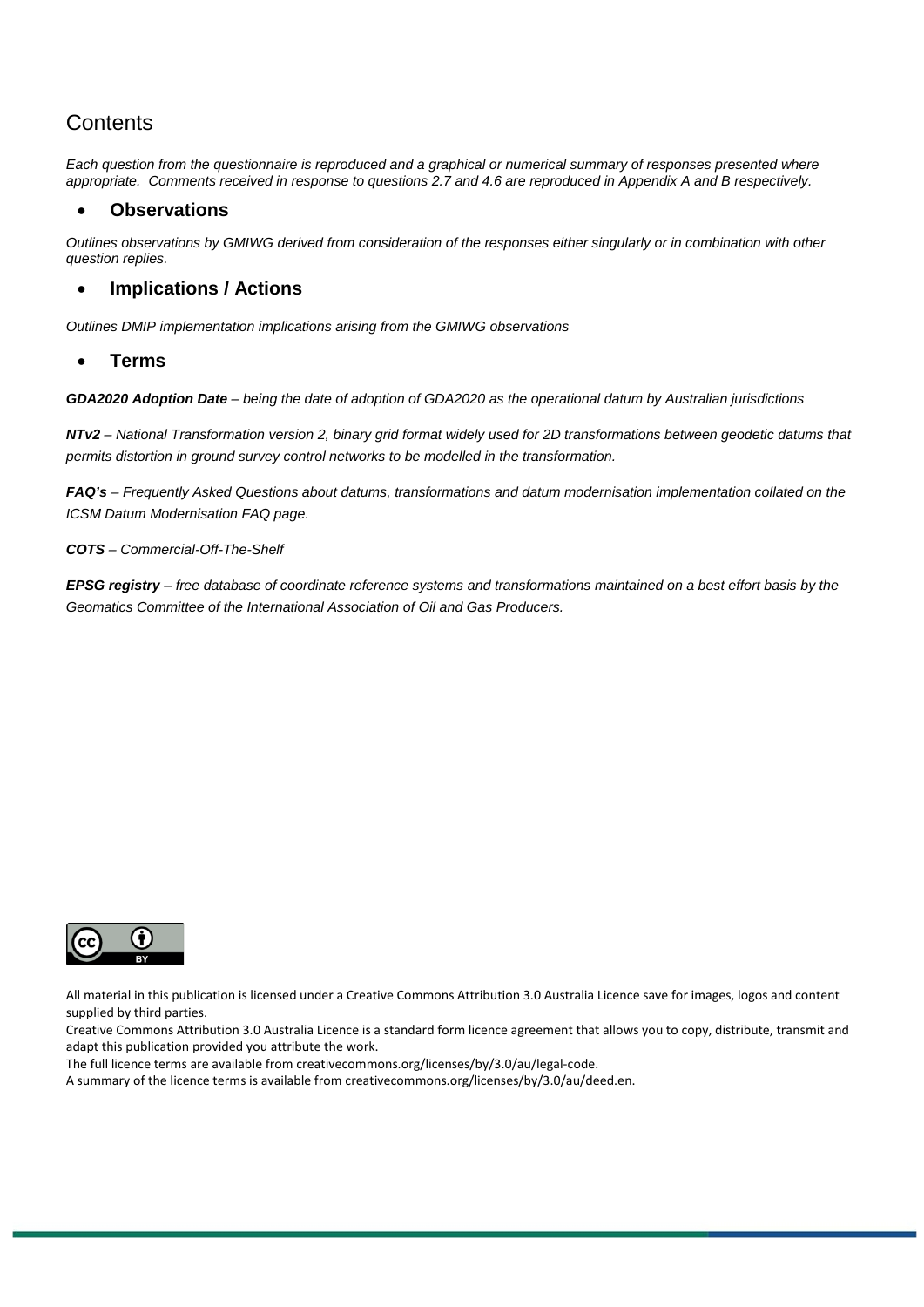# Contents

*Each question from the questionnaire is reproduced and a graphical or numerical summary of responses presented where appropriate. Comments received in response to questions 2.7 and 4.6 are reproduced in Appendix A and B respectively.*

- **Observations**

*Outlines observations by GMIWG derived from consideration of the responses either singularly or in combination with other question replies.*

- **Implications / Actions**

*Outlines DMIP implementation implications arising from the GMIWG observations*

- **Terms**

***GDA2020 Adoption Date*** *– being the date of adoption of GDA2020 as the operational datum by Australian jurisdictions*

***NTv2*** *– National Transformation version 2, binary grid format widely used for 2D transformations between geodetic datums that permits distortion in ground survey control networks to be modelled in the transformation.*

***FAQ's*** *– Frequently Asked Questions about datums, transformations and datum modernisation implementation collated on the ICSM Datum Modernisation FAQ page.*

***COTS*** *– Commercial-Off-The-Shelf*

***EPSG registry*** *– free database of coordinate reference systems and transformations maintained on a best effort basis by the Geomatics Committee of the International Association of Oil and Gas Producers.*

All material in this publication is licensed under a Creative Commons Attribution 3.0 Australia Licence save for images, logos and content supplied by third parties.

Creative Commons Attribution 3.0 Australia Licence is a standard form licence agreement that allows you to copy, distribute, transmit and adapt this publication provided you attribute the work.

The full licence terms are available from creativecommons.org/licenses/by/3.0/au/legal-code.

A summary of the licence terms is available from creativecommons.org/licenses/by/3.0/au/deed.en.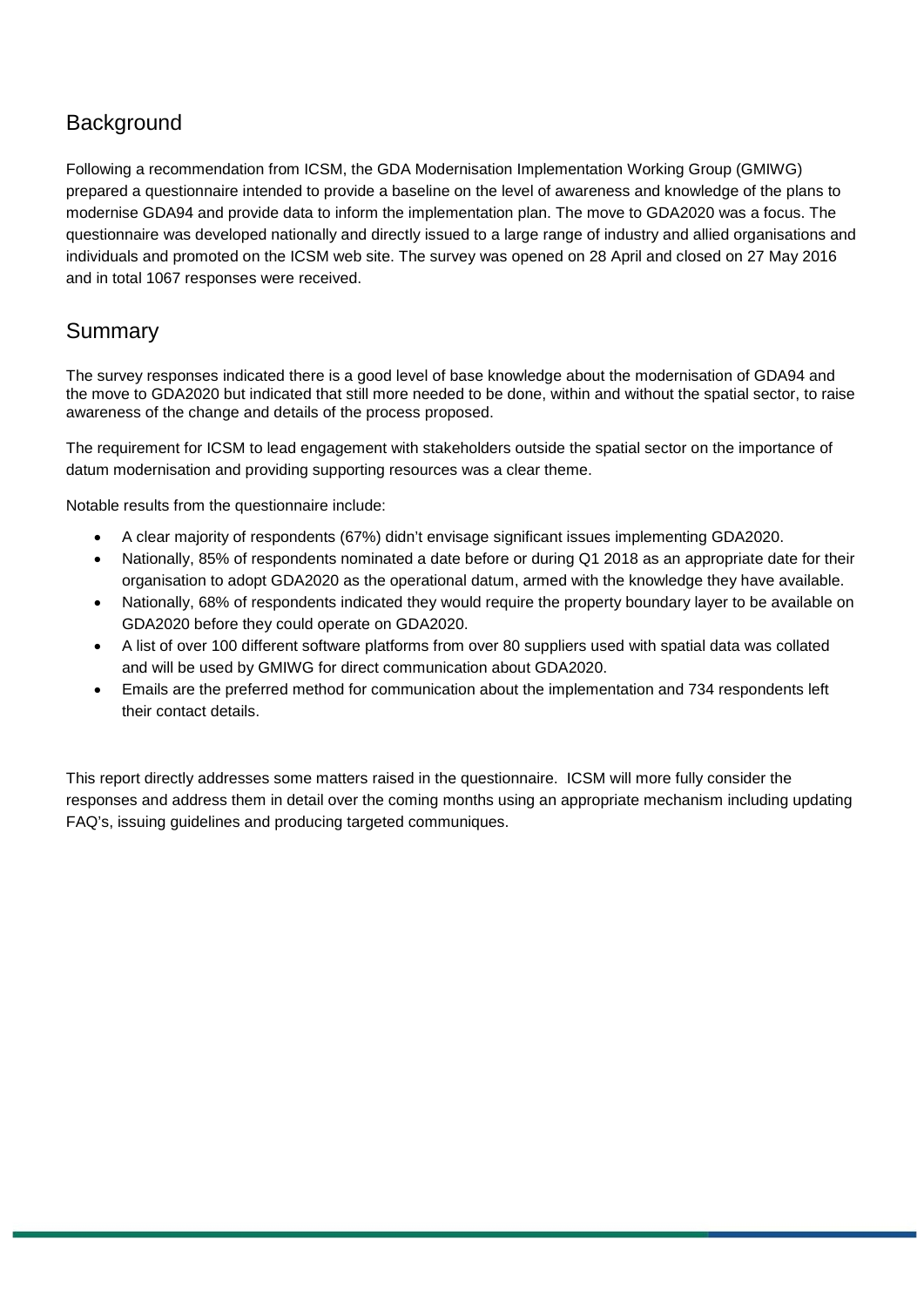## Background

Following a recommendation from ICSM, the GDA Modernisation Implementation Working Group (GMIWG) prepared a questionnaire intended to provide a baseline on the level of awareness and knowledge of the plans to modernise GDA94 and provide data to inform the implementation plan. The move to GDA2020 was a focus. The questionnaire was developed nationally and directly issued to a large range of industry and allied organisations and individuals and promoted on the ICSM web site. The survey was opened on 28 April and closed on 27 May 2016 and in total 1067 responses were received.

## Summary

The survey responses indicated there is a good level of base knowledge about the modernisation of GDA94 and the move to GDA2020 but indicated that still more needed to be done, within and without the spatial sector, to raise awareness of the change and details of the process proposed.

The requirement for ICSM to lead engagement with stakeholders outside the spatial sector on the importance of datum modernisation and providing supporting resources was a clear theme.

Notable results from the questionnaire include:

- A clear majority of respondents (67%) didn't envisage significant issues implementing GDA2020.
- Nationally, 85% of respondents nominated a date before or during Q1 2018 as an appropriate date for their organisation to adopt GDA2020 as the operational datum, armed with the knowledge they have available.
- Nationally, 68% of respondents indicated they would require the property boundary layer to be available on GDA2020 before they could operate on GDA2020.
- A list of over 100 different software platforms from over 80 suppliers used with spatial data was collated and will be used by GMIWG for direct communication about GDA2020.
- Emails are the preferred method for communication about the implementation and 734 respondents left their contact details.

This report directly addresses some matters raised in the questionnaire. ICSM will more fully consider the responses and address them in detail over the coming months using an appropriate mechanism including updating FAQ's, issuing guidelines and producing targeted communiques.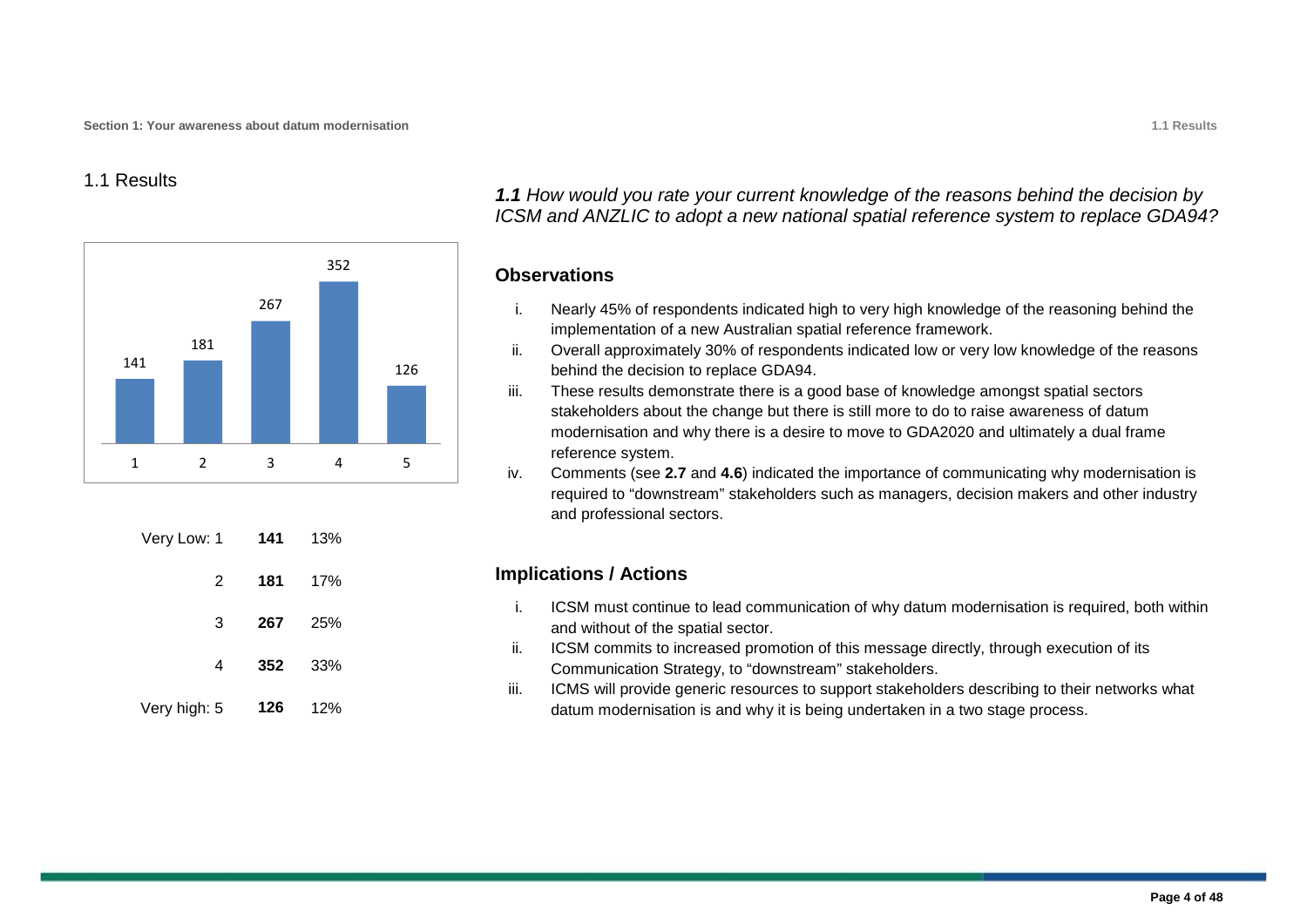## 1.1 Results

***1.1** How would you rate your current knowledge of the reasons behind the decision by ICSM and ANZLIC to adopt a new national spatial reference system to replace GDA94?*

| | | |
|---|---|---|
| Very Low: 1 | **141** | 13% |
| 2 | **181** | 17% |
| 3 | **267** | 25% |
| 4 | **352** | 33% |
| Very high: 5 | **126** | 12% |

### Observations

i. Nearly 45% of respondents indicated high to very high knowledge of the reasoning behind the implementation of a new Australian spatial reference framework.

ii. Overall approximately 30% of respondents indicated low or very low knowledge of the reasons behind the decision to replace GDA94.

iii. These results demonstrate there is a good base of knowledge amongst spatial sectors stakeholders about the change but there is still more to do to raise awareness of datum modernisation and why there is a desire to move to GDA2020 and ultimately a dual frame reference system.

iv. Comments (see **2.7** and **4.6**) indicated the importance of communicating why modernisation is required to "downstream" stakeholders such as managers, decision makers and other industry and professional sectors.

### Implications / Actions

i. ICSM must continue to lead communication of why datum modernisation is required, both within and without of the spatial sector.

ii. ICSM commits to increased promotion of this message directly, through execution of its Communication Strategy, to "downstream" stakeholders.

iii. ICMS will provide generic resources to support stakeholders describing to their networks what datum modernisation is and why it is being undertaken in a two stage process.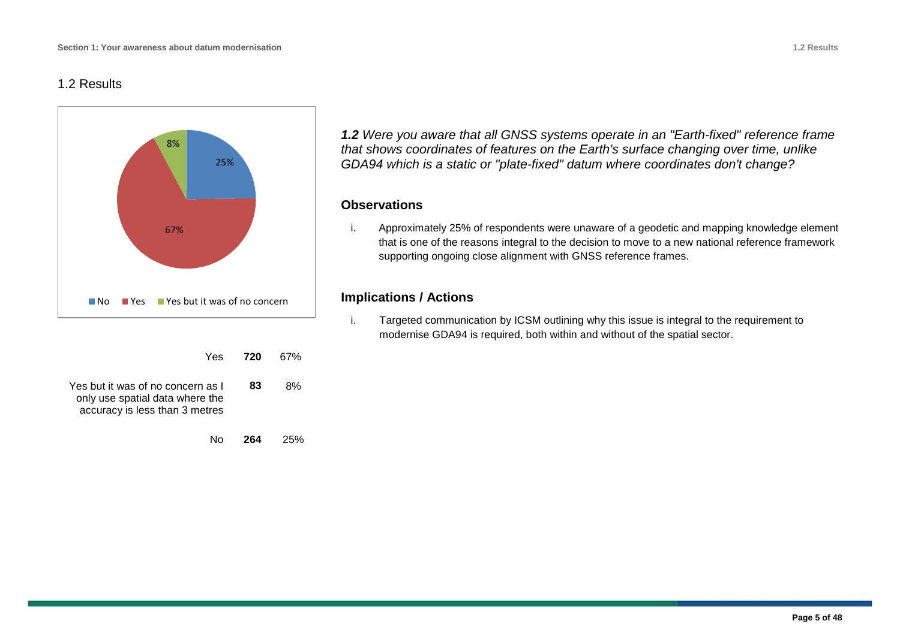## 1.2 Results

| | | |
|---|---|---|
| Yes | **720** | 67% |
| Yes but it was of no concern as I only use spatial data where the accuracy is less than 3 metres | **83** | 8% |
| No | **264** | 25% |

***1.2** Were you aware that all GNSS systems operate in an "Earth-fixed" reference frame that shows coordinates of features on the Earth's surface changing over time, unlike GDA94 which is a static or "plate-fixed" datum where coordinates don't change?*

### Observations

i. Approximately 25% of respondents were unaware of a geodetic and mapping knowledge element that is one of the reasons integral to the decision to move to a new national reference framework supporting ongoing close alignment with GNSS reference frames.

### Implications / Actions

i. Targeted communication by ICSM outlining why this issue is integral to the requirement to modernise GDA94 is required, both within and without of the spatial sector.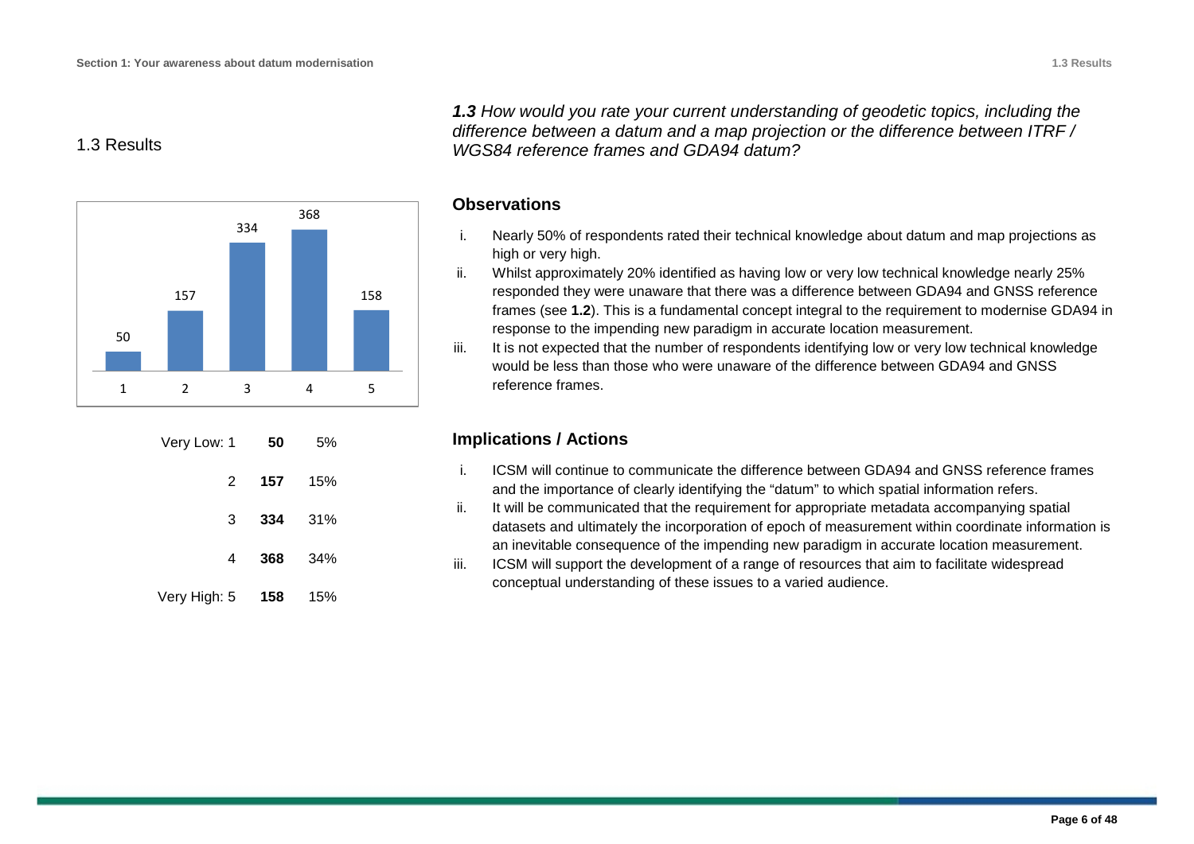## 1.3 Results

***1.3** How would you rate your current understanding of geodetic topics, including the difference between a datum and a map projection or the difference between ITRF / WGS84 reference frames and GDA94 datum?*

| Rating | Count | % |
|---|---|---|
| Very Low: 1 | **50** | 5% |
| 2 | **157** | 15% |
| 3 | **334** | 31% |
| 4 | **368** | 34% |
| Very High: 5 | **158** | 15% |

### Observations

i. Nearly 50% of respondents rated their technical knowledge about datum and map projections as high or very high.

ii. Whilst approximately 20% identified as having low or very low technical knowledge nearly 25% responded they were unaware that there was a difference between GDA94 and GNSS reference frames (see **1.2**). This is a fundamental concept integral to the requirement to modernise GDA94 in response to the impending new paradigm in accurate location measurement.

iii. It is not expected that the number of respondents identifying low or very low technical knowledge would be less than those who were unaware of the difference between GDA94 and GNSS reference frames.

### Implications / Actions

i. ICSM will continue to communicate the difference between GDA94 and GNSS reference frames and the importance of clearly identifying the "datum" to which spatial information refers.

ii. It will be communicated that the requirement for appropriate metadata accompanying spatial datasets and ultimately the incorporation of epoch of measurement within coordinate information is an inevitable consequence of the impending new paradigm in accurate location measurement.

iii. ICSM will support the development of a range of resources that aim to facilitate widespread conceptual understanding of these issues to a varied audience.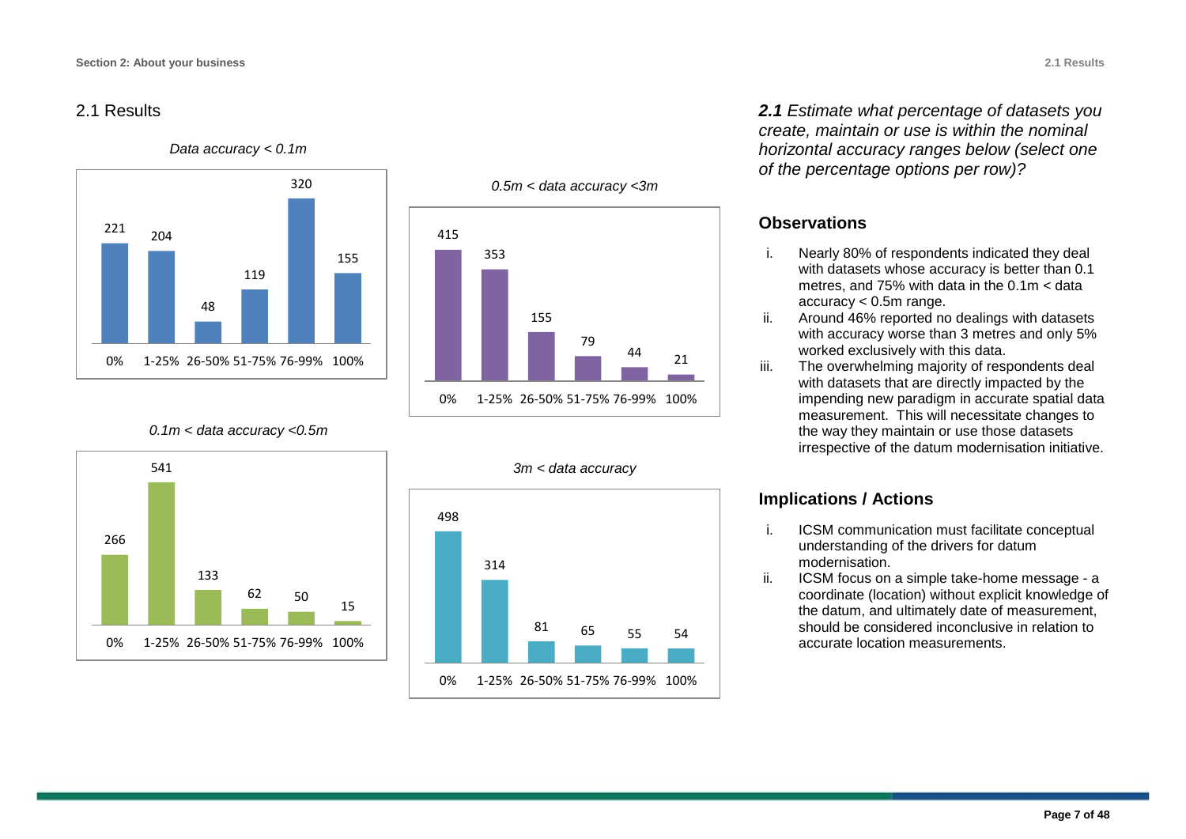## 2.1 Results

*Data accuracy < 0.1m*

| 0% | 1-25% | 26-50% | 51-75% | 76-99% | 100% |
|---|---|---|---|---|---|
| 221 | 204 | 48 | 119 | 320 | 155 |

*0.5m < data accuracy <3m*

| 0% | 1-25% | 26-50% | 51-75% | 76-99% | 100% |
|---|---|---|---|---|---|
| 415 | 353 | 155 | 79 | 44 | 21 |

*0.1m < data accuracy <0.5m*

| 0% | 1-25% | 26-50% | 51-75% | 76-99% | 100% |
|---|---|---|---|---|---|
| 266 | 541 | 133 | 62 | 50 | 15 |

*3m < data accuracy*

| 0% | 1-25% | 26-50% | 51-75% | 76-99% | 100% |
|---|---|---|---|---|---|
| 498 | 314 | 81 | 65 | 55 | 54 |

***2.1*** *Estimate what percentage of datasets you create, maintain or use is within the nominal horizontal accuracy ranges below (select one of the percentage options per row)?*

### Observations

i. Nearly 80% of respondents indicated they deal with datasets whose accuracy is better than 0.1 metres, and 75% with data in the 0.1m < data accuracy < 0.5m range.
ii. Around 46% reported no dealings with datasets with accuracy worse than 3 metres and only 5% worked exclusively with this data.
iii. The overwhelming majority of respondents deal with datasets that are directly impacted by the impending new paradigm in accurate spatial data measurement. This will necessitate changes to the way they maintain or use those datasets irrespective of the datum modernisation initiative.

### Implications / Actions

i. ICSM communication must facilitate conceptual understanding of the drivers for datum modernisation.
ii. ICSM focus on a simple take-home message - a coordinate (location) without explicit knowledge of the datum, and ultimately date of measurement, should be considered inconclusive in relation to accurate location measurements.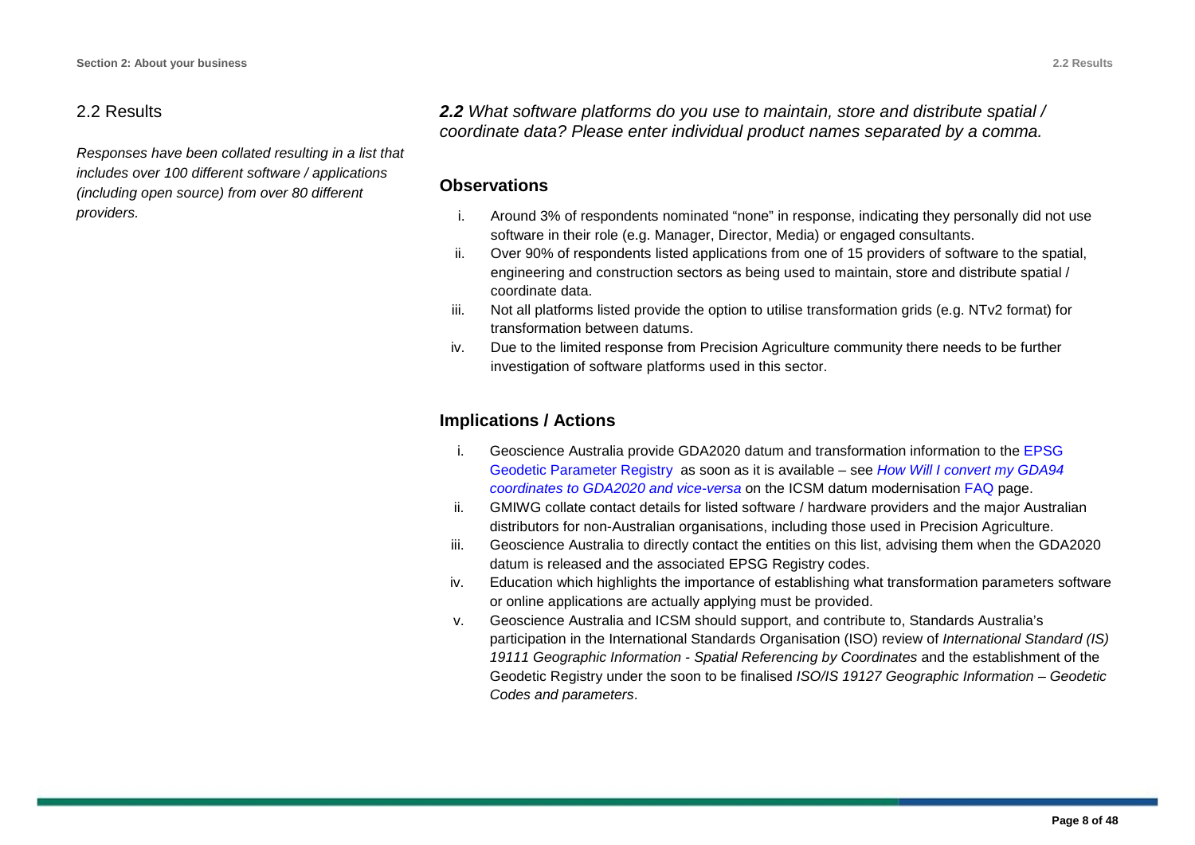## 2.2 Results

*Responses have been collated resulting in a list that includes over 100 different software / applications (including open source) from over 80 different providers.*

***2.2** What software platforms do you use to maintain, store and distribute spatial / coordinate data? Please enter individual product names separated by a comma.*

### Observations

i. Around 3% of respondents nominated “none” in response, indicating they personally did not use software in their role (e.g. Manager, Director, Media) or engaged consultants.
ii. Over 90% of respondents listed applications from one of 15 providers of software to the spatial, engineering and construction sectors as being used to maintain, store and distribute spatial / coordinate data.
iii. Not all platforms listed provide the option to utilise transformation grids (e.g. NTv2 format) for transformation between datums.
iv. Due to the limited response from Precision Agriculture community there needs to be further investigation of software platforms used in this sector.

### Implications / Actions

i. Geoscience Australia provide GDA2020 datum and transformation information to the EPSG Geodetic Parameter Registry as soon as it is available – see *How Will I convert my GDA94 coordinates to GDA2020 and vice-versa* on the ICSM datum modernisation FAQ page.
ii. GMIWG collate contact details for listed software / hardware providers and the major Australian distributors for non-Australian organisations, including those used in Precision Agriculture.
iii. Geoscience Australia to directly contact the entities on this list, advising them when the GDA2020 datum is released and the associated EPSG Registry codes.
iv. Education which highlights the importance of establishing what transformation parameters software or online applications are actually applying must be provided.
v. Geoscience Australia and ICSM should support, and contribute to, Standards Australia’s participation in the International Standards Organisation (ISO) review of *International Standard (IS) 19111 Geographic Information - Spatial Referencing by Coordinates* and the establishment of the Geodetic Registry under the soon to be finalised *ISO/IS 19127 Geographic Information – Geodetic Codes and parameters*.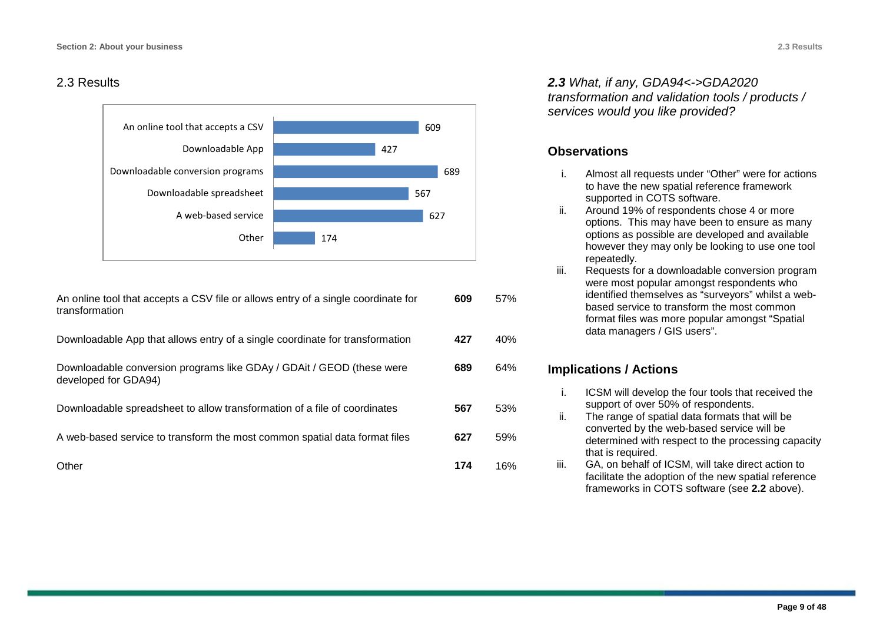## 2.3 Results

| | |
|---|---|
| An online tool that accepts a CSV | 609 |
| Downloadable App | 427 |
| Downloadable conversion programs | 689 |
| Downloadable spreadsheet | 567 |
| A web-based service | 627 |
| Other | 174 |

| | | |
|---|---|---|
| An online tool that accepts a CSV file or allows entry of a single coordinate for transformation | **609** | 57% |
| Downloadable App that allows entry of a single coordinate for transformation | **427** | 40% |
| Downloadable conversion programs like GDAy / GDAit / GEOD (these were developed for GDA94) | **689** | 64% |
| Downloadable spreadsheet to allow transformation of a file of coordinates | **567** | 53% |
| A web-based service to transform the most common spatial data format files | **627** | 59% |
| Other | **174** | 16% |

***2.3** What, if any, GDA94<->GDA2020 transformation and validation tools / products / services would you like provided?*

### Observations

i. Almost all requests under "Other" were for actions to have the new spatial reference framework supported in COTS software.

ii. Around 19% of respondents chose 4 or more options. This may have been to ensure as many options as possible are developed and available however they may only be looking to use one tool repeatedly.

iii. Requests for a downloadable conversion program were most popular amongst respondents who identified themselves as "surveyors" whilst a web-based service to transform the most common format files was more popular amongst "Spatial data managers / GIS users".

### Implications / Actions

i. ICSM will develop the four tools that received the support of over 50% of respondents.

ii. The range of spatial data formats that will be converted by the web-based service will be determined with respect to the processing capacity that is required.

iii. GA, on behalf of ICSM, will take direct action to facilitate the adoption of the new spatial reference frameworks in COTS software (see **2.2** above).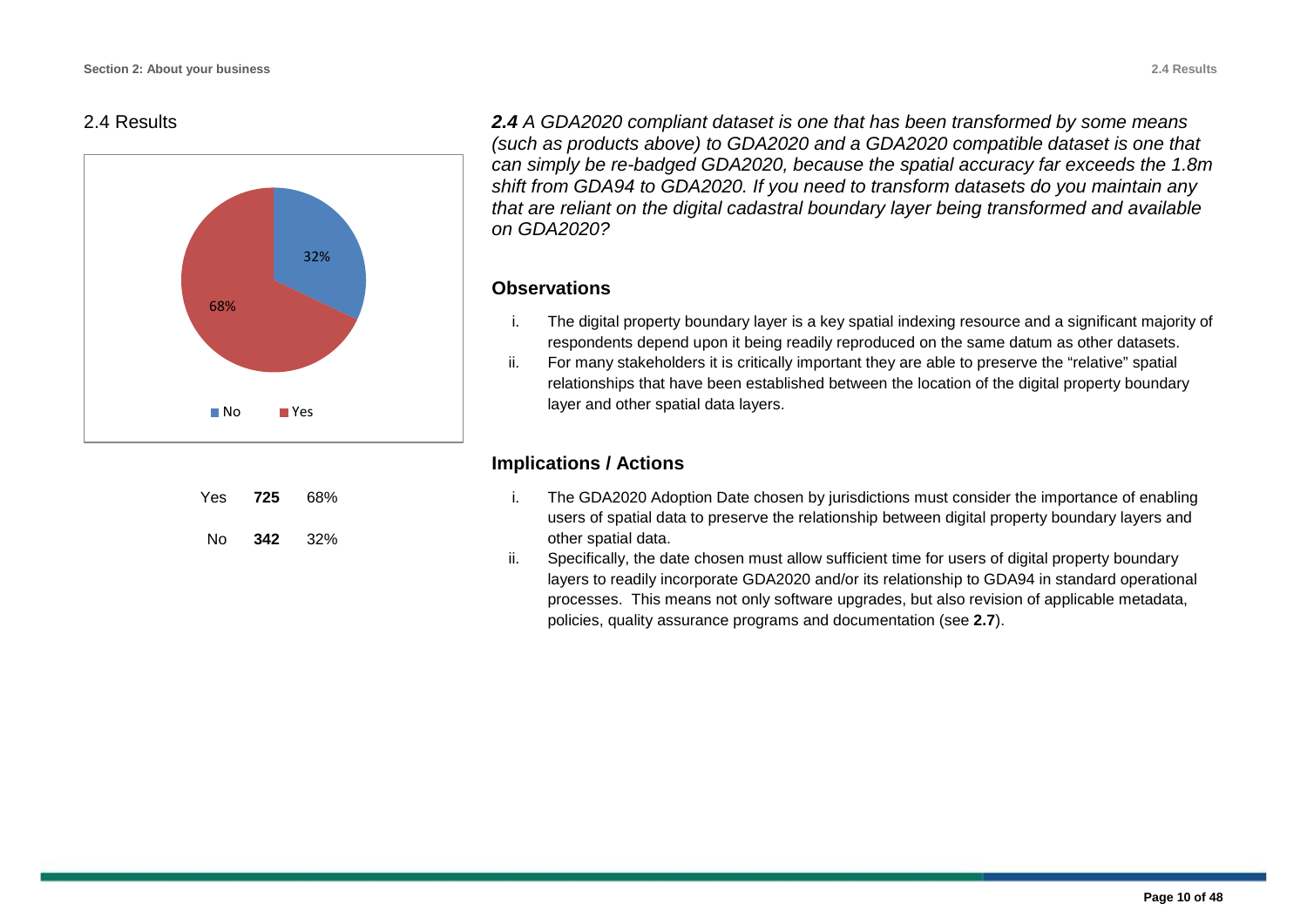## 2.4 Results

| Yes | **725** | 68% |
|---|---|---|
| No | **342** | 32% |

***2.4*** *A GDA2020 compliant dataset is one that has been transformed by some means (such as products above) to GDA2020 and a GDA2020 compatible dataset is one that can simply be re-badged GDA2020, because the spatial accuracy far exceeds the 1.8m shift from GDA94 to GDA2020. If you need to transform datasets do you maintain any that are reliant on the digital cadastral boundary layer being transformed and available on GDA2020?*

### Observations

i. The digital property boundary layer is a key spatial indexing resource and a significant majority of respondents depend upon it being readily reproduced on the same datum as other datasets.

ii. For many stakeholders it is critically important they are able to preserve the "relative" spatial relationships that have been established between the location of the digital property boundary layer and other spatial data layers.

### Implications / Actions

i. The GDA2020 Adoption Date chosen by jurisdictions must consider the importance of enabling users of spatial data to preserve the relationship between digital property boundary layers and other spatial data.

ii. Specifically, the date chosen must allow sufficient time for users of digital property boundary layers to readily incorporate GDA2020 and/or its relationship to GDA94 in standard operational processes. This means not only software upgrades, but also revision of applicable metadata, policies, quality assurance programs and documentation (see **2.7**).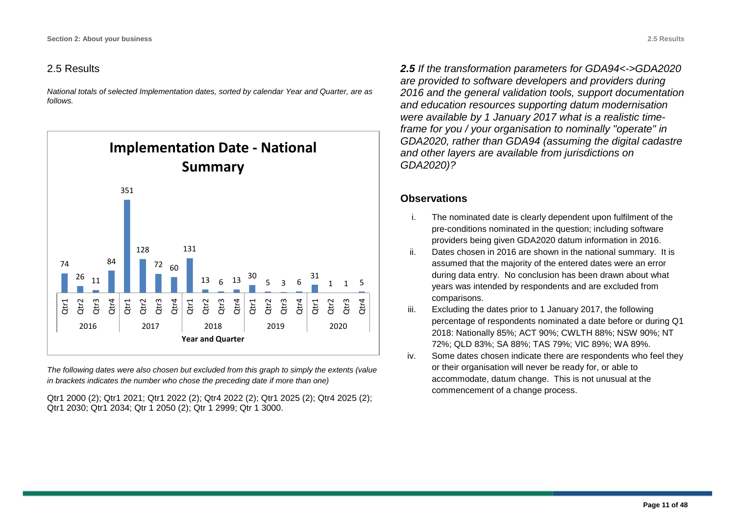## 2.5 Results

*National totals of selected Implementation dates, sorted by calendar Year and Quarter, are as follows.*

**Implementation Date - National Summary**

| Year | Quarter | Count |
|---|---|---|
| 2016 | Qtr1 | 74 |
| 2016 | Qtr2 | 26 |
| 2016 | Qtr3 | 11 |
| 2016 | Qtr4 | 84 |
| 2017 | Qtr1 | 351 |
| 2017 | Qtr2 | 128 |
| 2017 | Qtr3 | 72 |
| 2017 | Qtr4 | 60 |
| 2018 | Qtr1 | 131 |
| 2018 | Qtr2 | 13 |
| 2018 | Qtr3 | 6 |
| 2018 | Qtr4 | 13 |
| 2019 | Qtr1 | 30 |
| 2019 | Qtr2 | 5 |
| 2019 | Qtr3 | 3 |
| 2019 | Qtr4 | 6 |
| 2020 | Qtr1 | 31 |
| 2020 | Qtr2 | 1 |
| 2020 | Qtr3 | 1 |
| 2020 | Qtr4 | 5 |

Year and Quarter

*The following dates were also chosen but excluded from this graph to simply the extents (value in brackets indicates the number who chose the preceding date if more than one)*

Qtr1 2000 (2); Qtr1 2021; Qtr1 2022 (2); Qtr4 2022 (2); Qtr1 2025 (2); Qtr4 2025 (2); Qtr1 2030; Qtr1 2034; Qtr 1 2050 (2); Qtr 1 2999; Qtr 1 3000.

***2.5*** *If the transformation parameters for GDA94<->GDA2020 are provided to software developers and providers during 2016 and the general validation tools, support documentation and education resources supporting datum modernisation were available by 1 January 2017 what is a realistic time-frame for you / your organisation to nominally "operate" in GDA2020, rather than GDA94 (assuming the digital cadastre and other layers are available from jurisdictions on GDA2020)?*

### Observations

i. The nominated date is clearly dependent upon fulfilment of the pre-conditions nominated in the question; including software providers being given GDA2020 datum information in 2016.

ii. Dates chosen in 2016 are shown in the national summary. It is assumed that the majority of the entered dates were an error during data entry. No conclusion has been drawn about what years was intended by respondents and are excluded from comparisons.

iii. Excluding the dates prior to 1 January 2017, the following percentage of respondents nominated a date before or during Q1 2018: Nationally 85%; ACT 90%; CWLTH 88%; NSW 90%; NT 72%; QLD 83%; SA 88%; TAS 79%; VIC 89%; WA 89%.

iv. Some dates chosen indicate there are respondents who feel they or their organisation will never be ready for, or able to accommodate, datum change. This is not unusual at the commencement of a change process.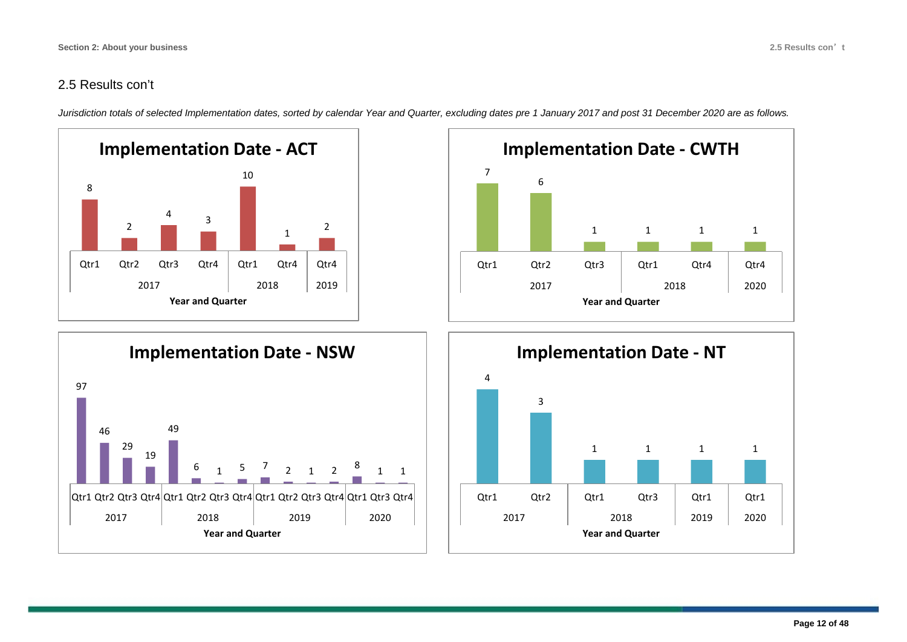## 2.5 Results con't

*Jurisdiction totals of selected Implementation dates, sorted by calendar Year and Quarter, excluding dates pre 1 January 2017 and post 31 December 2020 are as follows.*

**Implementation Date - ACT**

| Year | Quarter | Count |
|---|---|---|
| 2017 | Qtr1 | 8 |
| 2017 | Qtr2 | 2 |
| 2017 | Qtr3 | 4 |
| 2017 | Qtr4 | 3 |
| 2018 | Qtr1 | 10 |
| 2018 | Qtr4 | 1 |
| 2019 | Qtr4 | 2 |

**Implementation Date - CWTH**

| Year | Quarter | Count |
|---|---|---|
| 2017 | Qtr1 | 7 |
| 2017 | Qtr2 | 6 |
| 2017 | Qtr3 | 1 |
| 2018 | Qtr1 | 1 |
| 2018 | Qtr4 | 1 |
| 2020 | Qtr4 | 1 |

**Implementation Date - NSW**

| Year | Quarter | Count |
|---|---|---|
| 2017 | Qtr1 | 97 |
| 2017 | Qtr2 | 46 |
| 2017 | Qtr3 | 29 |
| 2017 | Qtr4 | 19 |
| 2018 | Qtr1 | 49 |
| 2018 | Qtr2 | 6 |
| 2018 | Qtr3 | 1 |
| 2018 | Qtr4 | 5 |
| 2019 | Qtr1 | 7 |
| 2019 | Qtr2 | 2 |
| 2019 | Qtr3 | 1 |
| 2019 | Qtr4 | 2 |
| 2020 | Qtr1 | 8 |
| 2020 | Qtr3 | 1 |
| 2020 | Qtr4 | 1 |

**Implementation Date - NT**

| Year | Quarter | Count |
|---|---|---|
| 2017 | Qtr1 | 4 |
| 2017 | Qtr2 | 3 |
| 2018 | Qtr1 | 1 |
| 2018 | Qtr3 | 1 |
| 2019 | Qtr1 | 1 |
| 2020 | Qtr1 | 1 |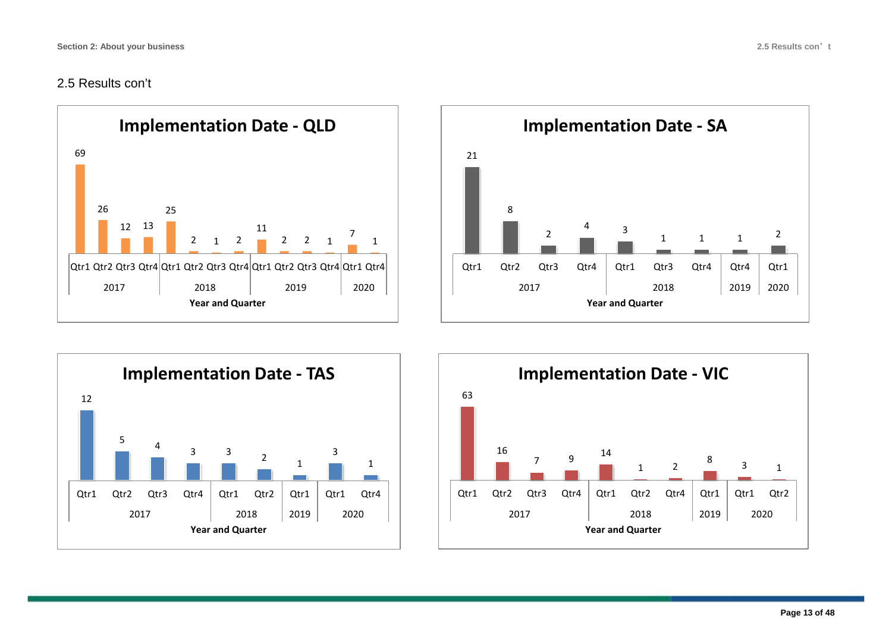## 2.5 Results con't

**Implementation Date - QLD**

| Year | Quarter | Count |
|---|---|---|
| 2017 | Qtr1 | 69 |
| | Qtr2 | 26 |
| | Qtr3 | 12 |
| | Qtr4 | 13 |
| 2018 | Qtr1 | 25 |
| | Qtr2 | 2 |
| | Qtr3 | 1 |
| | Qtr4 | 2 |
| 2019 | Qtr1 | 11 |
| | Qtr2 | 2 |
| | Qtr3 | 2 |
| | Qtr4 | 1 |
| 2020 | Qtr1 | 7 |
| | Qtr4 | 1 |

Year and Quarter

**Implementation Date - SA**

| Year | Quarter | Count |
|---|---|---|
| 2017 | Qtr1 | 21 |
| | Qtr2 | 8 |
| | Qtr3 | 2 |
| | Qtr4 | 4 |
| 2018 | Qtr1 | 3 |
| | Qtr3 | 1 |
| | Qtr4 | 1 |
| 2019 | Qtr4 | 1 |
| 2020 | Qtr1 | 2 |

Year and Quarter

**Implementation Date - TAS**

| Year | Quarter | Count |
|---|---|---|
| 2017 | Qtr1 | 12 |
| | Qtr2 | 5 |
| | Qtr3 | 4 |
| | Qtr4 | 3 |
| 2018 | Qtr1 | 3 |
| | Qtr2 | 2 |
| 2019 | Qtr1 | 1 |
| 2020 | Qtr1 | 3 |
| | Qtr4 | 1 |

Year and Quarter

**Implementation Date - VIC**

| Year | Quarter | Count |
|---|---|---|
| 2017 | Qtr1 | 63 |
| | Qtr2 | 16 |
| | Qtr3 | 7 |
| | Qtr4 | 9 |
| 2018 | Qtr1 | 14 |
| | Qtr2 | 1 |
| | Qtr4 | 2 |
| 2019 | Qtr1 | 8 |
| 2020 | Qtr1 | 3 |
| | Qtr2 | 1 |

Year and Quarter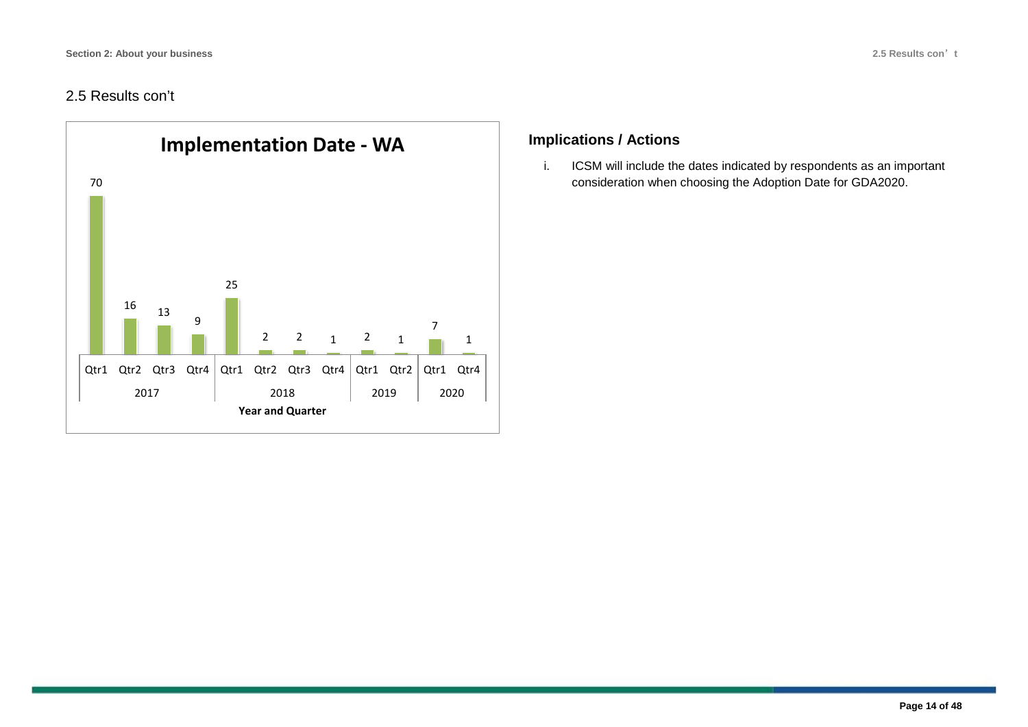## 2.5 Results con't

**Implementation Date - WA**

| Year | Quarter | Count |
|---|---|---|
| 2017 | Qtr1 | 70 |
| | Qtr2 | 16 |
| | Qtr3 | 13 |
| | Qtr4 | 9 |
| 2018 | Qtr1 | 25 |
| | Qtr2 | 2 |
| | Qtr3 | 2 |
| | Qtr4 | 1 |
| 2019 | Qtr1 | 2 |
| | Qtr2 | 1 |
| 2020 | Qtr1 | 7 |
| | Qtr4 | 1 |

Year and Quarter

### Implications / Actions

i. ICSM will include the dates indicated by respondents as an important consideration when choosing the Adoption Date for GDA2020.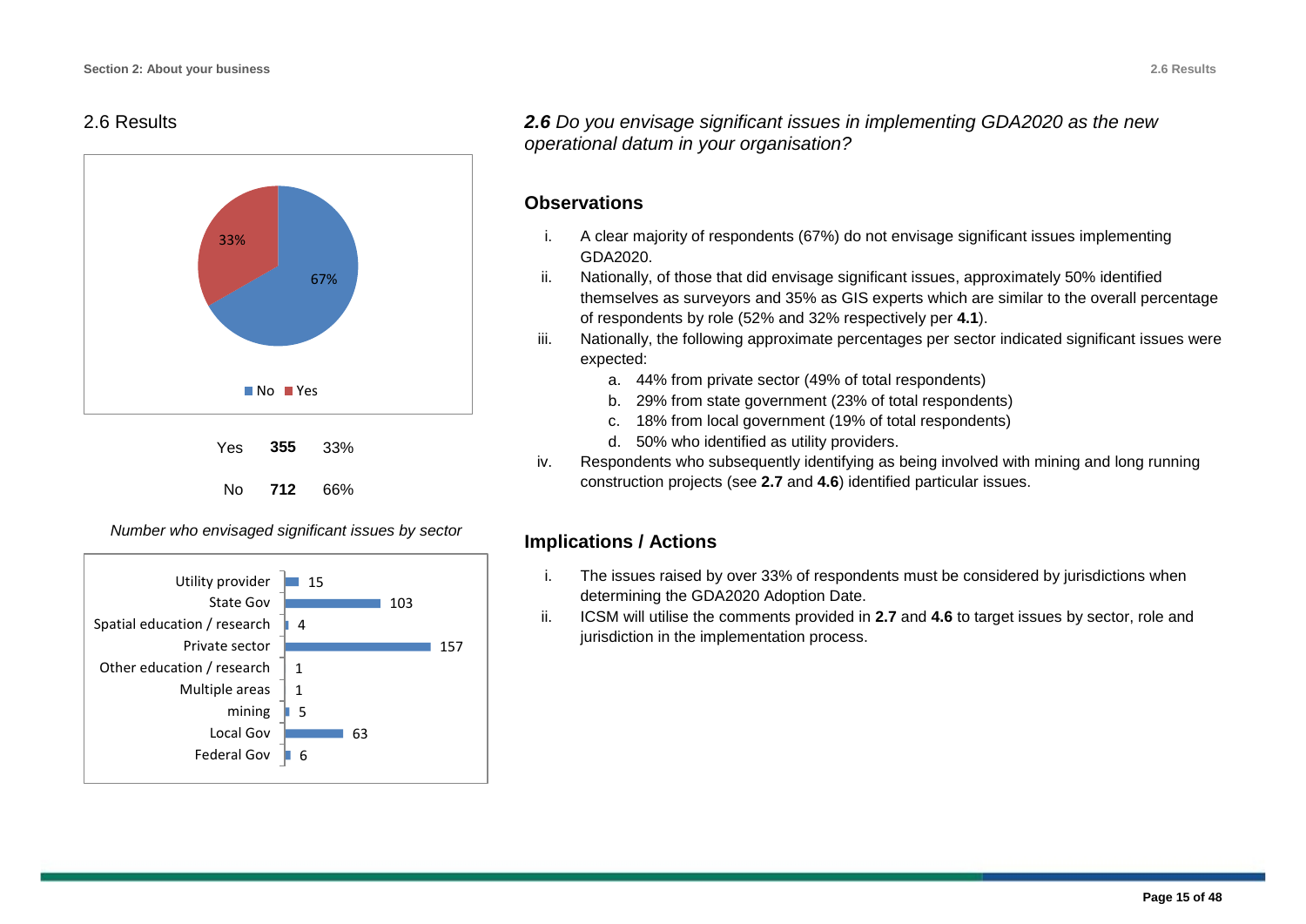## 2.6 Results

*2.6 Do you envisage significant issues in implementing GDA2020 as the new operational datum in your organisation?*

| | | |
|---|---|---|
| Yes | **355** | 33% |
| No | **712** | 66% |

*Number who envisaged significant issues by sector*

| Sector | Number |
|---|---|
| Utility provider | 15 |
| State Gov | 103 |
| Spatial education / research | 4 |
| Private sector | 157 |
| Other education / research | 1 |
| Multiple areas | 1 |
| mining | 5 |
| Local Gov | 63 |
| Federal Gov | 6 |

### Observations

i. A clear majority of respondents (67%) do not envisage significant issues implementing GDA2020.

ii. Nationally, of those that did envisage significant issues, approximately 50% identified themselves as surveyors and 35% as GIS experts which are similar to the overall percentage of respondents by role (52% and 32% respectively per **4.1**).

iii. Nationally, the following approximate percentages per sector indicated significant issues were expected:

   a. 44% from private sector (49% of total respondents)
   b. 29% from state government (23% of total respondents)
   c. 18% from local government (19% of total respondents)
   d. 50% who identified as utility providers.

iv. Respondents who subsequently identifying as being involved with mining and long running construction projects (see **2.7** and **4.6**) identified particular issues.

### Implications / Actions

i. The issues raised by over 33% of respondents must be considered by jurisdictions when determining the GDA2020 Adoption Date.

ii. ICSM will utilise the comments provided in **2.7** and **4.6** to target issues by sector, role and jurisdiction in the implementation process.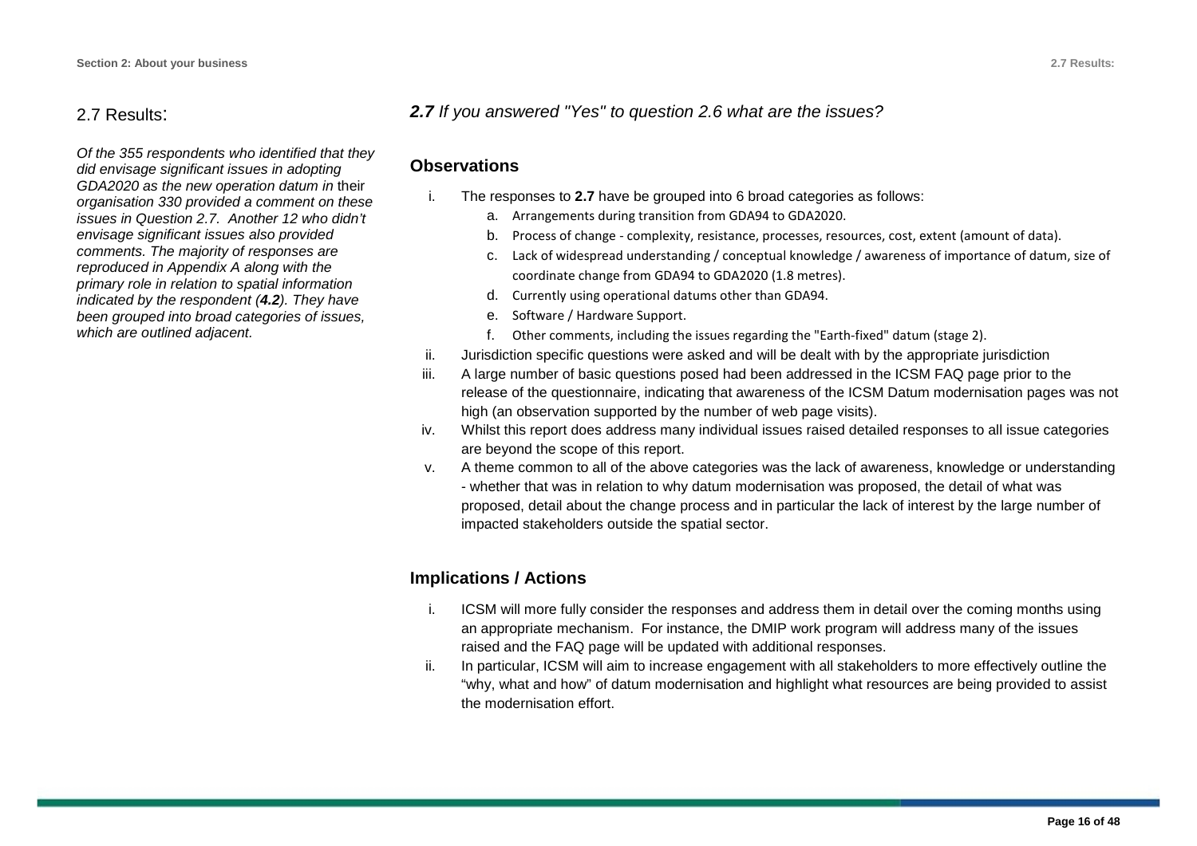## 2.7 Results:

*Of the 355 respondents who identified that they did envisage significant issues in adopting GDA2020 as the new operation datum in* their *organisation 330 provided a comment on these issues in Question 2.7. Another 12 who didn't envisage significant issues also provided comments. The majority of responses are reproduced in Appendix A along with the primary role in relation to spatial information indicated by the respondent (**4.2**). They have been grouped into broad categories of issues, which are outlined adjacent.*

***2.7** If you answered "Yes" to question 2.6 what are the issues?*

### Observations

i. The responses to **2.7** have be grouped into 6 broad categories as follows:
   a. Arrangements during transition from GDA94 to GDA2020.
   b. Process of change - complexity, resistance, processes, resources, cost, extent (amount of data).
   c. Lack of widespread understanding / conceptual knowledge / awareness of importance of datum, size of coordinate change from GDA94 to GDA2020 (1.8 metres).
   d. Currently using operational datums other than GDA94.
   e. Software / Hardware Support.
   f. Other comments, including the issues regarding the "Earth-fixed" datum (stage 2).

ii. Jurisdiction specific questions were asked and will be dealt with by the appropriate jurisdiction

iii. A large number of basic questions posed had been addressed in the ICSM FAQ page prior to the release of the questionnaire, indicating that awareness of the ICSM Datum modernisation pages was not high (an observation supported by the number of web page visits).

iv. Whilst this report does address many individual issues raised detailed responses to all issue categories are beyond the scope of this report.

v. A theme common to all of the above categories was the lack of awareness, knowledge or understanding - whether that was in relation to why datum modernisation was proposed, the detail of what was proposed, detail about the change process and in particular the lack of interest by the large number of impacted stakeholders outside the spatial sector.

### Implications / Actions

i. ICSM will more fully consider the responses and address them in detail over the coming months using an appropriate mechanism. For instance, the DMIP work program will address many of the issues raised and the FAQ page will be updated with additional responses.

ii. In particular, ICSM will aim to increase engagement with all stakeholders to more effectively outline the "why, what and how" of datum modernisation and highlight what resources are being provided to assist the modernisation effort.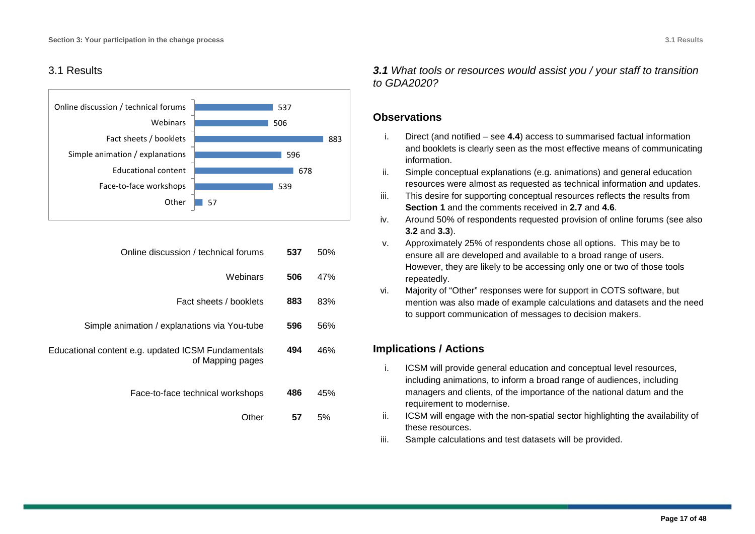## 3.1 Results

| | |
|---|---|
| Online discussion / technical forums | 537 |
| Webinars | 506 |
| Fact sheets / booklets | 883 |
| Simple animation / explanations | 596 |
| Educational content | 678 |
| Face-to-face workshops | 539 |
| Other | 57 |

| | | |
|---|---|---|
| Online discussion / technical forums | **537** | 50% |
| Webinars | **506** | 47% |
| Fact sheets / booklets | **883** | 83% |
| Simple animation / explanations via You-tube | **596** | 56% |
| Educational content e.g. updated ICSM Fundamentals of Mapping pages | **494** | 46% |
| Face-to-face technical workshops | **486** | 45% |
| Other | **57** | 5% |

### ***3.1*** *What tools or resources would assist you / your staff to transition to GDA2020?*

### Observations

i. Direct (and notified – see **4.4**) access to summarised factual information and booklets is clearly seen as the most effective means of communicating information.

ii. Simple conceptual explanations (e.g. animations) and general education resources were almost as requested as technical information and updates.

iii. This desire for supporting conceptual resources reflects the results from **Section 1** and the comments received in **2.7** and **4.6**.

iv. Around 50% of respondents requested provision of online forums (see also **3.2** and **3.3**).

v. Approximately 25% of respondents chose all options. This may be to ensure all are developed and available to a broad range of users. However, they are likely to be accessing only one or two of those tools repeatedly.

vi. Majority of "Other" responses were for support in COTS software, but mention was also made of example calculations and datasets and the need to support communication of messages to decision makers.

### Implications / Actions

i. ICSM will provide general education and conceptual level resources, including animations, to inform a broad range of audiences, including managers and clients, of the importance of the national datum and the requirement to modernise.

ii. ICSM will engage with the non-spatial sector highlighting the availability of these resources.

iii. Sample calculations and test datasets will be provided.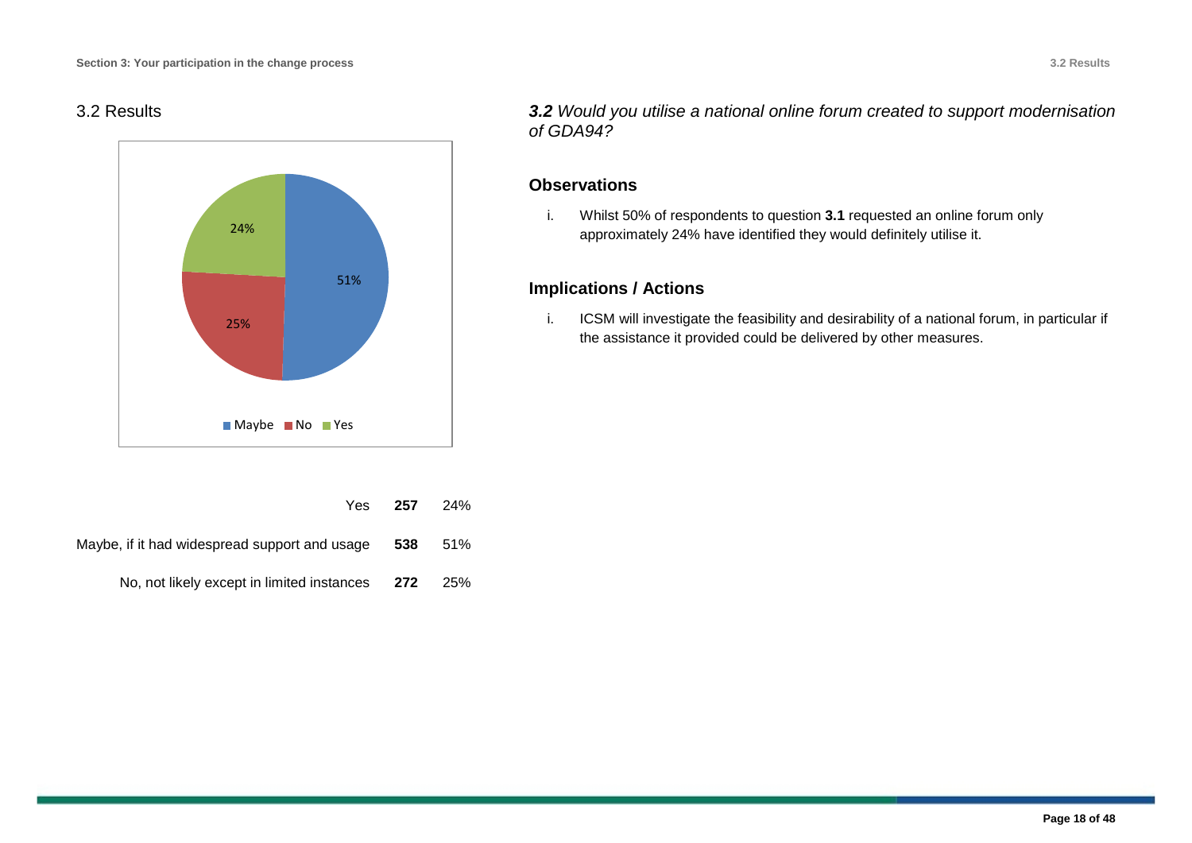## 3.2 Results

| | | |
|---|---|---|
| Yes | **257** | 24% |
| Maybe, if it had widespread support and usage | **538** | 51% |
| No, not likely except in limited instances | **272** | 25% |

### ***3.2*** *Would you utilise a national online forum created to support modernisation of GDA94?*

### Observations

i. Whilst 50% of respondents to question **3.1** requested an online forum only approximately 24% have identified they would definitely utilise it.

### Implications / Actions

i. ICSM will investigate the feasibility and desirability of a national forum, in particular if the assistance it provided could be delivered by other measures.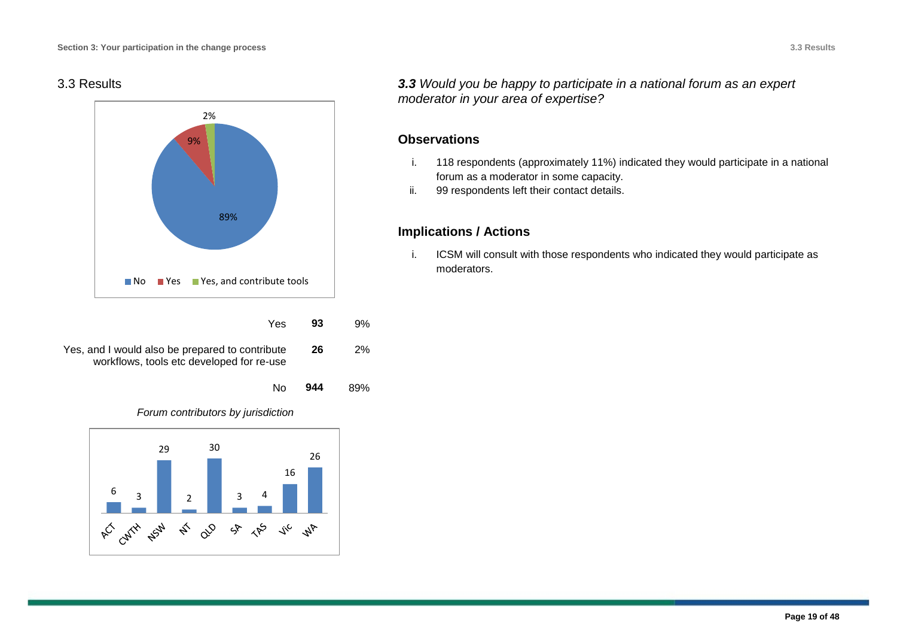## 3.3 Results

| | | |
|---|---|---|
| Yes | **93** | 9% |
| Yes, and I would also be prepared to contribute workflows, tools etc developed for re-use | **26** | 2% |
| No | **944** | 89% |

*Forum contributors by jurisdiction*

| ACT | CWTH | NSW | NT | QLD | SA | TAS | Vic | WA |
|---|---|---|---|---|---|---|---|---|
| 6 | 3 | 29 | 2 | 30 | 3 | 4 | 16 | 26 |

### ***3.3** Would you be happy to participate in a national forum as an expert moderator in your area of expertise?*

### Observations

i. 118 respondents (approximately 11%) indicated they would participate in a national forum as a moderator in some capacity.
ii. 99 respondents left their contact details.

### Implications / Actions

i. ICSM will consult with those respondents who indicated they would participate as moderators.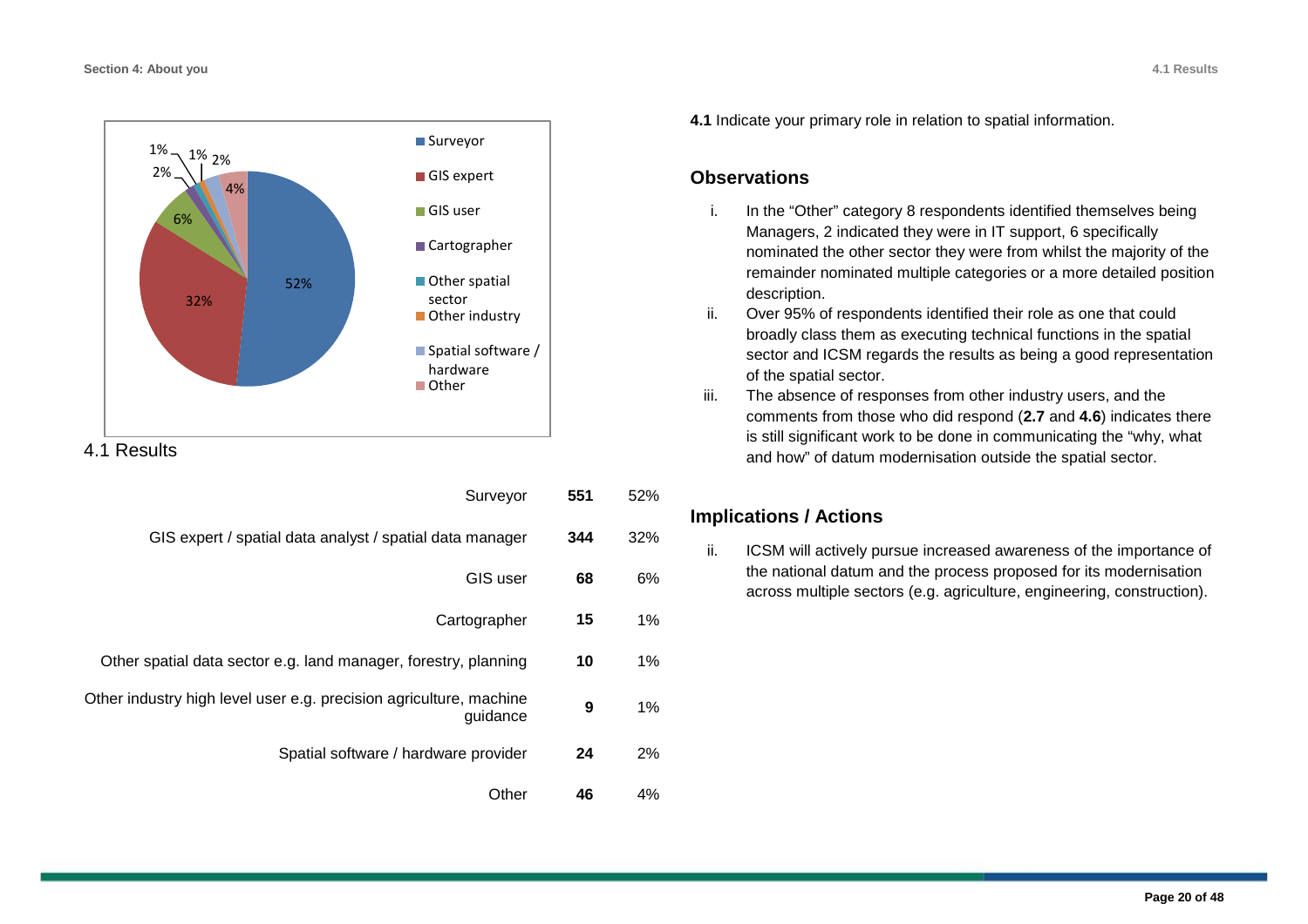**4.1** Indicate your primary role in relation to spatial information.

4.1 Results

| Role | Count | % |
|---|---|---|
| Surveyor | **551** | 52% |
| GIS expert / spatial data analyst / spatial data manager | **344** | 32% |
| GIS user | **68** | 6% |
| Cartographer | **15** | 1% |
| Other spatial data sector e.g. land manager, forestry, planning | **10** | 1% |
| Other industry high level user e.g. precision agriculture, machine guidance | **9** | 1% |
| Spatial software / hardware provider | **24** | 2% |
| Other | **46** | 4% |

## Observations

i. In the "Other" category 8 respondents identified themselves being Managers, 2 indicated they were in IT support, 6 specifically nominated the other sector they were from whilst the majority of the remainder nominated multiple categories or a more detailed position description.

ii. Over 95% of respondents identified their role as one that could broadly class them as executing technical functions in the spatial sector and ICSM regards the results as being a good representation of the spatial sector.

iii. The absence of responses from other industry users, and the comments from those who did respond (**2.7** and **4.6**) indicates there is still significant work to be done in communicating the "why, what and how" of datum modernisation outside the spatial sector.

## Implications / Actions

ii. ICSM will actively pursue increased awareness of the importance of the national datum and the process proposed for its modernisation across multiple sectors (e.g. agriculture, engineering, construction).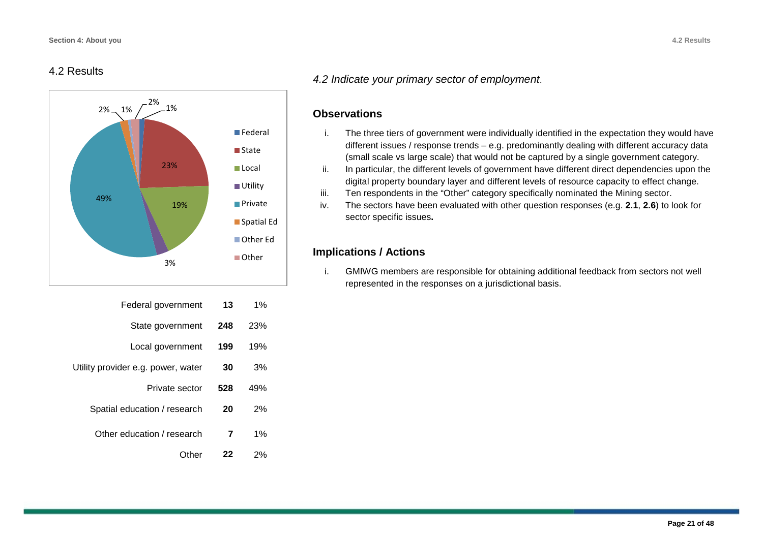## 4.2 Results

| | | |
|---|---|---|
| Federal government | **13** | 1% |
| State government | **248** | 23% |
| Local government | **199** | 19% |
| Utility provider e.g. power, water | **30** | 3% |
| Private sector | **528** | 49% |
| Spatial education / research | **20** | 2% |
| Other education / research | **7** | 1% |
| Other | **22** | 2% |

*4.2 Indicate your primary sector of employment.*

### Observations

i. The three tiers of government were individually identified in the expectation they would have different issues / response trends – e.g. predominantly dealing with different accuracy data (small scale vs large scale) that would not be captured by a single government category.

ii. In particular, the different levels of government have different direct dependencies upon the digital property boundary layer and different levels of resource capacity to effect change.

iii. Ten respondents in the "Other" category specifically nominated the Mining sector.

iv. The sectors have been evaluated with other question responses (e.g. **2.1**, **2.6**) to look for sector specific issues**.**

### Implications / Actions

i. GMIWG members are responsible for obtaining additional feedback from sectors not well represented in the responses on a jurisdictional basis.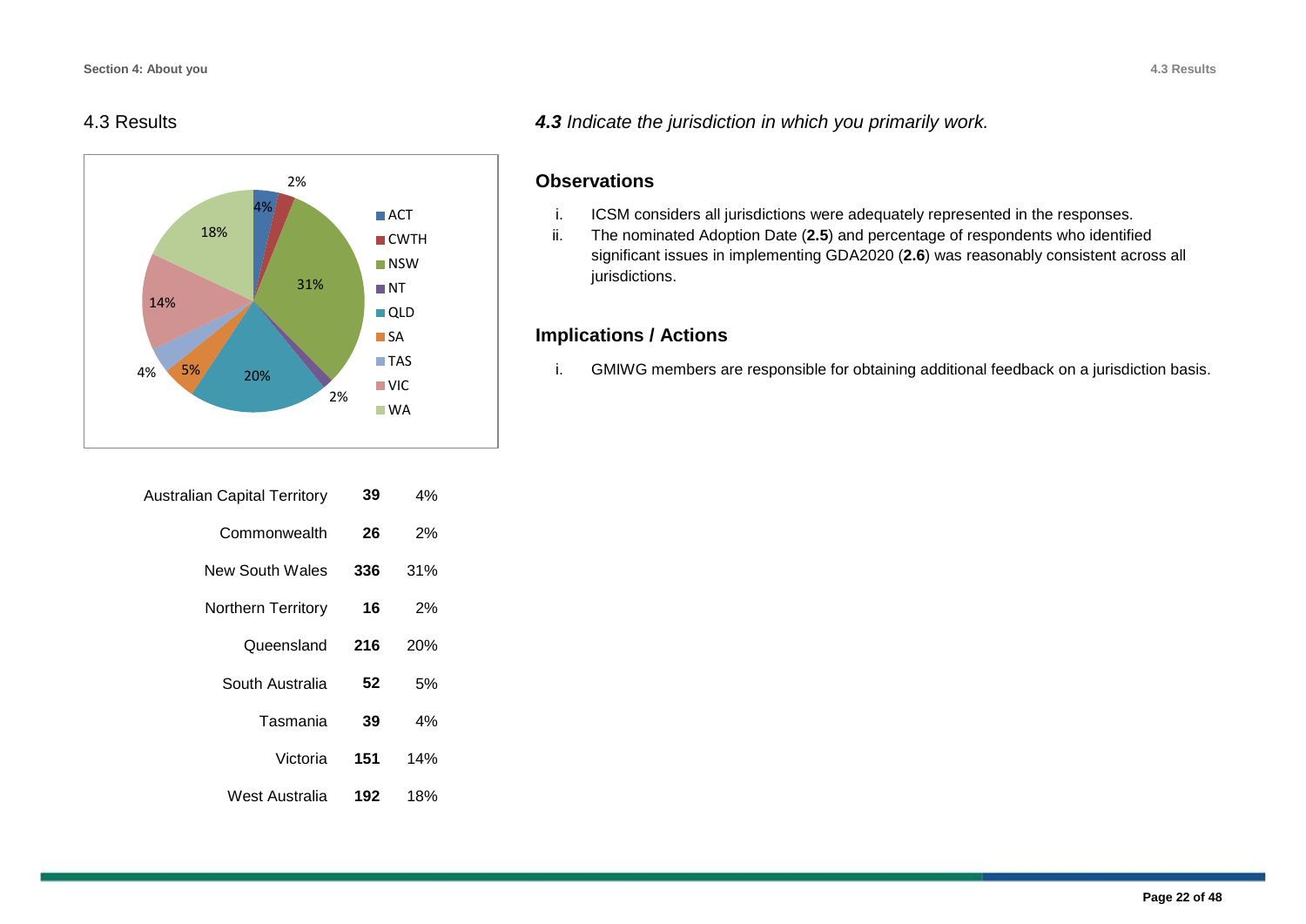## 4.3 Results

| Jurisdiction | Count | Percentage |
|---|---|---|
| Australian Capital Territory | **39** | 4% |
| Commonwealth | **26** | 2% |
| New South Wales | **336** | 31% |
| Northern Territory | **16** | 2% |
| Queensland | **216** | 20% |
| South Australia | **52** | 5% |
| Tasmania | **39** | 4% |
| Victoria | **151** | 14% |
| West Australia | **192** | 18% |

### ***4.3** Indicate the jurisdiction in which you primarily work.*

### Observations

i. ICSM considers all jurisdictions were adequately represented in the responses.

ii. The nominated Adoption Date (**2.5**) and percentage of respondents who identified significant issues in implementing GDA2020 (**2.6**) was reasonably consistent across all jurisdictions.

### Implications / Actions

i. GMIWG members are responsible for obtaining additional feedback on a jurisdiction basis.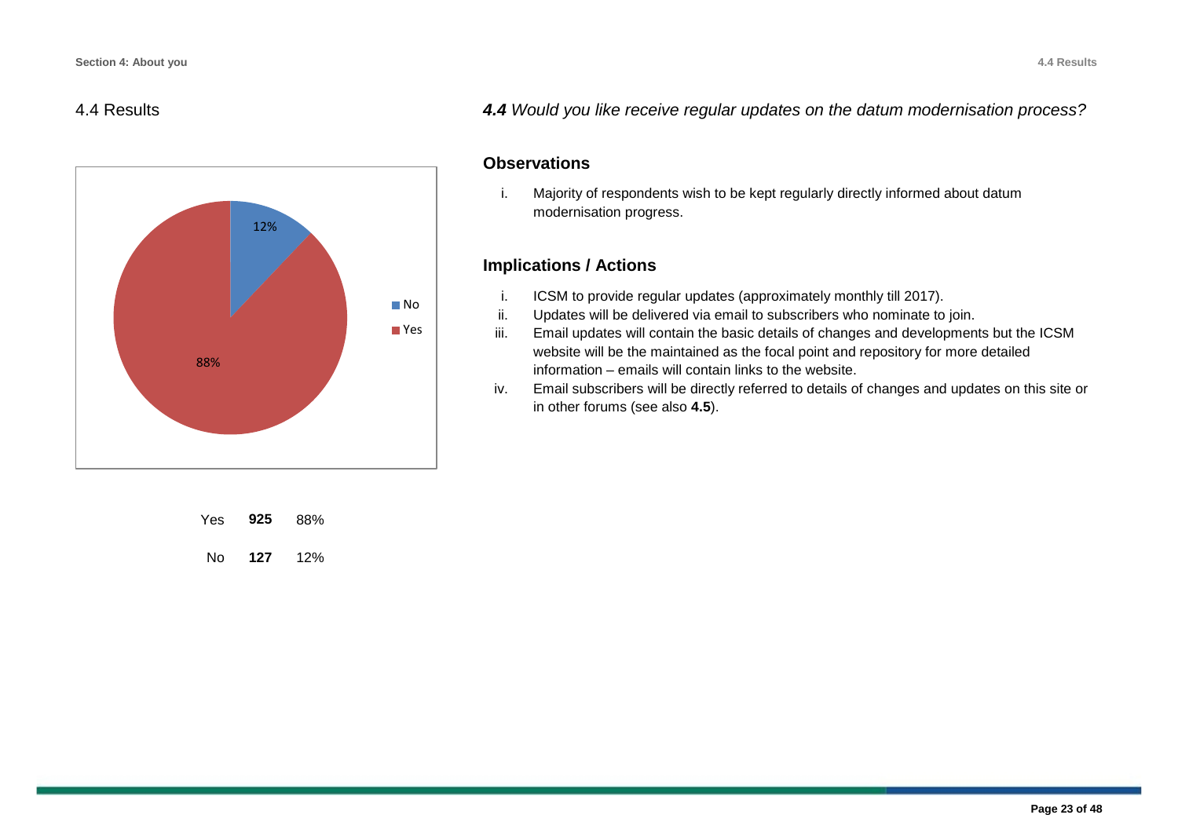## 4.4 Results

### *4.4 Would you like receive regular updates on the datum modernisation process?*

| | | |
|---|---|---|
| Yes | **925** | 88% |
| No | **127** | 12% |

### Observations

i. Majority of respondents wish to be kept regularly directly informed about datum modernisation progress.

### Implications / Actions

i. ICSM to provide regular updates (approximately monthly till 2017).

ii. Updates will be delivered via email to subscribers who nominate to join.

iii. Email updates will contain the basic details of changes and developments but the ICSM website will be the maintained as the focal point and repository for more detailed information – emails will contain links to the website.

iv. Email subscribers will be directly referred to details of changes and updates on this site or in other forums (see also **4.5**).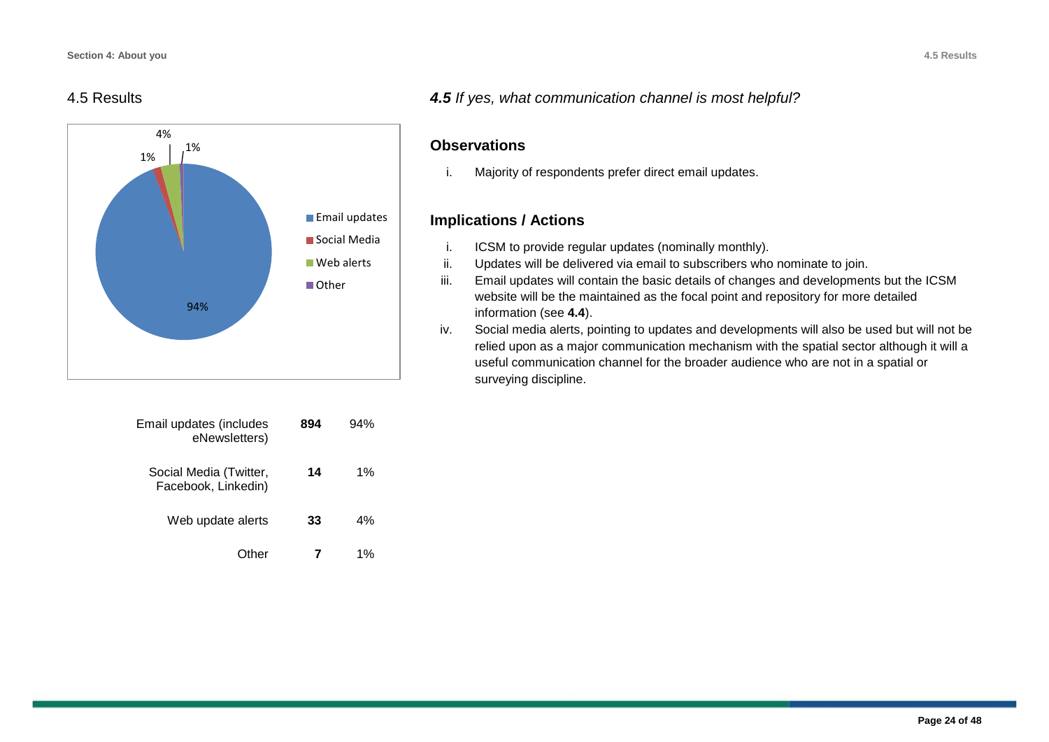## 4.5 Results

| | | |
|---|---|---|
| Email updates (includes eNewsletters) | **894** | 94% |
| Social Media (Twitter, Facebook, Linkedin) | **14** | 1% |
| Web update alerts | **33** | 4% |
| Other | **7** | 1% |

### ***4.5*** *If yes, what communication channel is most helpful?*

### Observations

i. Majority of respondents prefer direct email updates.

### Implications / Actions

i. ICSM to provide regular updates (nominally monthly).
ii. Updates will be delivered via email to subscribers who nominate to join.
iii. Email updates will contain the basic details of changes and developments but the ICSM website will be the maintained as the focal point and repository for more detailed information (see **4.4**).
iv. Social media alerts, pointing to updates and developments will also be used but will not be relied upon as a major communication mechanism with the spatial sector although it will a useful communication channel for the broader audience who are not in a spatial or surveying discipline.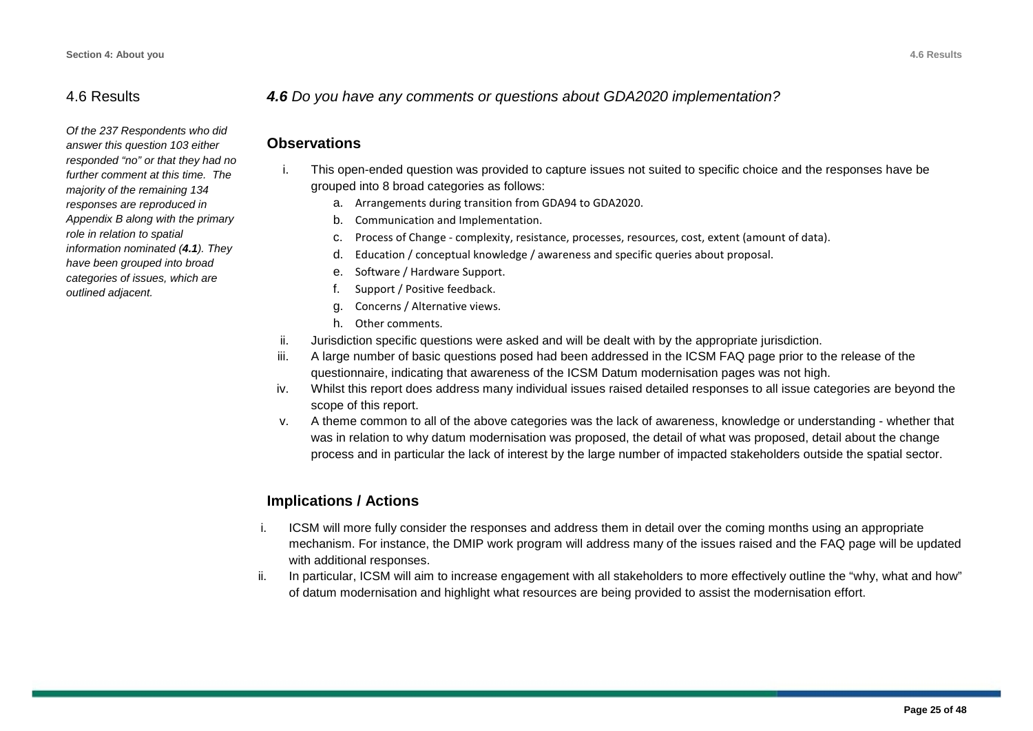## 4.6 Results

*Of the 237 Respondents who did answer this question 103 either responded "no" or that they had no further comment at this time. The majority of the remaining 134 responses are reproduced in Appendix B along with the primary role in relation to spatial information nominated (**4.1**). They have been grouped into broad categories of issues, which are outlined adjacent.*

### ***4.6*** *Do you have any comments or questions about GDA2020 implementation?*

#### Observations

i. This open-ended question was provided to capture issues not suited to specific choice and the responses have be grouped into 8 broad categories as follows:
   a. Arrangements during transition from GDA94 to GDA2020.
   b. Communication and Implementation.
   c. Process of Change - complexity, resistance, processes, resources, cost, extent (amount of data).
   d. Education / conceptual knowledge / awareness and specific queries about proposal.
   e. Software / Hardware Support.
   f. Support / Positive feedback.
   g. Concerns / Alternative views.
   h. Other comments.

ii. Jurisdiction specific questions were asked and will be dealt with by the appropriate jurisdiction.

iii. A large number of basic questions posed had been addressed in the ICSM FAQ page prior to the release of the questionnaire, indicating that awareness of the ICSM Datum modernisation pages was not high.

iv. Whilst this report does address many individual issues raised detailed responses to all issue categories are beyond the scope of this report.

v. A theme common to all of the above categories was the lack of awareness, knowledge or understanding - whether that was in relation to why datum modernisation was proposed, the detail of what was proposed, detail about the change process and in particular the lack of interest by the large number of impacted stakeholders outside the spatial sector.

#### Implications / Actions

i. ICSM will more fully consider the responses and address them in detail over the coming months using an appropriate mechanism. For instance, the DMIP work program will address many of the issues raised and the FAQ page will be updated with additional responses.

ii. In particular, ICSM will aim to increase engagement with all stakeholders to more effectively outline the "why, what and how" of datum modernisation and highlight what resources are being provided to assist the modernisation effort.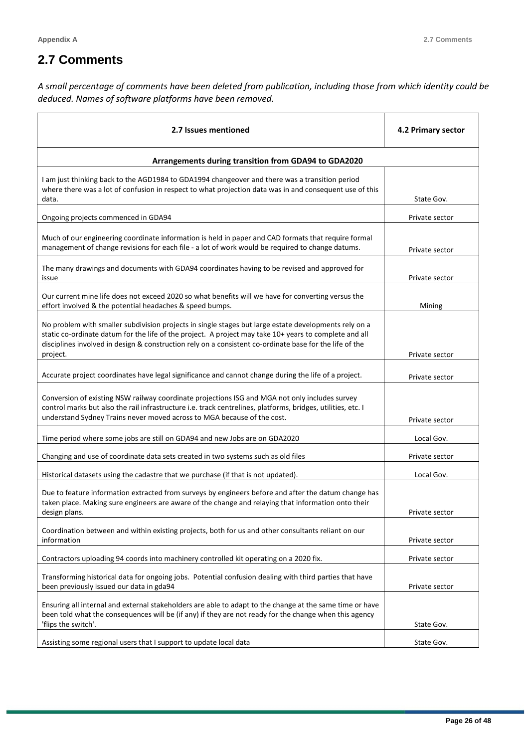## 2.7 Comments

*A small percentage of comments have been deleted from publication, including those from which identity could be deduced. Names of software platforms have been removed.*

| 2.7 Issues mentioned | 4.2 Primary sector |
|---|---|
| **Arrangements during transition from GDA94 to GDA2020** | |
| I am just thinking back to the AGD1984 to GDA1994 changeover and there was a transition period where there was a lot of confusion in respect to what projection data was in and consequent use of this data. | State Gov. |
| Ongoing projects commenced in GDA94 | Private sector |
| Much of our engineering coordinate information is held in paper and CAD formats that require formal management of change revisions for each file - a lot of work would be required to change datums. | Private sector |
| The many drawings and documents with GDA94 coordinates having to be revised and approved for issue | Private sector |
| Our current mine life does not exceed 2020 so what benefits will we have for converting versus the effort involved & the potential headaches & speed bumps. | Mining |
| No problem with smaller subdivision projects in single stages but large estate developments rely on a static co-ordinate datum for the life of the project. A project may take 10+ years to complete and all disciplines involved in design & construction rely on a consistent co-ordinate base for the life of the project. | Private sector |
| Accurate project coordinates have legal significance and cannot change during the life of a project. | Private sector |
| Conversion of existing NSW railway coordinate projections ISG and MGA not only includes survey control marks but also the rail infrastructure i.e. track centrelines, platforms, bridges, utilities, etc. I understand Sydney Trains never moved across to MGA because of the cost. | Private sector |
| Time period where some jobs are still on GDA94 and new Jobs are on GDA2020 | Local Gov. |
| Changing and use of coordinate data sets created in two systems such as old files | Private sector |
| Historical datasets using the cadastre that we purchase (if that is not updated). | Local Gov. |
| Due to feature information extracted from surveys by engineers before and after the datum change has taken place. Making sure engineers are aware of the change and relaying that information onto their design plans. | Private sector |
| Coordination between and within existing projects, both for us and other consultants reliant on our information | Private sector |
| Contractors uploading 94 coords into machinery controlled kit operating on a 2020 fix. | Private sector |
| Transforming historical data for ongoing jobs. Potential confusion dealing with third parties that have been previously issued our data in gda94 | Private sector |
| Ensuring all internal and external stakeholders are able to adapt to the change at the same time or have been told what the consequences will be (if any) if they are not ready for the change when this agency 'flips the switch'. | State Gov. |
| Assisting some regional users that I support to update local data | State Gov. |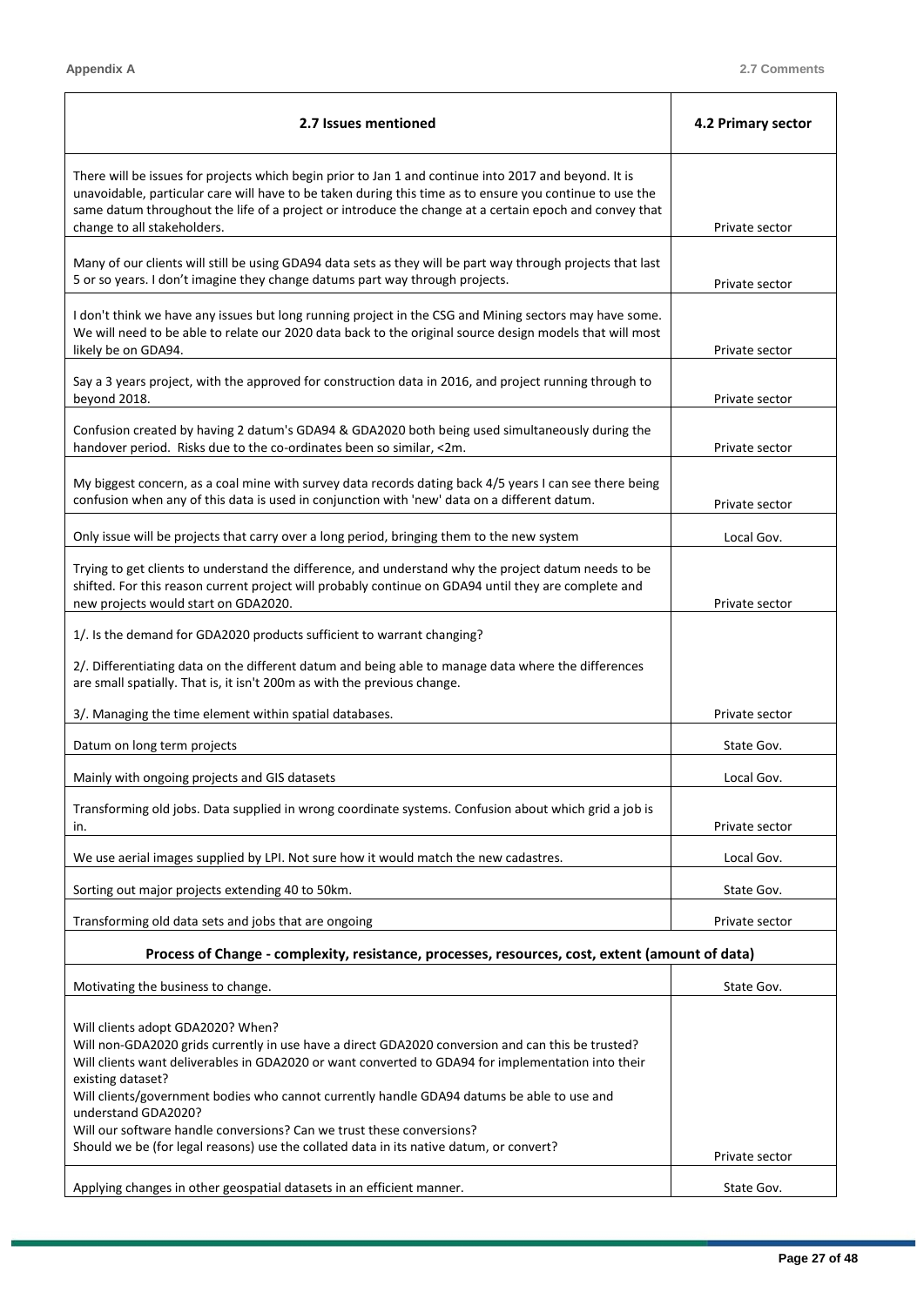| 2.7 Issues mentioned | 4.2 Primary sector |
|---|---|
| There will be issues for projects which begin prior to Jan 1 and continue into 2017 and beyond. It is unavoidable, particular care will have to be taken during this time as to ensure you continue to use the same datum throughout the life of a project or introduce the change at a certain epoch and convey that change to all stakeholders. | Private sector |
| Many of our clients will still be using GDA94 data sets as they will be part way through projects that last 5 or so years. I don't imagine they change datums part way through projects. | Private sector |
| I don't think we have any issues but long running project in the CSG and Mining sectors may have some. We will need to be able to relate our 2020 data back to the original source design models that will most likely be on GDA94. | Private sector |
| Say a 3 years project, with the approved for construction data in 2016, and project running through to beyond 2018. | Private sector |
| Confusion created by having 2 datum's GDA94 & GDA2020 both being used simultaneously during the handover period. Risks due to the co-ordinates been so similar, <2m. | Private sector |
| My biggest concern, as a coal mine with survey data records dating back 4/5 years I can see there being confusion when any of this data is used in conjunction with 'new' data on a different datum. | Private sector |
| Only issue will be projects that carry over a long period, bringing them to the new system | Local Gov. |
| Trying to get clients to understand the difference, and understand why the project datum needs to be shifted. For this reason current project will probably continue on GDA94 until they are complete and new projects would start on GDA2020. | Private sector |
| 1/. Is the demand for GDA2020 products sufficient to warrant changing?<br><br>2/. Differentiating data on the different datum and being able to manage data where the differences are small spatially. That is, it isn't 200m as with the previous change.<br><br>3/. Managing the time element within spatial databases. | Private sector |
| Datum on long term projects | State Gov. |
| Mainly with ongoing projects and GIS datasets | Local Gov. |
| Transforming old jobs. Data supplied in wrong coordinate systems. Confusion about which grid a job is in. | Private sector |
| We use aerial images supplied by LPI. Not sure how it would match the new cadastres. | Local Gov. |
| Sorting out major projects extending 40 to 50km. | State Gov. |
| Transforming old data sets and jobs that are ongoing | Private sector |
| **Process of Change - complexity, resistance, processes, resources, cost, extent (amount of data)** | |
| Motivating the business to change. | State Gov. |
| Will clients adopt GDA2020? When?<br>Will non-GDA2020 grids currently in use have a direct GDA2020 conversion and can this be trusted?<br>Will clients want deliverables in GDA2020 or want converted to GDA94 for implementation into their existing dataset?<br>Will clients/government bodies who cannot currently handle GDA94 datums be able to use and understand GDA2020?<br>Will our software handle conversions? Can we trust these conversions?<br>Should we be (for legal reasons) use the collated data in its native datum, or convert? | Private sector |
| Applying changes in other geospatial datasets in an efficient manner. | State Gov. |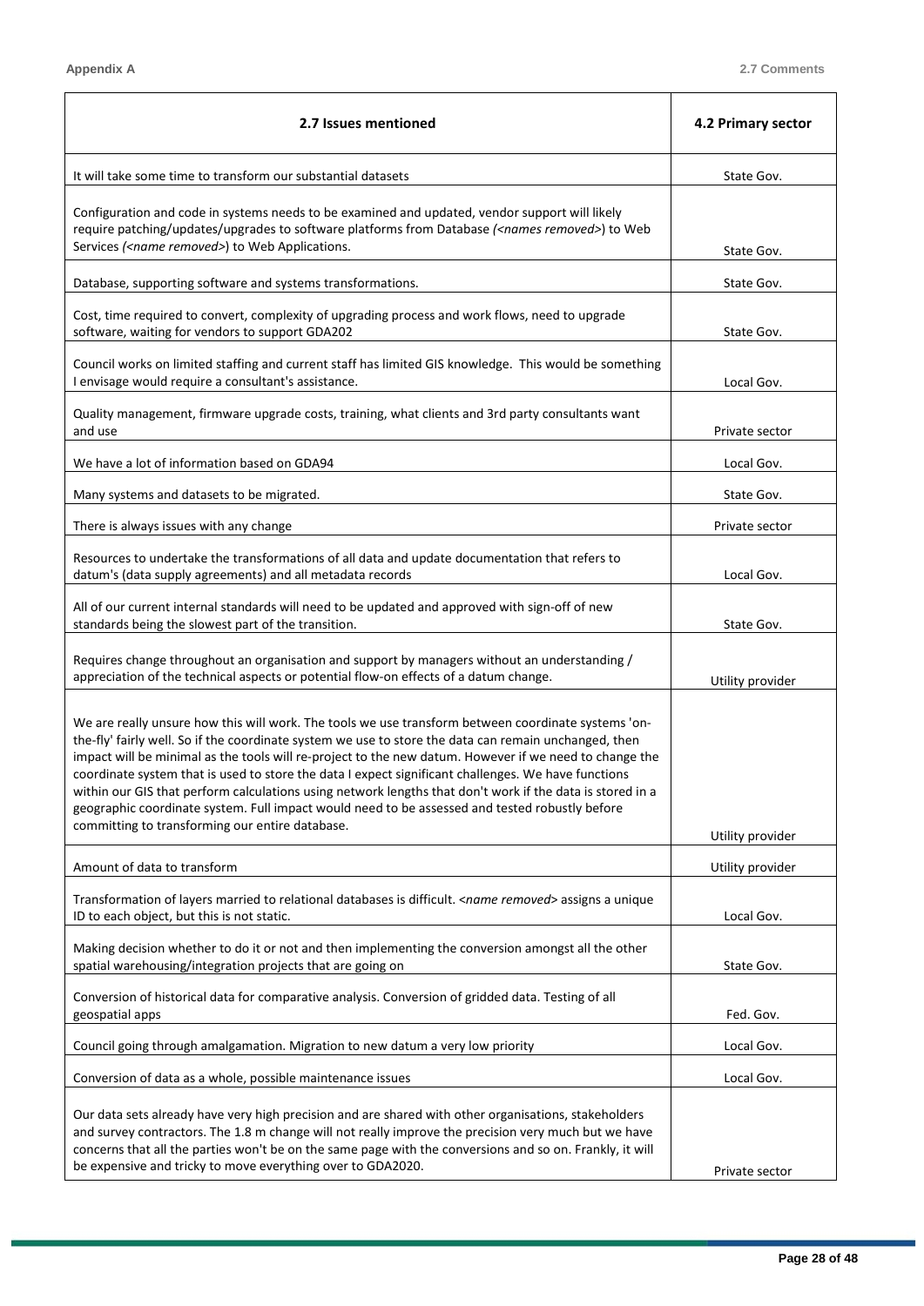| 2.7 Issues mentioned | 4.2 Primary sector |
|---|---|
| It will take some time to transform our substantial datasets | State Gov. |
| Configuration and code in systems needs to be examined and updated, vendor support will likely require patching/updates/upgrades to software platforms from Database *(<names removed>)* to Web Services *(<name removed>)* to Web Applications. | State Gov. |
| Database, supporting software and systems transformations. | State Gov. |
| Cost, time required to convert, complexity of upgrading process and work flows, need to upgrade software, waiting for vendors to support GDA202 | State Gov. |
| Council works on limited staffing and current staff has limited GIS knowledge. This would be something I envisage would require a consultant's assistance. | Local Gov. |
| Quality management, firmware upgrade costs, training, what clients and 3rd party consultants want and use | Private sector |
| We have a lot of information based on GDA94 | Local Gov. |
| Many systems and datasets to be migrated. | State Gov. |
| There is always issues with any change | Private sector |
| Resources to undertake the transformations of all data and update documentation that refers to datum's (data supply agreements) and all metadata records | Local Gov. |
| All of our current internal standards will need to be updated and approved with sign-off of new standards being the slowest part of the transition. | State Gov. |
| Requires change throughout an organisation and support by managers without an understanding / appreciation of the technical aspects or potential flow-on effects of a datum change. | Utility provider |
| We are really unsure how this will work. The tools we use transform between coordinate systems 'on-the-fly' fairly well. So if the coordinate system we use to store the data can remain unchanged, then impact will be minimal as the tools will re-project to the new datum. However if we need to change the coordinate system that is used to store the data I expect significant challenges. We have functions within our GIS that perform calculations using network lengths that don't work if the data is stored in a geographic coordinate system. Full impact would need to be assessed and tested robustly before committing to transforming our entire database. | Utility provider |
| Amount of data to transform | Utility provider |
| Transformation of layers married to relational databases is difficult. *<name removed>* assigns a unique ID to each object, but this is not static. | Local Gov. |
| Making decision whether to do it or not and then implementing the conversion amongst all the other spatial warehousing/integration projects that are going on | State Gov. |
| Conversion of historical data for comparative analysis. Conversion of gridded data. Testing of all geospatial apps | Fed. Gov. |
| Council going through amalgamation. Migration to new datum a very low priority | Local Gov. |
| Conversion of data as a whole, possible maintenance issues | Local Gov. |
| Our data sets already have very high precision and are shared with other organisations, stakeholders and survey contractors. The 1.8 m change will not really improve the precision very much but we have concerns that all the parties won't be on the same page with the conversions and so on. Frankly, it will be expensive and tricky to move everything over to GDA2020. | Private sector |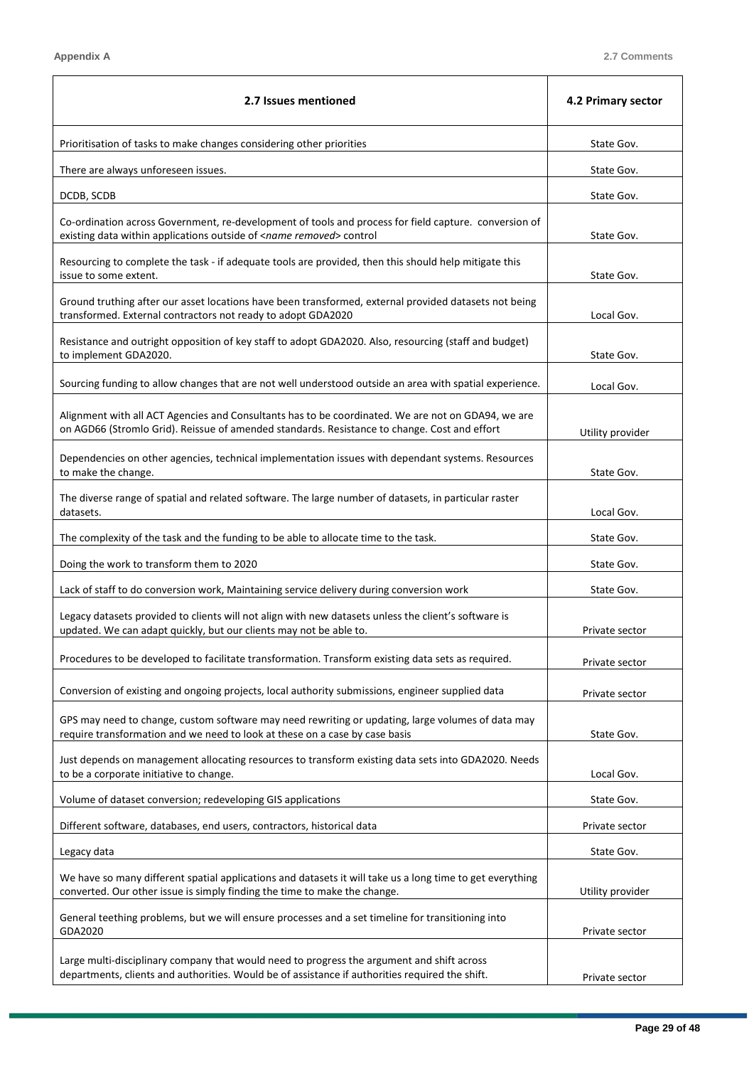| 2.7 Issues mentioned | 4.2 Primary sector |
|---|---|
| Prioritisation of tasks to make changes considering other priorities | State Gov. |
| There are always unforeseen issues. | State Gov. |
| DCDB, SCDB | State Gov. |
| Co-ordination across Government, re-development of tools and process for field capture. conversion of existing data within applications outside of <*name removed*> control | State Gov. |
| Resourcing to complete the task - if adequate tools are provided, then this should help mitigate this issue to some extent. | State Gov. |
| Ground truthing after our asset locations have been transformed, external provided datasets not being transformed. External contractors not ready to adopt GDA2020 | Local Gov. |
| Resistance and outright opposition of key staff to adopt GDA2020. Also, resourcing (staff and budget) to implement GDA2020. | State Gov. |
| Sourcing funding to allow changes that are not well understood outside an area with spatial experience. | Local Gov. |
| Alignment with all ACT Agencies and Consultants has to be coordinated. We are not on GDA94, we are on AGD66 (Stromlo Grid). Reissue of amended standards. Resistance to change. Cost and effort | Utility provider |
| Dependencies on other agencies, technical implementation issues with dependant systems. Resources to make the change. | State Gov. |
| The diverse range of spatial and related software. The large number of datasets, in particular raster datasets. | Local Gov. |
| The complexity of the task and the funding to be able to allocate time to the task. | State Gov. |
| Doing the work to transform them to 2020 | State Gov. |
| Lack of staff to do conversion work, Maintaining service delivery during conversion work | State Gov. |
| Legacy datasets provided to clients will not align with new datasets unless the client's software is updated. We can adapt quickly, but our clients may not be able to. | Private sector |
| Procedures to be developed to facilitate transformation. Transform existing data sets as required. | Private sector |
| Conversion of existing and ongoing projects, local authority submissions, engineer supplied data | Private sector |
| GPS may need to change, custom software may need rewriting or updating, large volumes of data may require transformation and we need to look at these on a case by case basis | State Gov. |
| Just depends on management allocating resources to transform existing data sets into GDA2020. Needs to be a corporate initiative to change. | Local Gov. |
| Volume of dataset conversion; redeveloping GIS applications | State Gov. |
| Different software, databases, end users, contractors, historical data | Private sector |
| Legacy data | State Gov. |
| We have so many different spatial applications and datasets it will take us a long time to get everything converted. Our other issue is simply finding the time to make the change. | Utility provider |
| General teething problems, but we will ensure processes and a set timeline for transitioning into GDA2020 | Private sector |
| Large multi-disciplinary company that would need to progress the argument and shift across departments, clients and authorities. Would be of assistance if authorities required the shift. | Private sector |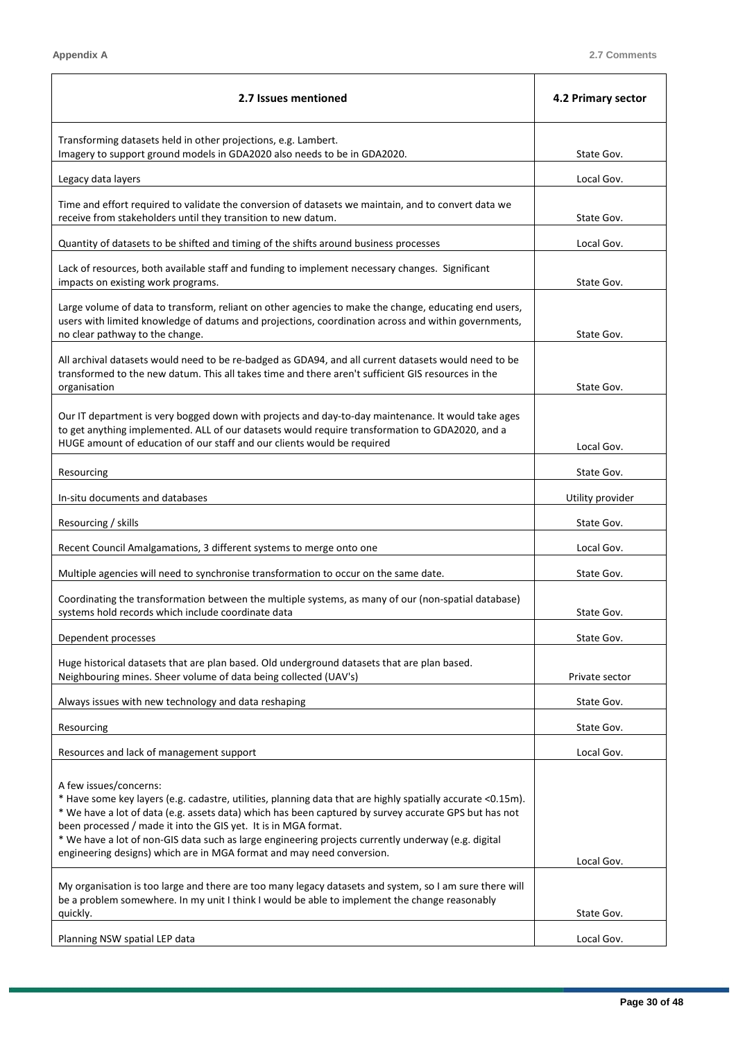| 2.7 Issues mentioned | 4.2 Primary sector |
|---|---|
| Transforming datasets held in other projections, e.g. Lambert. Imagery to support ground models in GDA2020 also needs to be in GDA2020. | State Gov. |
| Legacy data layers | Local Gov. |
| Time and effort required to validate the conversion of datasets we maintain, and to convert data we receive from stakeholders until they transition to new datum. | State Gov. |
| Quantity of datasets to be shifted and timing of the shifts around business processes | Local Gov. |
| Lack of resources, both available staff and funding to implement necessary changes. Significant impacts on existing work programs. | State Gov. |
| Large volume of data to transform, reliant on other agencies to make the change, educating end users, users with limited knowledge of datums and projections, coordination across and within governments, no clear pathway to the change. | State Gov. |
| All archival datasets would need to be re-badged as GDA94, and all current datasets would need to be transformed to the new datum. This all takes time and there aren't sufficient GIS resources in the organisation | State Gov. |
| Our IT department is very bogged down with projects and day-to-day maintenance. It would take ages to get anything implemented. ALL of our datasets would require transformation to GDA2020, and a HUGE amount of education of our staff and our clients would be required | Local Gov. |
| Resourcing | State Gov. |
| In-situ documents and databases | Utility provider |
| Resourcing / skills | State Gov. |
| Recent Council Amalgamations, 3 different systems to merge onto one | Local Gov. |
| Multiple agencies will need to synchronise transformation to occur on the same date. | State Gov. |
| Coordinating the transformation between the multiple systems, as many of our (non-spatial database) systems hold records which include coordinate data | State Gov. |
| Dependent processes | State Gov. |
| Huge historical datasets that are plan based. Old underground datasets that are plan based. Neighbouring mines. Sheer volume of data being collected (UAV's) | Private sector |
| Always issues with new technology and data reshaping | State Gov. |
| Resourcing | State Gov. |
| Resources and lack of management support | Local Gov. |
| A few issues/concerns:<br>* Have some key layers (e.g. cadastre, utilities, planning data that are highly spatially accurate <0.15m).<br>* We have a lot of data (e.g. assets data) which has been captured by survey accurate GPS but has not been processed / made it into the GIS yet. It is in MGA format.<br>* We have a lot of non-GIS data such as large engineering projects currently underway (e.g. digital engineering designs) which are in MGA format and may need conversion. | Local Gov. |
| My organisation is too large and there are too many legacy datasets and system, so I am sure there will be a problem somewhere. In my unit I think I would be able to implement the change reasonably quickly. | State Gov. |
| Planning NSW spatial LEP data | Local Gov. |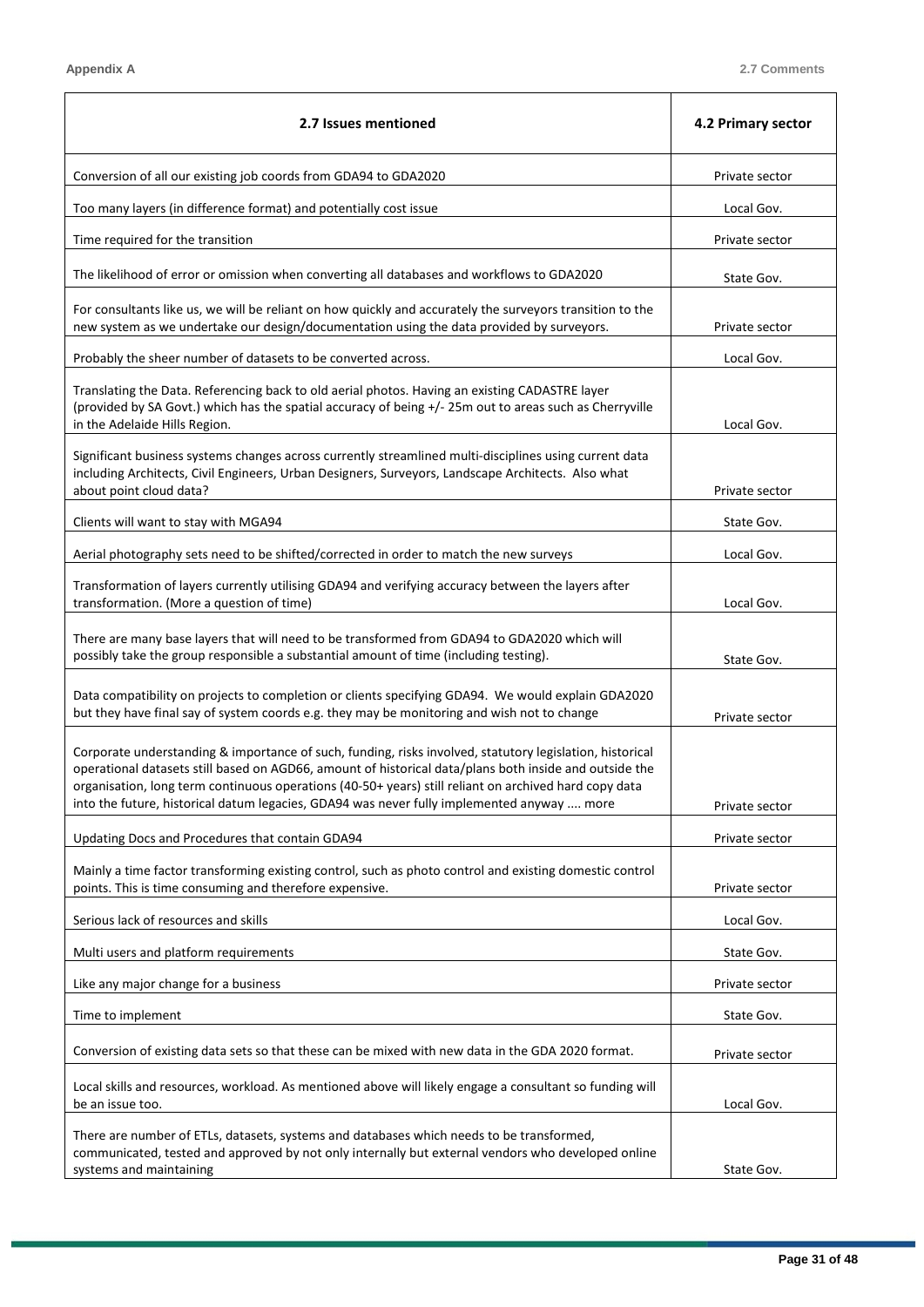| 2.7 Issues mentioned | 4.2 Primary sector |
|---|---|
| Conversion of all our existing job coords from GDA94 to GDA2020 | Private sector |
| Too many layers (in difference format) and potentially cost issue | Local Gov. |
| Time required for the transition | Private sector |
| The likelihood of error or omission when converting all databases and workflows to GDA2020 | State Gov. |
| For consultants like us, we will be reliant on how quickly and accurately the surveyors transition to the new system as we undertake our design/documentation using the data provided by surveyors. | Private sector |
| Probably the sheer number of datasets to be converted across. | Local Gov. |
| Translating the Data. Referencing back to old aerial photos. Having an existing CADASTRE layer (provided by SA Govt.) which has the spatial accuracy of being +/- 25m out to areas such as Cherryville in the Adelaide Hills Region. | Local Gov. |
| Significant business systems changes across currently streamlined multi-disciplines using current data including Architects, Civil Engineers, Urban Designers, Surveyors, Landscape Architects. Also what about point cloud data? | Private sector |
| Clients will want to stay with MGA94 | State Gov. |
| Aerial photography sets need to be shifted/corrected in order to match the new surveys | Local Gov. |
| Transformation of layers currently utilising GDA94 and verifying accuracy between the layers after transformation. (More a question of time) | Local Gov. |
| There are many base layers that will need to be transformed from GDA94 to GDA2020 which will possibly take the group responsible a substantial amount of time (including testing). | State Gov. |
| Data compatibility on projects to completion or clients specifying GDA94. We would explain GDA2020 but they have final say of system coords e.g. they may be monitoring and wish not to change | Private sector |
| Corporate understanding & importance of such, funding, risks involved, statutory legislation, historical operational datasets still based on AGD66, amount of historical data/plans both inside and outside the organisation, long term continuous operations (40-50+ years) still reliant on archived hard copy data into the future, historical datum legacies, GDA94 was never fully implemented anyway .... more | Private sector |
| Updating Docs and Procedures that contain GDA94 | Private sector |
| Mainly a time factor transforming existing control, such as photo control and existing domestic control points. This is time consuming and therefore expensive. | Private sector |
| Serious lack of resources and skills | Local Gov. |
| Multi users and platform requirements | State Gov. |
| Like any major change for a business | Private sector |
| Time to implement | State Gov. |
| Conversion of existing data sets so that these can be mixed with new data in the GDA 2020 format. | Private sector |
| Local skills and resources, workload. As mentioned above will likely engage a consultant so funding will be an issue too. | Local Gov. |
| There are number of ETLs, datasets, systems and databases which needs to be transformed, communicated, tested and approved by not only internally but external vendors who developed online systems and maintaining | State Gov. |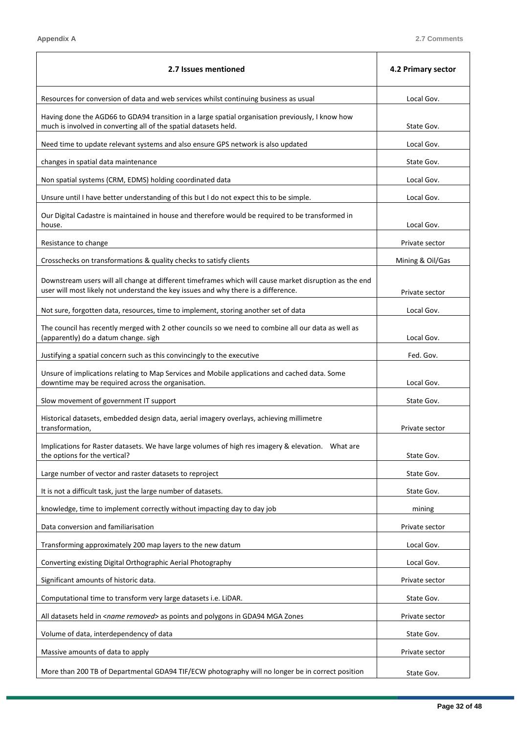| 2.7 Issues mentioned | 4.2 Primary sector |
|---|---|
| Resources for conversion of data and web services whilst continuing business as usual | Local Gov. |
| Having done the AGD66 to GDA94 transition in a large spatial organisation previously, I know how much is involved in converting all of the spatial datasets held. | State Gov. |
| Need time to update relevant systems and also ensure GPS network is also updated | Local Gov. |
| changes in spatial data maintenance | State Gov. |
| Non spatial systems (CRM, EDMS) holding coordinated data | Local Gov. |
| Unsure until I have better understanding of this but I do not expect this to be simple. | Local Gov. |
| Our Digital Cadastre is maintained in house and therefore would be required to be transformed in house. | Local Gov. |
| Resistance to change | Private sector |
| Crosschecks on transformations & quality checks to satisfy clients | Mining & Oil/Gas |
| Downstream users will all change at different timeframes which will cause market disruption as the end user will most likely not understand the key issues and why there is a difference. | Private sector |
| Not sure, forgotten data, resources, time to implement, storing another set of data | Local Gov. |
| The council has recently merged with 2 other councils so we need to combine all our data as well as (apparently) do a datum change. sigh | Local Gov. |
| Justifying a spatial concern such as this convincingly to the executive | Fed. Gov. |
| Unsure of implications relating to Map Services and Mobile applications and cached data. Some downtime may be required across the organisation. | Local Gov. |
| Slow movement of government IT support | State Gov. |
| Historical datasets, embedded design data, aerial imagery overlays, achieving millimetre transformation, | Private sector |
| Implications for Raster datasets. We have large volumes of high res imagery & elevation. What are the options for the vertical? | State Gov. |
| Large number of vector and raster datasets to reproject | State Gov. |
| It is not a difficult task, just the large number of datasets. | State Gov. |
| knowledge, time to implement correctly without impacting day to day job | mining |
| Data conversion and familiarisation | Private sector |
| Transforming approximately 200 map layers to the new datum | Local Gov. |
| Converting existing Digital Orthographic Aerial Photography | Local Gov. |
| Significant amounts of historic data. | Private sector |
| Computational time to transform very large datasets i.e. LiDAR. | State Gov. |
| All datasets held in <*name removed*> as points and polygons in GDA94 MGA Zones | Private sector |
| Volume of data, interdependency of data | State Gov. |
| Massive amounts of data to apply | Private sector |
| More than 200 TB of Departmental GDA94 TIF/ECW photography will no longer be in correct position | State Gov. |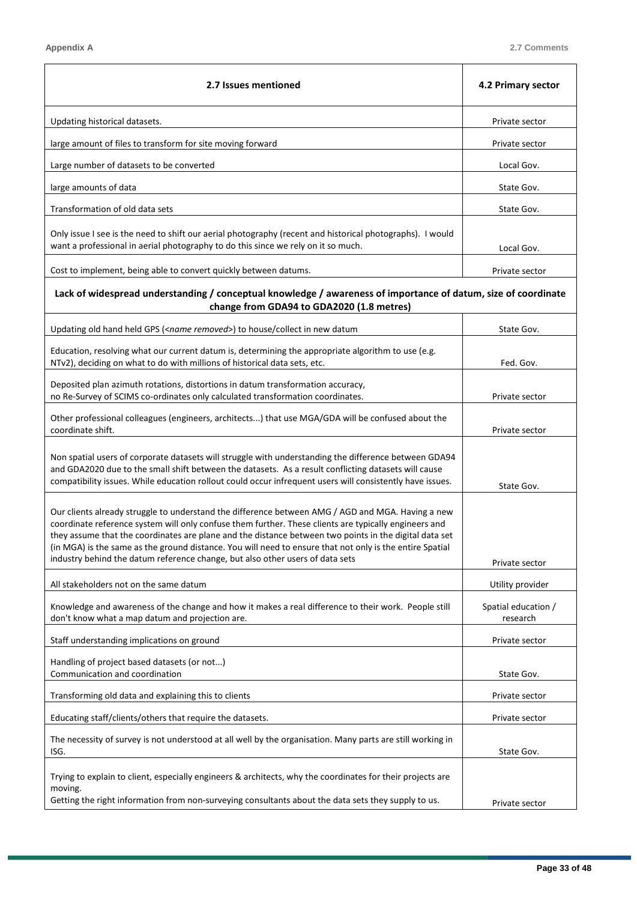| 2.7 Issues mentioned | 4.2 Primary sector |
|---|---|
| Updating historical datasets. | Private sector |
| large amount of files to transform for site moving forward | Private sector |
| Large number of datasets to be converted | Local Gov. |
| large amounts of data | State Gov. |
| Transformation of old data sets | State Gov. |
| Only issue I see is the need to shift our aerial photography (recent and historical photographs). I would want a professional in aerial photography to do this since we rely on it so much. | Local Gov. |
| Cost to implement, being able to convert quickly between datums. | Private sector |
| **Lack of widespread understanding / conceptual knowledge / awareness of importance of datum, size of coordinate change from GDA94 to GDA2020 (1.8 metres)** | |
| Updating old hand held GPS (<*name removed*>) to house/collect in new datum | State Gov. |
| Education, resolving what our current datum is, determining the appropriate algorithm to use (e.g. NTv2), deciding on what to do with millions of historical data sets, etc. | Fed. Gov. |
| Deposited plan azimuth rotations, distortions in datum transformation accuracy, no Re-Survey of SCIMS co-ordinates only calculated transformation coordinates. | Private sector |
| Other professional colleagues (engineers, architects...) that use MGA/GDA will be confused about the coordinate shift. | Private sector |
| Non spatial users of corporate datasets will struggle with understanding the difference between GDA94 and GDA2020 due to the small shift between the datasets. As a result conflicting datasets will cause compatibility issues. While education rollout could occur infrequent users will consistently have issues. | State Gov. |
| Our clients already struggle to understand the difference between AMG / AGD and MGA. Having a new coordinate reference system will only confuse them further. These clients are typically engineers and they assume that the coordinates are plane and the distance between two points in the digital data set (in MGA) is the same as the ground distance. You will need to ensure that not only is the entire Spatial industry behind the datum reference change, but also other users of data sets | Private sector |
| All stakeholders not on the same datum | Utility provider |
| Knowledge and awareness of the change and how it makes a real difference to their work. People still don't know what a map datum and projection are. | Spatial education / research |
| Staff understanding implications on ground | Private sector |
| Handling of project based datasets (or not...) Communication and coordination | State Gov. |
| Transforming old data and explaining this to clients | Private sector |
| Educating staff/clients/others that require the datasets. | Private sector |
| The necessity of survey is not understood at all well by the organisation. Many parts are still working in ISG. | State Gov. |
| Trying to explain to client, especially engineers & architects, why the coordinates for their projects are moving. Getting the right information from non-surveying consultants about the data sets they supply to us. | Private sector |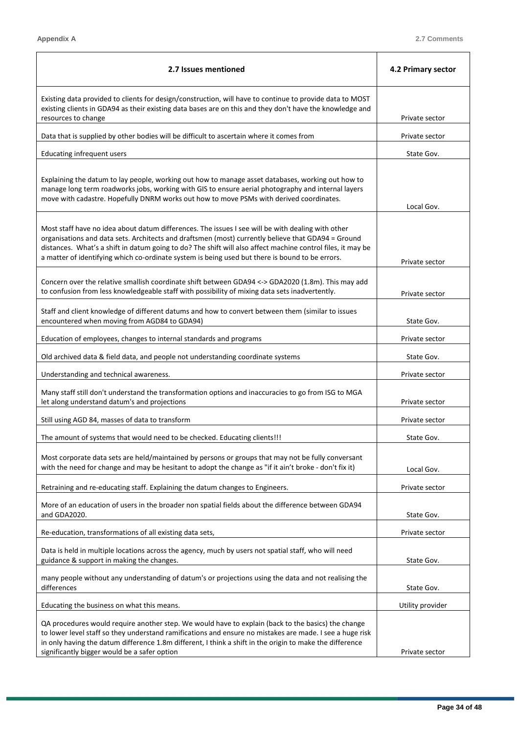| 2.7 Issues mentioned | 4.2 Primary sector |
|---|---|
| Existing data provided to clients for design/construction, will have to continue to provide data to MOST existing clients in GDA94 as their existing data bases are on this and they don't have the knowledge and resources to change | Private sector |
| Data that is supplied by other bodies will be difficult to ascertain where it comes from | Private sector |
| Educating infrequent users | State Gov. |
| Explaining the datum to lay people, working out how to manage asset databases, working out how to manage long term roadworks jobs, working with GIS to ensure aerial photography and internal layers move with cadastre. Hopefully DNRM works out how to move PSMs with derived coordinates. | Local Gov. |
| Most staff have no idea about datum differences. The issues I see will be with dealing with other organisations and data sets. Architects and draftsmen (most) currently believe that GDA94 = Ground distances. What's a shift in datum going to do? The shift will also affect machine control files, it may be a matter of identifying which co-ordinate system is being used but there is bound to be errors. | Private sector |
| Concern over the relative smallish coordinate shift between GDA94 <-> GDA2020 (1.8m). This may add to confusion from less knowledgeable staff with possibility of mixing data sets inadvertently. | Private sector |
| Staff and client knowledge of different datums and how to convert between them (similar to issues encountered when moving from AGD84 to GDA94) | State Gov. |
| Education of employees, changes to internal standards and programs | Private sector |
| Old archived data & field data, and people not understanding coordinate systems | State Gov. |
| Understanding and technical awareness. | Private sector |
| Many staff still don't understand the transformation options and inaccuracies to go from ISG to MGA let along understand datum's and projections | Private sector |
| Still using AGD 84, masses of data to transform | Private sector |
| The amount of systems that would need to be checked. Educating clients!!! | State Gov. |
| Most corporate data sets are held/maintained by persons or groups that may not be fully conversant with the need for change and may be hesitant to adopt the change as "if it ain't broke - don't fix it) | Local Gov. |
| Retraining and re-educating staff. Explaining the datum changes to Engineers. | Private sector |
| More of an education of users in the broader non spatial fields about the difference between GDA94 and GDA2020. | State Gov. |
| Re-education, transformations of all existing data sets, | Private sector |
| Data is held in multiple locations across the agency, much by users not spatial staff, who will need guidance & support in making the changes. | State Gov. |
| many people without any understanding of datum's or projections using the data and not realising the differences | State Gov. |
| Educating the business on what this means. | Utility provider |
| QA procedures would require another step. We would have to explain (back to the basics) the change to lower level staff so they understand ramifications and ensure no mistakes are made. I see a huge risk in only having the datum difference 1.8m different, I think a shift in the origin to make the difference significantly bigger would be a safer option | Private sector |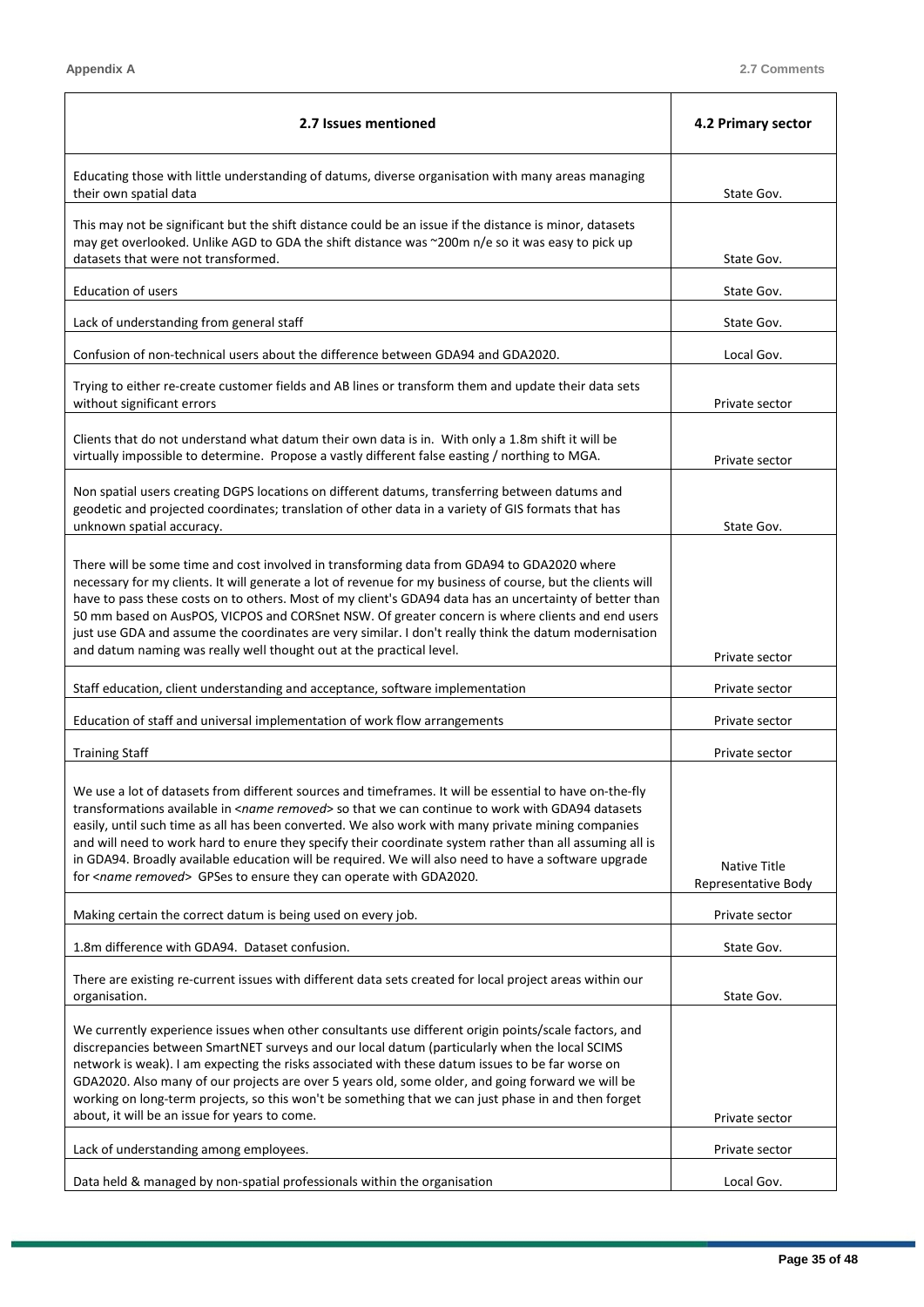| 2.7 Issues mentioned | 4.2 Primary sector |
|---|---|
| Educating those with little understanding of datums, diverse organisation with many areas managing their own spatial data | State Gov. |
| This may not be significant but the shift distance could be an issue if the distance is minor, datasets may get overlooked. Unlike AGD to GDA the shift distance was ~200m n/e so it was easy to pick up datasets that were not transformed. | State Gov. |
| Education of users | State Gov. |
| Lack of understanding from general staff | State Gov. |
| Confusion of non-technical users about the difference between GDA94 and GDA2020. | Local Gov. |
| Trying to either re-create customer fields and AB lines or transform them and update their data sets without significant errors | Private sector |
| Clients that do not understand what datum their own data is in. With only a 1.8m shift it will be virtually impossible to determine. Propose a vastly different false easting / northing to MGA. | Private sector |
| Non spatial users creating DGPS locations on different datums, transferring between datums and geodetic and projected coordinates; translation of other data in a variety of GIS formats that has unknown spatial accuracy. | State Gov. |
| There will be some time and cost involved in transforming data from GDA94 to GDA2020 where necessary for my clients. It will generate a lot of revenue for my business of course, but the clients will have to pass these costs on to others. Most of my client's GDA94 data has an uncertainty of better than 50 mm based on AusPOS, VICPOS and CORSnet NSW. Of greater concern is where clients and end users just use GDA and assume the coordinates are very similar. I don't really think the datum modernisation and datum naming was really well thought out at the practical level. | Private sector |
| Staff education, client understanding and acceptance, software implementation | Private sector |
| Education of staff and universal implementation of work flow arrangements | Private sector |
| Training Staff | Private sector |
| We use a lot of datasets from different sources and timeframes. It will be essential to have on-the-fly transformations available in *<name removed>* so that we can continue to work with GDA94 datasets easily, until such time as all has been converted. We also work with many private mining companies and will need to work hard to enure they specify their coordinate system rather than all assuming all is in GDA94. Broadly available education will be required. We will also need to have a software upgrade for *<name removed>* GPSes to ensure they can operate with GDA2020. | Native Title Representative Body |
| Making certain the correct datum is being used on every job. | Private sector |
| 1.8m difference with GDA94. Dataset confusion. | State Gov. |
| There are existing re-current issues with different data sets created for local project areas within our organisation. | State Gov. |
| We currently experience issues when other consultants use different origin points/scale factors, and discrepancies between SmartNET surveys and our local datum (particularly when the local SCIMS network is weak). I am expecting the risks associated with these datum issues to be far worse on GDA2020. Also many of our projects are over 5 years old, some older, and going forward we will be working on long-term projects, so this won't be something that we can just phase in and then forget about, it will be an issue for years to come. | Private sector |
| Lack of understanding among employees. | Private sector |
| Data held & managed by non-spatial professionals within the organisation | Local Gov. |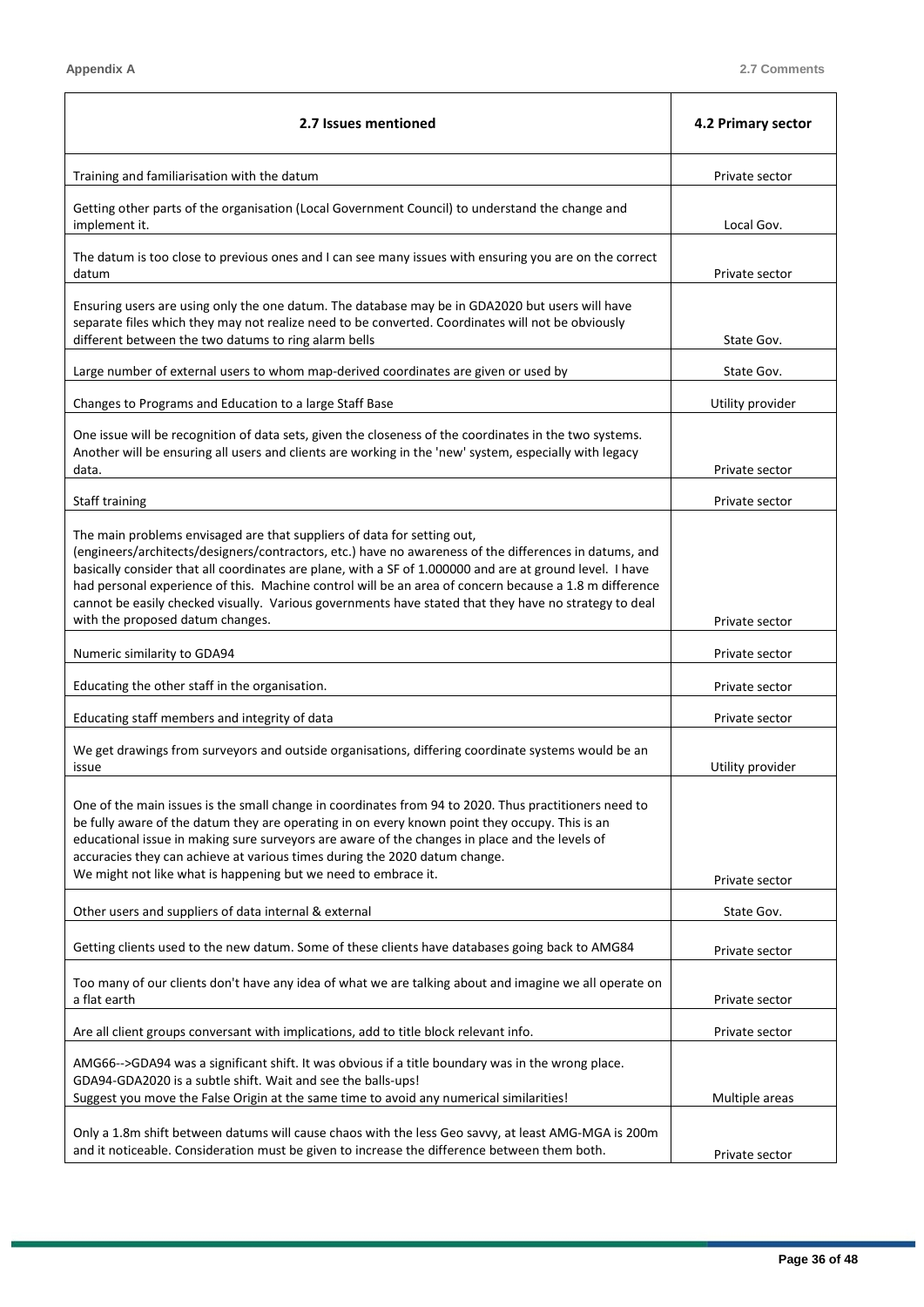| 2.7 Issues mentioned | 4.2 Primary sector |
|---|---|
| Training and familiarisation with the datum | Private sector |
| Getting other parts of the organisation (Local Government Council) to understand the change and implement it. | Local Gov. |
| The datum is too close to previous ones and I can see many issues with ensuring you are on the correct datum | Private sector |
| Ensuring users are using only the one datum. The database may be in GDA2020 but users will have separate files which they may not realize need to be converted. Coordinates will not be obviously different between the two datums to ring alarm bells | State Gov. |
| Large number of external users to whom map-derived coordinates are given or used by | State Gov. |
| Changes to Programs and Education to a large Staff Base | Utility provider |
| One issue will be recognition of data sets, given the closeness of the coordinates in the two systems. Another will be ensuring all users and clients are working in the 'new' system, especially with legacy data. | Private sector |
| Staff training | Private sector |
| The main problems envisaged are that suppliers of data for setting out, (engineers/architects/designers/contractors, etc.) have no awareness of the differences in datums, and basically consider that all coordinates are plane, with a SF of 1.000000 and are at ground level. I have had personal experience of this. Machine control will be an area of concern because a 1.8 m difference cannot be easily checked visually. Various governments have stated that they have no strategy to deal with the proposed datum changes. | Private sector |
| Numeric similarity to GDA94 | Private sector |
| Educating the other staff in the organisation. | Private sector |
| Educating staff members and integrity of data | Private sector |
| We get drawings from surveyors and outside organisations, differing coordinate systems would be an issue | Utility provider |
| One of the main issues is the small change in coordinates from 94 to 2020. Thus practitioners need to be fully aware of the datum they are operating in on every known point they occupy. This is an educational issue in making sure surveyors are aware of the changes in place and the levels of accuracies they can achieve at various times during the 2020 datum change. We might not like what is happening but we need to embrace it. | Private sector |
| Other users and suppliers of data internal & external | State Gov. |
| Getting clients used to the new datum. Some of these clients have databases going back to AMG84 | Private sector |
| Too many of our clients don't have any idea of what we are talking about and imagine we all operate on a flat earth | Private sector |
| Are all client groups conversant with implications, add to title block relevant info. | Private sector |
| AMG66-->GDA94 was a significant shift. It was obvious if a title boundary was in the wrong place. GDA94-GDA2020 is a subtle shift. Wait and see the balls-ups! Suggest you move the False Origin at the same time to avoid any numerical similarities! | Multiple areas |
| Only a 1.8m shift between datums will cause chaos with the less Geo savvy, at least AMG-MGA is 200m and it noticeable. Consideration must be given to increase the difference between them both. | Private sector |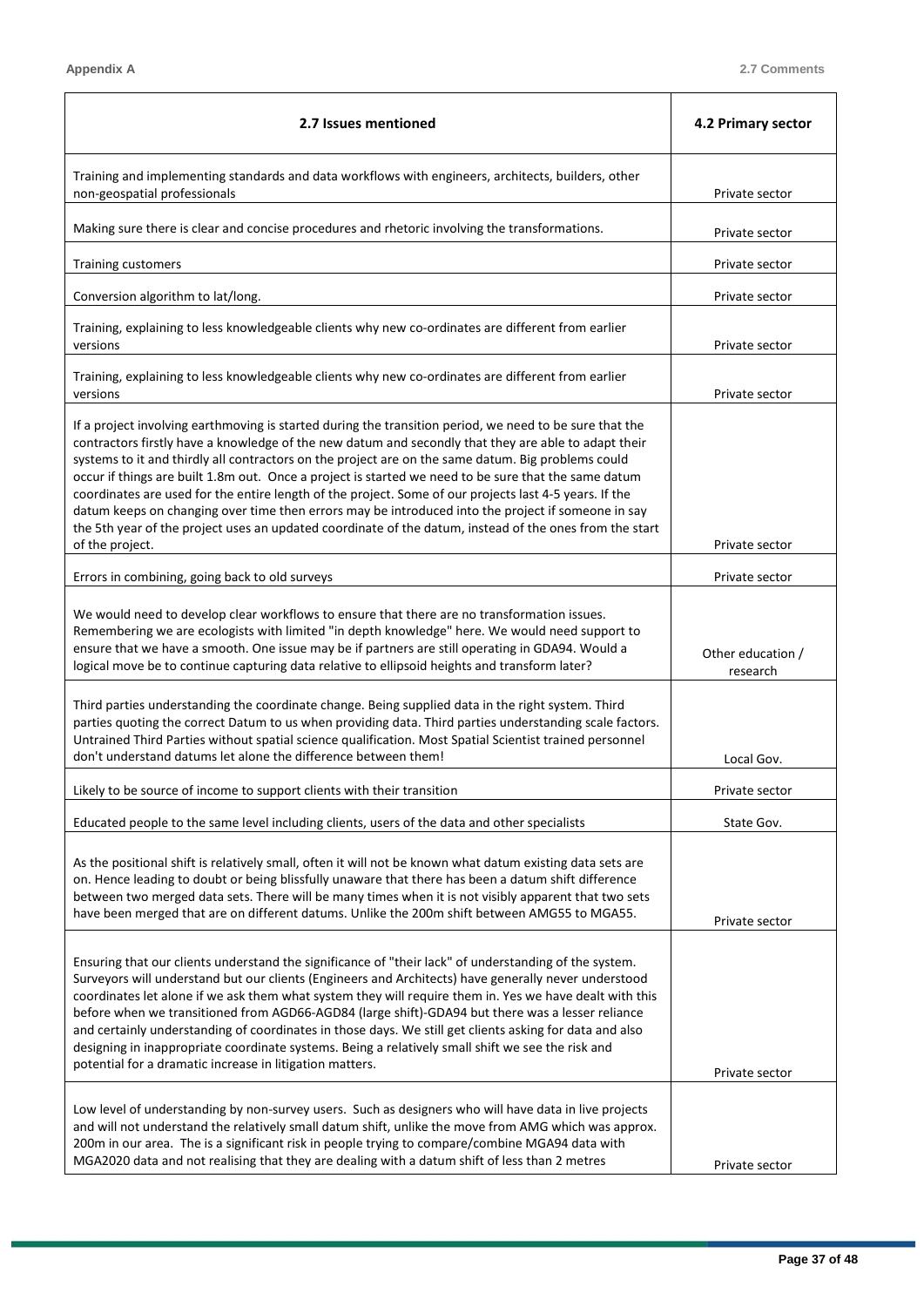| 2.7 Issues mentioned | 4.2 Primary sector |
|---|---|
| Training and implementing standards and data workflows with engineers, architects, builders, other non-geospatial professionals | Private sector |
| Making sure there is clear and concise procedures and rhetoric involving the transformations. | Private sector |
| Training customers | Private sector |
| Conversion algorithm to lat/long. | Private sector |
| Training, explaining to less knowledgeable clients why new co-ordinates are different from earlier versions | Private sector |
| Training, explaining to less knowledgeable clients why new co-ordinates are different from earlier versions | Private sector |
| If a project involving earthmoving is started during the transition period, we need to be sure that the contractors firstly have a knowledge of the new datum and secondly that they are able to adapt their systems to it and thirdly all contractors on the project are on the same datum. Big problems could occur if things are built 1.8m out. Once a project is started we need to be sure that the same datum coordinates are used for the entire length of the project. Some of our projects last 4-5 years. If the datum keeps on changing over time then errors may be introduced into the project if someone in say the 5th year of the project uses an updated coordinate of the datum, instead of the ones from the start of the project. | Private sector |
| Errors in combining, going back to old surveys | Private sector |
| We would need to develop clear workflows to ensure that there are no transformation issues. Remembering we are ecologists with limited "in depth knowledge" here. We would need support to ensure that we have a smooth. One issue may be if partners are still operating in GDA94. Would a logical move be to continue capturing data relative to ellipsoid heights and transform later? | Other education / research |
| Third parties understanding the coordinate change. Being supplied data in the right system. Third parties quoting the correct Datum to us when providing data. Third parties understanding scale factors. Untrained Third Parties without spatial science qualification. Most Spatial Scientist trained personnel don't understand datums let alone the difference between them! | Local Gov. |
| Likely to be source of income to support clients with their transition | Private sector |
| Educated people to the same level including clients, users of the data and other specialists | State Gov. |
| As the positional shift is relatively small, often it will not be known what datum existing data sets are on. Hence leading to doubt or being blissfully unaware that there has been a datum shift difference between two merged data sets. There will be many times when it is not visibly apparent that two sets have been merged that are on different datums. Unlike the 200m shift between AMG55 to MGA55. | Private sector |
| Ensuring that our clients understand the significance of "their lack" of understanding of the system. Surveyors will understand but our clients (Engineers and Architects) have generally never understood coordinates let alone if we ask them what system they will require them in. Yes we have dealt with this before when we transitioned from AGD66-AGD84 (large shift)-GDA94 but there was a lesser reliance and certainly understanding of coordinates in those days. We still get clients asking for data and also designing in inappropriate coordinate systems. Being a relatively small shift we see the risk and potential for a dramatic increase in litigation matters. | Private sector |
| Low level of understanding by non-survey users. Such as designers who will have data in live projects and will not understand the relatively small datum shift, unlike the move from AMG which was approx. 200m in our area. The is a significant risk in people trying to compare/combine MGA94 data with MGA2020 data and not realising that they are dealing with a datum shift of less than 2 metres | Private sector |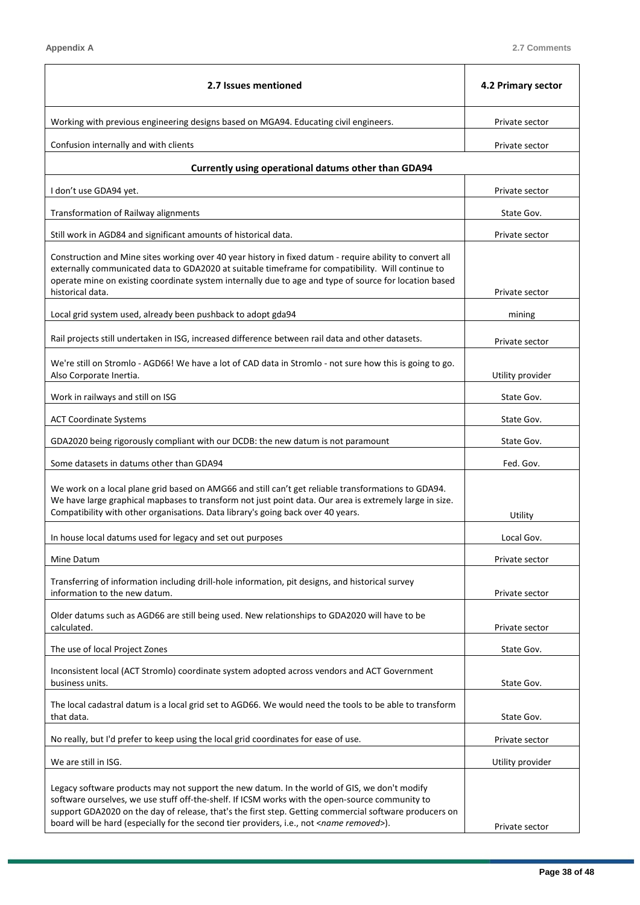| 2.7 Issues mentioned | 4.2 Primary sector |
|---|---|
| Working with previous engineering designs based on MGA94. Educating civil engineers. | Private sector |
| Confusion internally and with clients | Private sector |
| **Currently using operational datums other than GDA94** | |
| I don't use GDA94 yet. | Private sector |
| Transformation of Railway alignments | State Gov. |
| Still work in AGD84 and significant amounts of historical data. | Private sector |
| Construction and Mine sites working over 40 year history in fixed datum - require ability to convert all externally communicated data to GDA2020 at suitable timeframe for compatibility. Will continue to operate mine on existing coordinate system internally due to age and type of source for location based historical data. | Private sector |
| Local grid system used, already been pushback to adopt gda94 | mining |
| Rail projects still undertaken in ISG, increased difference between rail data and other datasets. | Private sector |
| We're still on Stromlo - AGD66! We have a lot of CAD data in Stromlo - not sure how this is going to go. Also Corporate Inertia. | Utility provider |
| Work in railways and still on ISG | State Gov. |
| ACT Coordinate Systems | State Gov. |
| GDA2020 being rigorously compliant with our DCDB: the new datum is not paramount | State Gov. |
| Some datasets in datums other than GDA94 | Fed. Gov. |
| We work on a local plane grid based on AMG66 and still can't get reliable transformations to GDA94. We have large graphical mapbases to transform not just point data. Our area is extremely large in size. Compatibility with other organisations. Data library's going back over 40 years. | Utility |
| In house local datums used for legacy and set out purposes | Local Gov. |
| Mine Datum | Private sector |
| Transferring of information including drill-hole information, pit designs, and historical survey information to the new datum. | Private sector |
| Older datums such as AGD66 are still being used. New relationships to GDA2020 will have to be calculated. | Private sector |
| The use of local Project Zones | State Gov. |
| Inconsistent local (ACT Stromlo) coordinate system adopted across vendors and ACT Government business units. | State Gov. |
| The local cadastral datum is a local grid set to AGD66. We would need the tools to be able to transform that data. | State Gov. |
| No really, but I'd prefer to keep using the local grid coordinates for ease of use. | Private sector |
| We are still in ISG. | Utility provider |
| Legacy software products may not support the new datum. In the world of GIS, we don't modify software ourselves, we use stuff off-the-shelf. If ICSM works with the open-source community to support GDA2020 on the day of release, that's the first step. Getting commercial software producers on board will be hard (especially for the second tier providers, i.e., not <*name removed*>). | Private sector |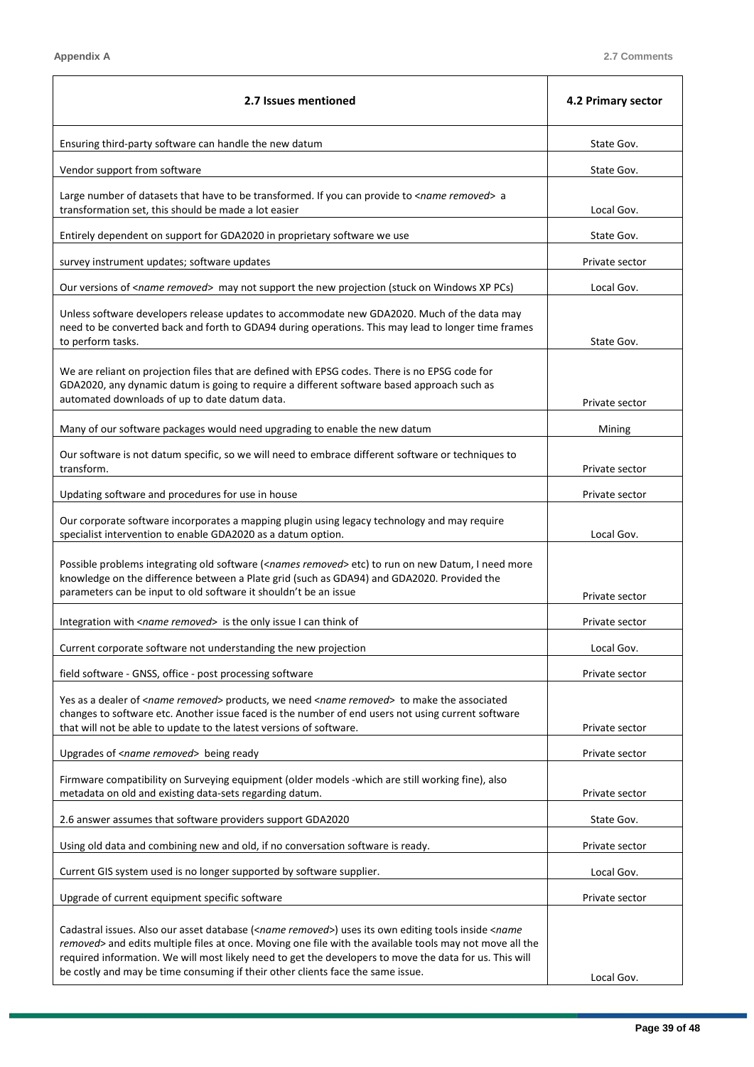| 2.7 Issues mentioned | 4.2 Primary sector |
|---|---|
| Ensuring third-party software can handle the new datum | State Gov. |
| Vendor support from software | State Gov. |
| Large number of datasets that have to be transformed. If you can provide to *<name removed>* a transformation set, this should be made a lot easier | Local Gov. |
| Entirely dependent on support for GDA2020 in proprietary software we use | State Gov. |
| survey instrument updates; software updates | Private sector |
| Our versions of *<name removed>* may not support the new projection (stuck on Windows XP PCs) | Local Gov. |
| Unless software developers release updates to accommodate new GDA2020. Much of the data may need to be converted back and forth to GDA94 during operations. This may lead to longer time frames to perform tasks. | State Gov. |
| We are reliant on projection files that are defined with EPSG codes. There is no EPSG code for GDA2020, any dynamic datum is going to require a different software based approach such as automated downloads of up to date datum data. | Private sector |
| Many of our software packages would need upgrading to enable the new datum | Mining |
| Our software is not datum specific, so we will need to embrace different software or techniques to transform. | Private sector |
| Updating software and procedures for use in house | Private sector |
| Our corporate software incorporates a mapping plugin using legacy technology and may require specialist intervention to enable GDA2020 as a datum option. | Local Gov. |
| Possible problems integrating old software (*<names removed>* etc) to run on new Datum, I need more knowledge on the difference between a Plate grid (such as GDA94) and GDA2020. Provided the parameters can be input to old software it shouldn't be an issue | Private sector |
| Integration with *<name removed>* is the only issue I can think of | Private sector |
| Current corporate software not understanding the new projection | Local Gov. |
| field software - GNSS, office - post processing software | Private sector |
| Yes as a dealer of *<name removed>* products, we need *<name removed>* to make the associated changes to software etc. Another issue faced is the number of end users not using current software that will not be able to update to the latest versions of software. | Private sector |
| Upgrades of *<name removed>* being ready | Private sector |
| Firmware compatibility on Surveying equipment (older models -which are still working fine), also metadata on old and existing data-sets regarding datum. | Private sector |
| 2.6 answer assumes that software providers support GDA2020 | State Gov. |
| Using old data and combining new and old, if no conversation software is ready. | Private sector |
| Current GIS system used is no longer supported by software supplier. | Local Gov. |
| Upgrade of current equipment specific software | Private sector |
| Cadastral issues. Also our asset database (*<name removed>*) uses its own editing tools inside *<name removed>* and edits multiple files at once. Moving one file with the available tools may not move all the required information. We will most likely need to get the developers to move the data for us. This will be costly and may be time consuming if their other clients face the same issue. | Local Gov. |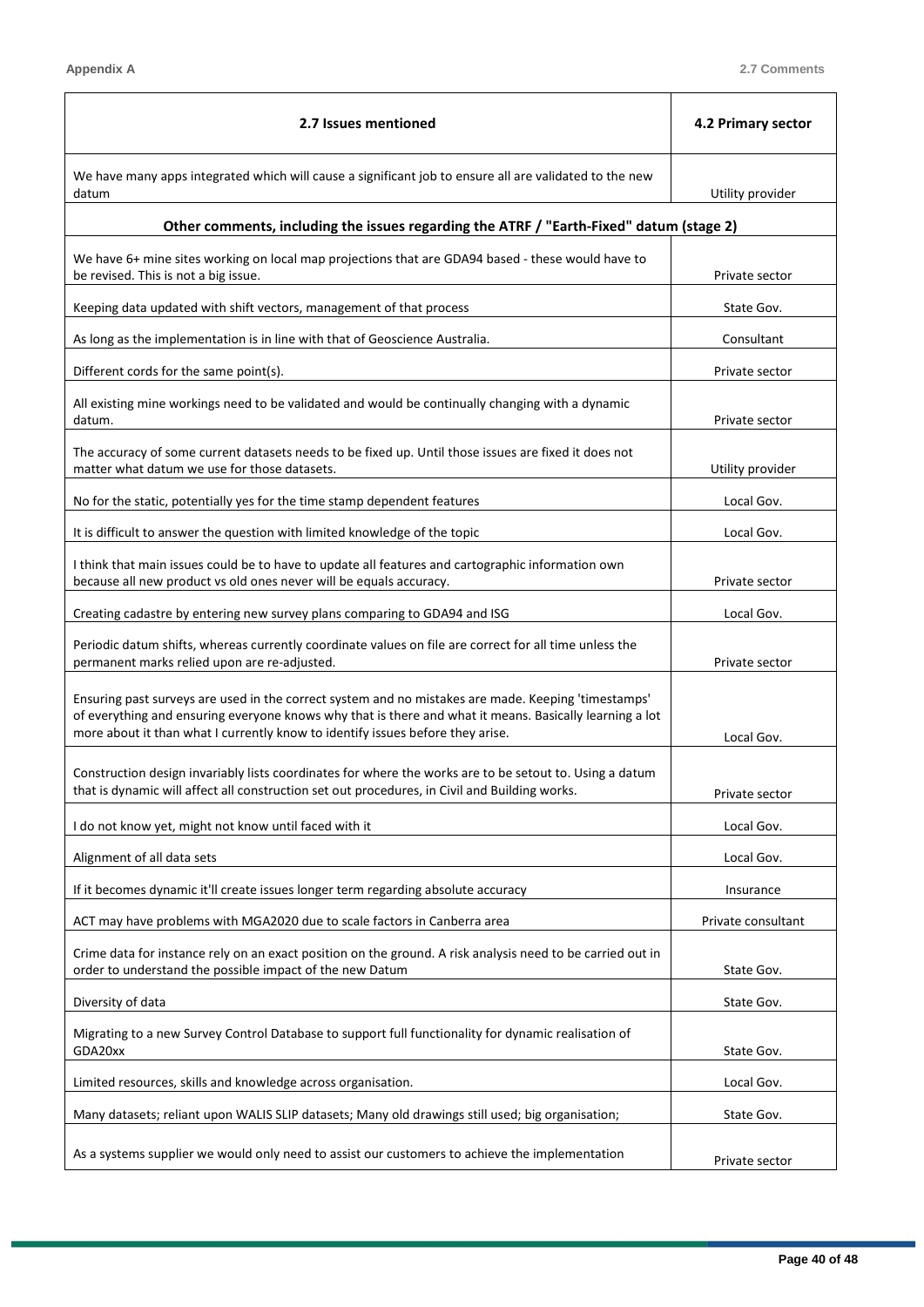| 2.7 Issues mentioned | 4.2 Primary sector |
|---|---|
| We have many apps integrated which will cause a significant job to ensure all are validated to the new datum | Utility provider |
| **Other comments, including the issues regarding the ATRF / "Earth-Fixed" datum (stage 2)** | |
| We have 6+ mine sites working on local map projections that are GDA94 based - these would have to be revised. This is not a big issue. | Private sector |
| Keeping data updated with shift vectors, management of that process | State Gov. |
| As long as the implementation is in line with that of Geoscience Australia. | Consultant |
| Different cords for the same point(s). | Private sector |
| All existing mine workings need to be validated and would be continually changing with a dynamic datum. | Private sector |
| The accuracy of some current datasets needs to be fixed up. Until those issues are fixed it does not matter what datum we use for those datasets. | Utility provider |
| No for the static, potentially yes for the time stamp dependent features | Local Gov. |
| It is difficult to answer the question with limited knowledge of the topic | Local Gov. |
| I think that main issues could be to have to update all features and cartographic information own because all new product vs old ones never will be equals accuracy. | Private sector |
| Creating cadastre by entering new survey plans comparing to GDA94 and ISG | Local Gov. |
| Periodic datum shifts, whereas currently coordinate values on file are correct for all time unless the permanent marks relied upon are re-adjusted. | Private sector |
| Ensuring past surveys are used in the correct system and no mistakes are made. Keeping 'timestamps' of everything and ensuring everyone knows why that is there and what it means. Basically learning a lot more about it than what I currently know to identify issues before they arise. | Local Gov. |
| Construction design invariably lists coordinates for where the works are to be setout to. Using a datum that is dynamic will affect all construction set out procedures, in Civil and Building works. | Private sector |
| I do not know yet, might not know until faced with it | Local Gov. |
| Alignment of all data sets | Local Gov. |
| If it becomes dynamic it'll create issues longer term regarding absolute accuracy | Insurance |
| ACT may have problems with MGA2020 due to scale factors in Canberra area | Private consultant |
| Crime data for instance rely on an exact position on the ground. A risk analysis need to be carried out in order to understand the possible impact of the new Datum | State Gov. |
| Diversity of data | State Gov. |
| Migrating to a new Survey Control Database to support full functionality for dynamic realisation of GDA20xx | State Gov. |
| Limited resources, skills and knowledge across organisation. | Local Gov. |
| Many datasets; reliant upon WALIS SLIP datasets; Many old drawings still used; big organisation; | State Gov. |
| As a systems supplier we would only need to assist our customers to achieve the implementation | Private sector |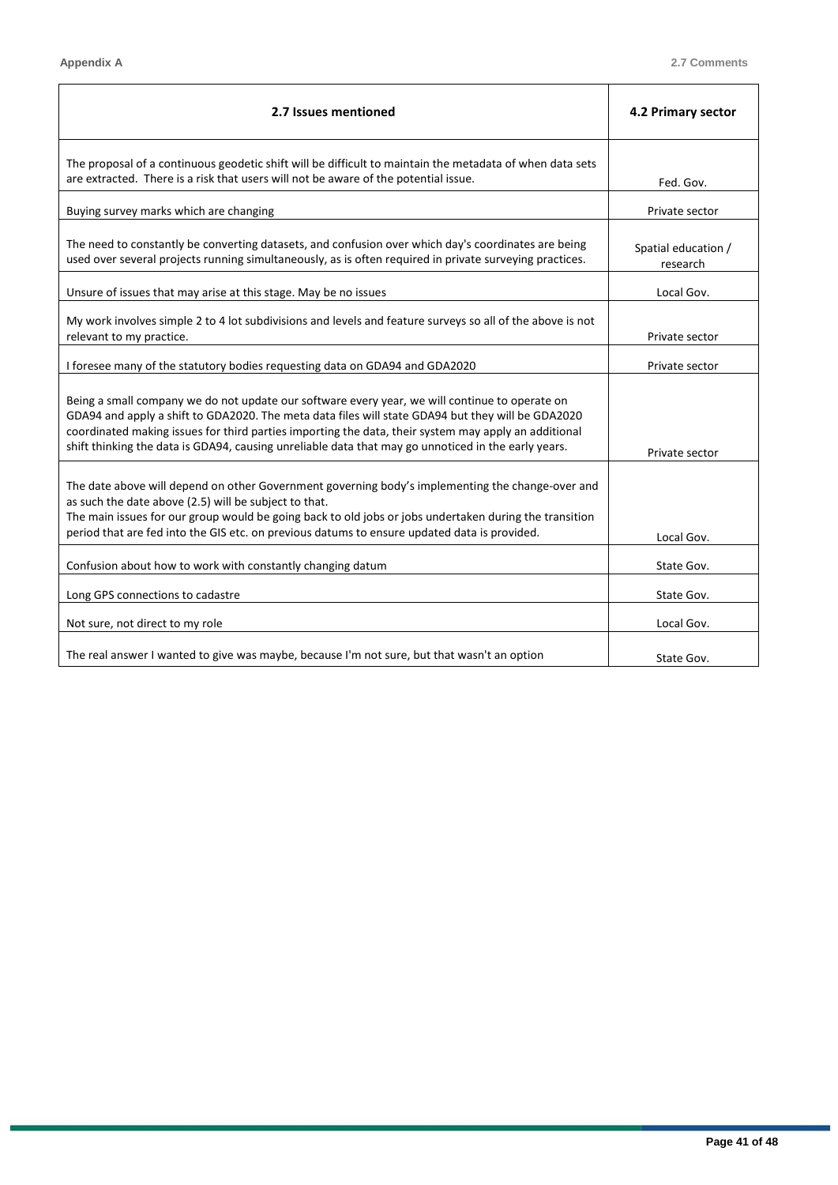| 2.7 Issues mentioned | 4.2 Primary sector |
|---|---|
| The proposal of a continuous geodetic shift will be difficult to maintain the metadata of when data sets are extracted. There is a risk that users will not be aware of the potential issue. | Fed. Gov. |
| Buying survey marks which are changing | Private sector |
| The need to constantly be converting datasets, and confusion over which day's coordinates are being used over several projects running simultaneously, as is often required in private surveying practices. | Spatial education / research |
| Unsure of issues that may arise at this stage. May be no issues | Local Gov. |
| My work involves simple 2 to 4 lot subdivisions and levels and feature surveys so all of the above is not relevant to my practice. | Private sector |
| I foresee many of the statutory bodies requesting data on GDA94 and GDA2020 | Private sector |
| Being a small company we do not update our software every year, we will continue to operate on GDA94 and apply a shift to GDA2020. The meta data files will state GDA94 but they will be GDA2020 coordinated making issues for third parties importing the data, their system may apply an additional shift thinking the data is GDA94, causing unreliable data that may go unnoticed in the early years. | Private sector |
| The date above will depend on other Government governing body's implementing the change-over and as such the date above (2.5) will be subject to that.<br>The main issues for our group would be going back to old jobs or jobs undertaken during the transition period that are fed into the GIS etc. on previous datums to ensure updated data is provided. | Local Gov. |
| Confusion about how to work with constantly changing datum | State Gov. |
| Long GPS connections to cadastre | State Gov. |
| Not sure, not direct to my role | Local Gov. |
| The real answer I wanted to give was maybe, because I'm not sure, but that wasn't an option | State Gov. |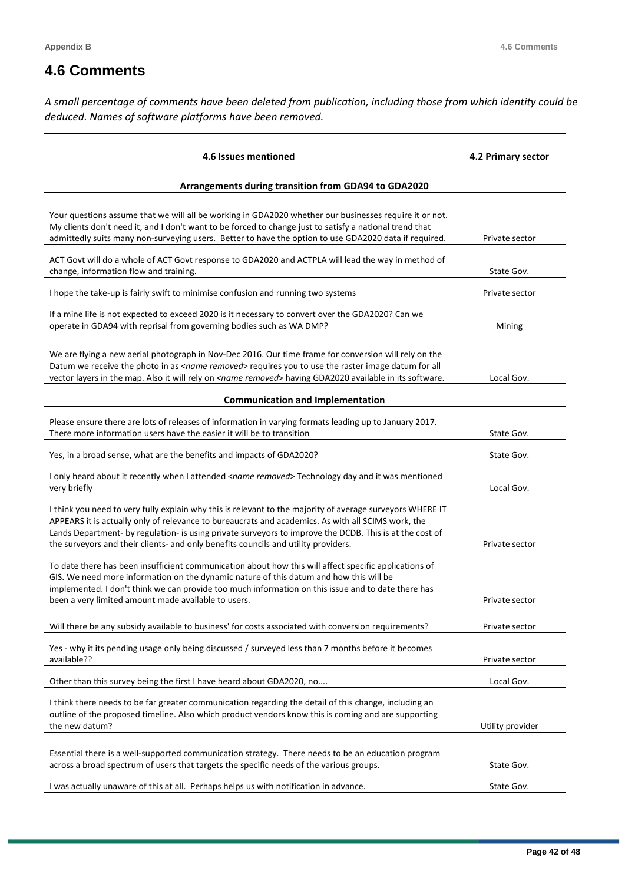# 4.6 Comments

*A small percentage of comments have been deleted from publication, including those from which identity could be deduced. Names of software platforms have been removed.*

| 4.6 Issues mentioned | 4.2 Primary sector |
|---|---|
| **Arrangements during transition from GDA94 to GDA2020** | |
| Your questions assume that we will all be working in GDA2020 whether our businesses require it or not. My clients don't need it, and I don't want to be forced to change just to satisfy a national trend that admittedly suits many non-surveying users. Better to have the option to use GDA2020 data if required. | Private sector |
| ACT Govt will do a whole of ACT Govt response to GDA2020 and ACTPLA will lead the way in method of change, information flow and training. | State Gov. |
| I hope the take-up is fairly swift to minimise confusion and running two systems | Private sector |
| If a mine life is not expected to exceed 2020 is it necessary to convert over the GDA2020? Can we operate in GDA94 with reprisal from governing bodies such as WA DMP? | Mining |
| We are flying a new aerial photograph in Nov-Dec 2016. Our time frame for conversion will rely on the Datum we receive the photo in as <*name removed*> requires you to use the raster image datum for all vector layers in the map. Also it will rely on <*name removed*> having GDA2020 available in its software. | Local Gov. |
| **Communication and Implementation** | |
| Please ensure there are lots of releases of information in varying formats leading up to January 2017. There more information users have the easier it will be to transition | State Gov. |
| Yes, in a broad sense, what are the benefits and impacts of GDA2020? | State Gov. |
| I only heard about it recently when I attended <*name removed*> Technology day and it was mentioned very briefly | Local Gov. |
| I think you need to very fully explain why this is relevant to the majority of average surveyors WHERE IT APPEARS it is actually only of relevance to bureaucrats and academics. As with all SCIMS work, the Lands Department- by regulation- is using private surveyors to improve the DCDB. This is at the cost of the surveyors and their clients- and only benefits councils and utility providers. | Private sector |
| To date there has been insufficient communication about how this will affect specific applications of GIS. We need more information on the dynamic nature of this datum and how this will be implemented. I don't think we can provide too much information on this issue and to date there has been a very limited amount made available to users. | Private sector |
| Will there be any subsidy available to business' for costs associated with conversion requirements? | Private sector |
| Yes - why it its pending usage only being discussed / surveyed less than 7 months before it becomes available?? | Private sector |
| Other than this survey being the first I have heard about GDA2020, no.... | Local Gov. |
| I think there needs to be far greater communication regarding the detail of this change, including an outline of the proposed timeline. Also which product vendors know this is coming and are supporting the new datum? | Utility provider |
| Essential there is a well-supported communication strategy. There needs to be an education program across a broad spectrum of users that targets the specific needs of the various groups. | State Gov. |
| I was actually unaware of this at all. Perhaps helps us with notification in advance. | State Gov. |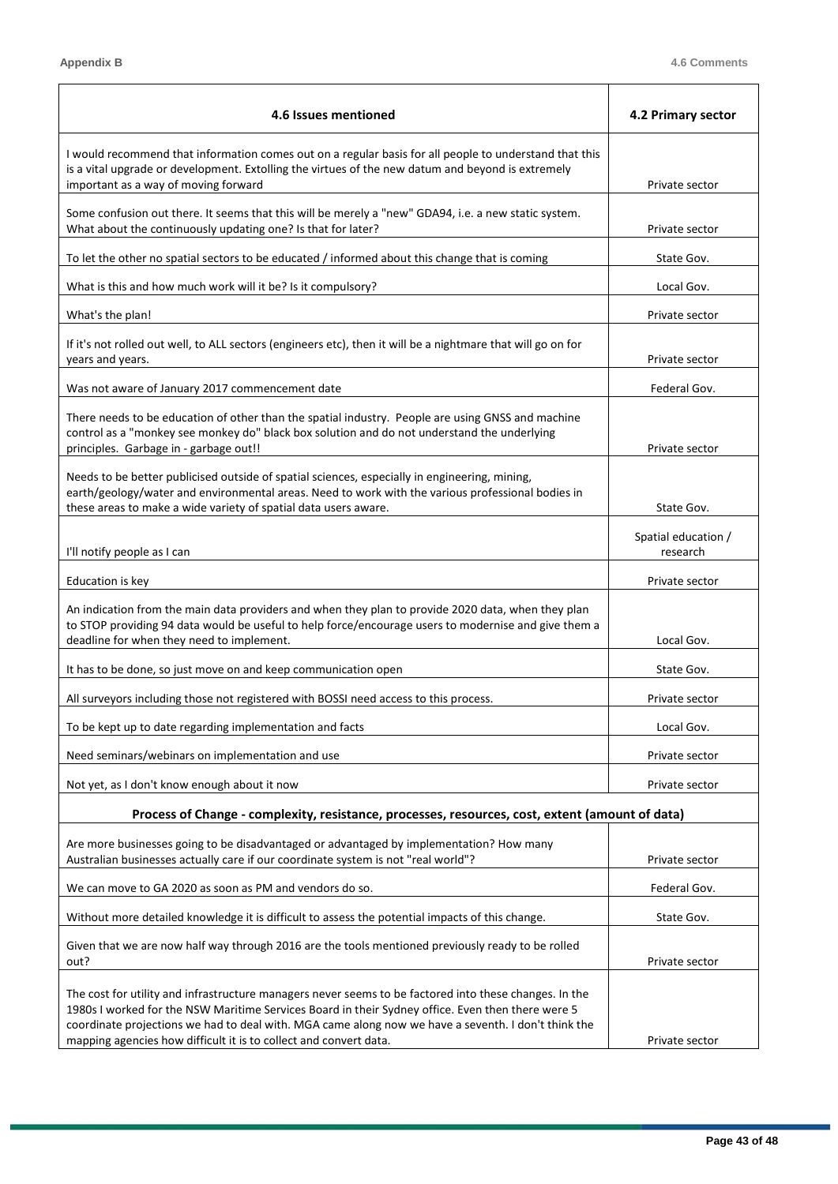| 4.6 Issues mentioned | 4.2 Primary sector |
|---|---|
| I would recommend that information comes out on a regular basis for all people to understand that this is a vital upgrade or development. Extolling the virtues of the new datum and beyond is extremely important as a way of moving forward | Private sector |
| Some confusion out there. It seems that this will be merely a "new" GDA94, i.e. a new static system. What about the continuously updating one? Is that for later? | Private sector |
| To let the other no spatial sectors to be educated / informed about this change that is coming | State Gov. |
| What is this and how much work will it be? Is it compulsory? | Local Gov. |
| What's the plan! | Private sector |
| If it's not rolled out well, to ALL sectors (engineers etc), then it will be a nightmare that will go on for years and years. | Private sector |
| Was not aware of January 2017 commencement date | Federal Gov. |
| There needs to be education of other than the spatial industry. People are using GNSS and machine control as a "monkey see monkey do" black box solution and do not understand the underlying principles. Garbage in - garbage out!! | Private sector |
| Needs to be better publicised outside of spatial sciences, especially in engineering, mining, earth/geology/water and environmental areas. Need to work with the various professional bodies in these areas to make a wide variety of spatial data users aware. | State Gov. |
| I'll notify people as I can | Spatial education / research |
| Education is key | Private sector |
| An indication from the main data providers and when they plan to provide 2020 data, when they plan to STOP providing 94 data would be useful to help force/encourage users to modernise and give them a deadline for when they need to implement. | Local Gov. |
| It has to be done, so just move on and keep communication open | State Gov. |
| All surveyors including those not registered with BOSSI need access to this process. | Private sector |
| To be kept up to date regarding implementation and facts | Local Gov. |
| Need seminars/webinars on implementation and use | Private sector |
| Not yet, as I don't know enough about it now | Private sector |
| **Process of Change - complexity, resistance, processes, resources, cost, extent (amount of data)** | |
| Are more businesses going to be disadvantaged or advantaged by implementation? How many Australian businesses actually care if our coordinate system is not "real world"? | Private sector |
| We can move to GA 2020 as soon as PM and vendors do so. | Federal Gov. |
| Without more detailed knowledge it is difficult to assess the potential impacts of this change. | State Gov. |
| Given that we are now half way through 2016 are the tools mentioned previously ready to be rolled out? | Private sector |
| The cost for utility and infrastructure managers never seems to be factored into these changes. In the 1980s I worked for the NSW Maritime Services Board in their Sydney office. Even then there were 5 coordinate projections we had to deal with. MGA came along now we have a seventh. I don't think the mapping agencies how difficult it is to collect and convert data. | Private sector |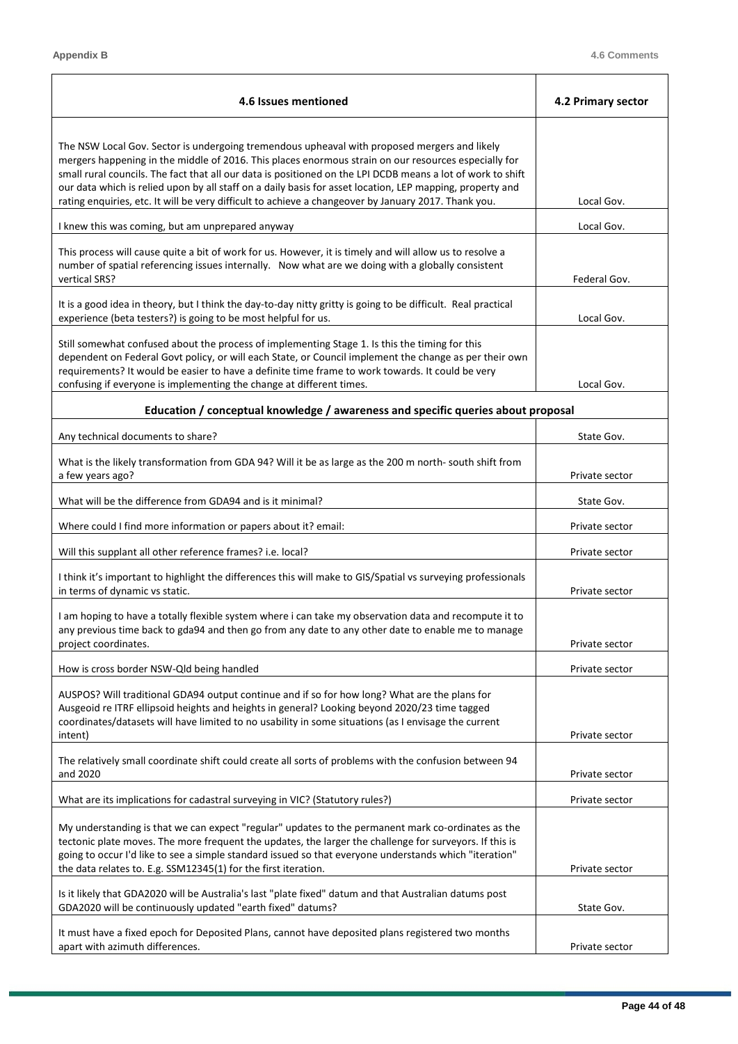| 4.6 Issues mentioned | 4.2 Primary sector |
|---|---|
| The NSW Local Gov. Sector is undergoing tremendous upheaval with proposed mergers and likely mergers happening in the middle of 2016. This places enormous strain on our resources especially for small rural councils. The fact that all our data is positioned on the LPI DCDB means a lot of work to shift our data which is relied upon by all staff on a daily basis for asset location, LEP mapping, property and rating enquiries, etc. It will be very difficult to achieve a changeover by January 2017. Thank you. | Local Gov. |
| I knew this was coming, but am unprepared anyway | Local Gov. |
| This process will cause quite a bit of work for us. However, it is timely and will allow us to resolve a number of spatial referencing issues internally. Now what are we doing with a globally consistent vertical SRS? | Federal Gov. |
| It is a good idea in theory, but I think the day-to-day nitty gritty is going to be difficult. Real practical experience (beta testers?) is going to be most helpful for us. | Local Gov. |
| Still somewhat confused about the process of implementing Stage 1. Is this the timing for this dependent on Federal Govt policy, or will each State, or Council implement the change as per their own requirements? It would be easier to have a definite time frame to work towards. It could be very confusing if everyone is implementing the change at different times. | Local Gov. |
| **Education / conceptual knowledge / awareness and specific queries about proposal** | |
| Any technical documents to share? | State Gov. |
| What is the likely transformation from GDA 94? Will it be as large as the 200 m north- south shift from a few years ago? | Private sector |
| What will be the difference from GDA94 and is it minimal? | State Gov. |
| Where could I find more information or papers about it? email: | Private sector |
| Will this supplant all other reference frames? i.e. local? | Private sector |
| I think it's important to highlight the differences this will make to GIS/Spatial vs surveying professionals in terms of dynamic vs static. | Private sector |
| I am hoping to have a totally flexible system where i can take my observation data and recompute it to any previous time back to gda94 and then go from any date to any other date to enable me to manage project coordinates. | Private sector |
| How is cross border NSW-Qld being handled | Private sector |
| AUSPOS? Will traditional GDA94 output continue and if so for how long? What are the plans for Ausgeoid re ITRF ellipsoid heights and heights in general? Looking beyond 2020/23 time tagged coordinates/datasets will have limited to no usability in some situations (as I envisage the current intent) | Private sector |
| The relatively small coordinate shift could create all sorts of problems with the confusion between 94 and 2020 | Private sector |
| What are its implications for cadastral surveying in VIC? (Statutory rules?) | Private sector |
| My understanding is that we can expect "regular" updates to the permanent mark co-ordinates as the tectonic plate moves. The more frequent the updates, the larger the challenge for surveyors. If this is going to occur I'd like to see a simple standard issued so that everyone understands which "iteration" the data relates to. E.g. SSM12345(1) for the first iteration. | Private sector |
| Is it likely that GDA2020 will be Australia's last "plate fixed" datum and that Australian datums post GDA2020 will be continuously updated "earth fixed" datums? | State Gov. |
| It must have a fixed epoch for Deposited Plans, cannot have deposited plans registered two months apart with azimuth differences. | Private sector |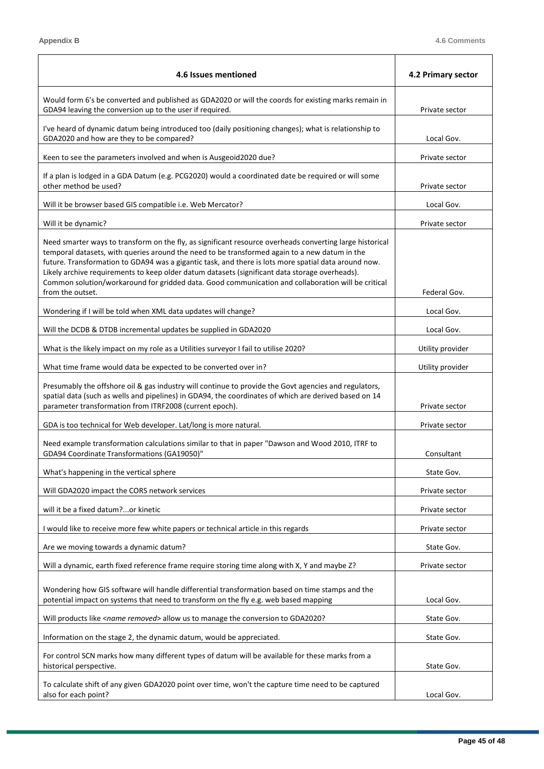| 4.6 Issues mentioned | 4.2 Primary sector |
|---|---|
| Would form 6's be converted and published as GDA2020 or will the coords for existing marks remain in GDA94 leaving the conversion up to the user if required. | Private sector |
| I've heard of dynamic datum being introduced too (daily positioning changes); what is relationship to GDA2020 and how are they to be compared? | Local Gov. |
| Keen to see the parameters involved and when is Ausgeoid2020 due? | Private sector |
| If a plan is lodged in a GDA Datum (e.g. PCG2020) would a coordinated date be required or will some other method be used? | Private sector |
| Will it be browser based GIS compatible i.e. Web Mercator? | Local Gov. |
| Will it be dynamic? | Private sector |
| Need smarter ways to transform on the fly, as significant resource overheads converting large historical temporal datasets, with queries around the need to be transformed again to a new datum in the future. Transformation to GDA94 was a gigantic task, and there is lots more spatial data around now. Likely archive requirements to keep older datum datasets (significant data storage overheads). Common solution/workaround for gridded data. Good communication and collaboration will be critical from the outset. | Federal Gov. |
| Wondering if I will be told when XML data updates will change? | Local Gov. |
| Will the DCDB & DTDB incremental updates be supplied in GDA2020 | Local Gov. |
| What is the likely impact on my role as a Utilities surveyor I fail to utilise 2020? | Utility provider |
| What time frame would data be expected to be converted over in? | Utility provider |
| Presumably the offshore oil & gas industry will continue to provide the Govt agencies and regulators, spatial data (such as wells and pipelines) in GDA94, the coordinates of which are derived based on 14 parameter transformation from ITRF2008 (current epoch). | Private sector |
| GDA is too technical for Web developer. Lat/long is more natural. | Private sector |
| Need example transformation calculations similar to that in paper "Dawson and Wood 2010, ITRF to GDA94 Coordinate Transformations (GA19050)" | Consultant |
| What's happening in the vertical sphere | State Gov. |
| Will GDA2020 impact the CORS network services | Private sector |
| will it be a fixed datum?...or kinetic | Private sector |
| I would like to receive more few white papers or technical article in this regards | Private sector |
| Are we moving towards a dynamic datum? | State Gov. |
| Will a dynamic, earth fixed reference frame require storing time along with X, Y and maybe Z? | Private sector |
| Wondering how GIS software will handle differential transformation based on time stamps and the potential impact on systems that need to transform on the fly e.g. web based mapping | Local Gov. |
| Will products like <*name removed*> allow us to manage the conversion to GDA2020? | State Gov. |
| Information on the stage 2, the dynamic datum, would be appreciated. | State Gov. |
| For control SCN marks how many different types of datum will be available for these marks from a historical perspective. | State Gov. |
| To calculate shift of any given GDA2020 point over time, won't the capture time need to be captured also for each point? | Local Gov. |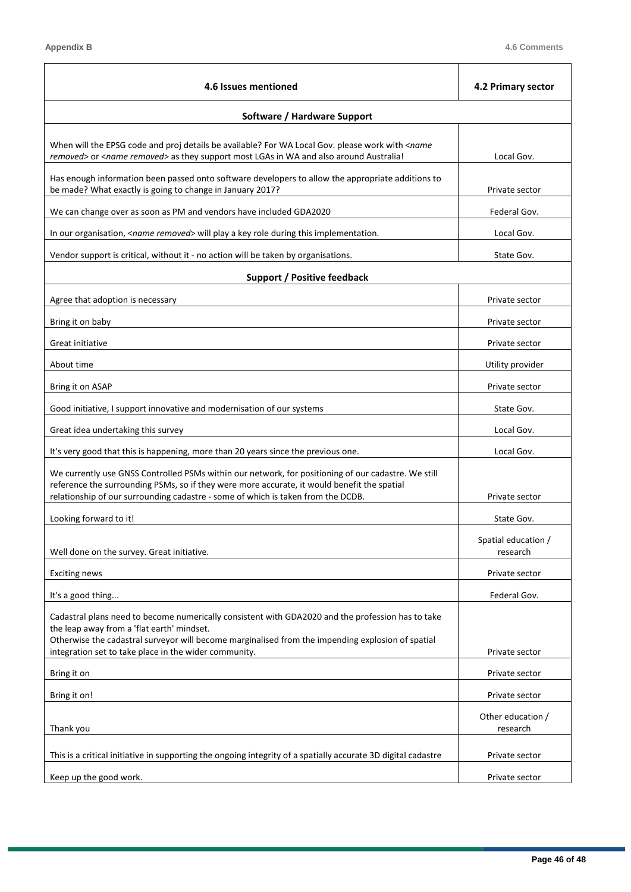| 4.6 Issues mentioned | 4.2 Primary sector |
|---|---|
| **Software / Hardware Support** | |
| When will the EPSG code and proj details be available? For WA Local Gov. please work with <*name removed*> or <*name removed*> as they support most LGAs in WA and also around Australia! | Local Gov. |
| Has enough information been passed onto software developers to allow the appropriate additions to be made? What exactly is going to change in January 2017? | Private sector |
| We can change over as soon as PM and vendors have included GDA2020 | Federal Gov. |
| In our organisation, <*name removed*> will play a key role during this implementation. | Local Gov. |
| Vendor support is critical, without it - no action will be taken by organisations. | State Gov. |
| **Support / Positive feedback** | |
| Agree that adoption is necessary | Private sector |
| Bring it on baby | Private sector |
| Great initiative | Private sector |
| About time | Utility provider |
| Bring it on ASAP | Private sector |
| Good initiative, I support innovative and modernisation of our systems | State Gov. |
| Great idea undertaking this survey | Local Gov. |
| It's very good that this is happening, more than 20 years since the previous one. | Local Gov. |
| We currently use GNSS Controlled PSMs within our network, for positioning of our cadastre. We still reference the surrounding PSMs, so if they were more accurate, it would benefit the spatial relationship of our surrounding cadastre - some of which is taken from the DCDB. | Private sector |
| Looking forward to it! | State Gov. |
| Well done on the survey. Great initiative. | Spatial education / research |
| Exciting news | Private sector |
| It's a good thing... | Federal Gov. |
| Cadastral plans need to become numerically consistent with GDA2020 and the profession has to take the leap away from a 'flat earth' mindset. Otherwise the cadastral surveyor will become marginalised from the impending explosion of spatial integration set to take place in the wider community. | Private sector |
| Bring it on | Private sector |
| Bring it on! | Private sector |
| Thank you | Other education / research |
| This is a critical initiative in supporting the ongoing integrity of a spatially accurate 3D digital cadastre | Private sector |
| Keep up the good work. | Private sector |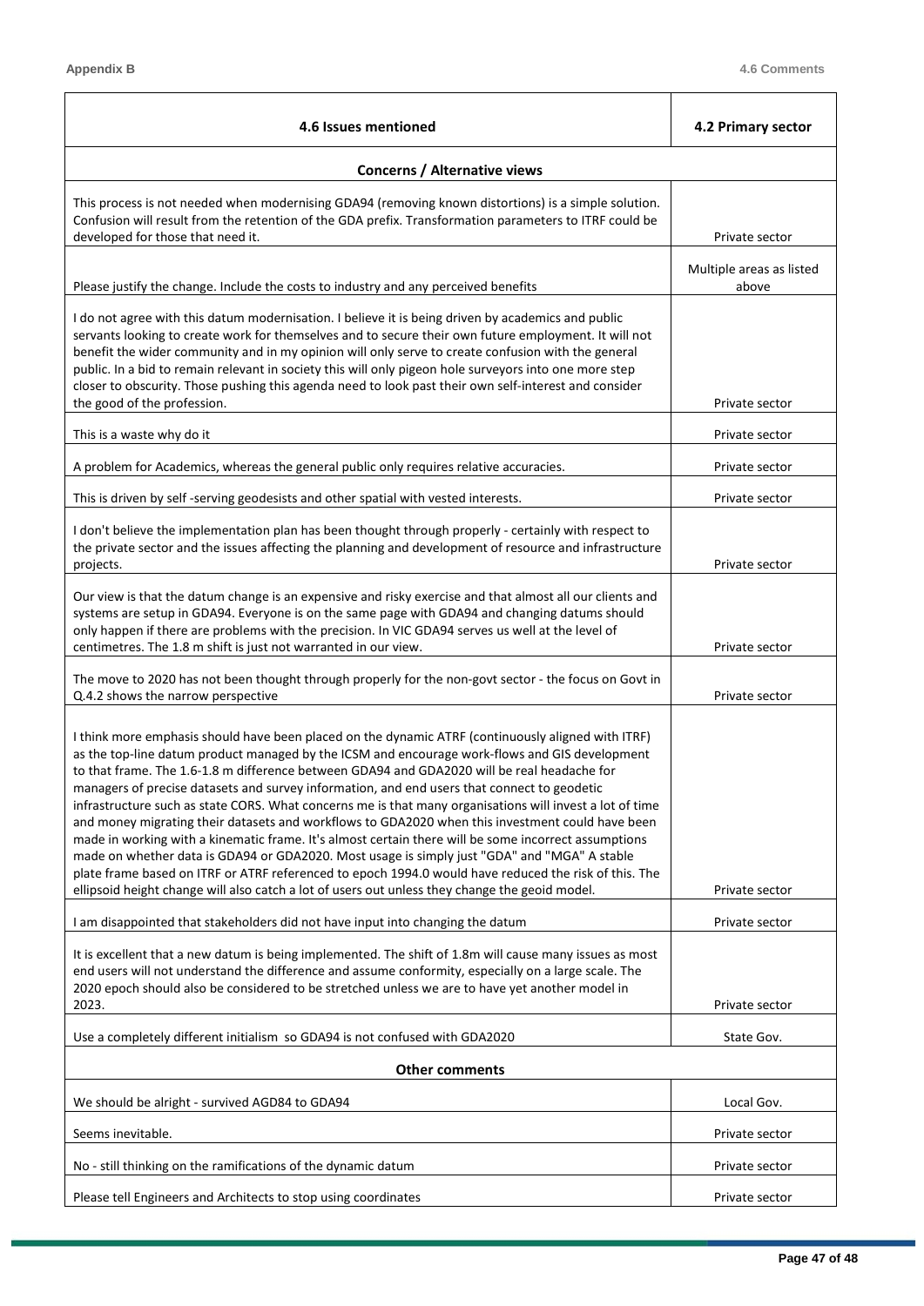| 4.6 Issues mentioned | 4.2 Primary sector |
| --- | --- |
| **Concerns / Alternative views** | |
| This process is not needed when modernising GDA94 (removing known distortions) is a simple solution. Confusion will result from the retention of the GDA prefix. Transformation parameters to ITRF could be developed for those that need it. | Private sector |
| Please justify the change. Include the costs to industry and any perceived benefits | Multiple areas as listed above |
| I do not agree with this datum modernisation. I believe it is being driven by academics and public servants looking to create work for themselves and to secure their own future employment. It will not benefit the wider community and in my opinion will only serve to create confusion with the general public. In a bid to remain relevant in society this will only pigeon hole surveyors into one more step closer to obscurity. Those pushing this agenda need to look past their own self-interest and consider the good of the profession. | Private sector |
| This is a waste why do it | Private sector |
| A problem for Academics, whereas the general public only requires relative accuracies. | Private sector |
| This is driven by self -serving geodesists and other spatial with vested interests. | Private sector |
| I don't believe the implementation plan has been thought through properly - certainly with respect to the private sector and the issues affecting the planning and development of resource and infrastructure projects. | Private sector |
| Our view is that the datum change is an expensive and risky exercise and that almost all our clients and systems are setup in GDA94. Everyone is on the same page with GDA94 and changing datums should only happen if there are problems with the precision. In VIC GDA94 serves us well at the level of centimetres. The 1.8 m shift is just not warranted in our view. | Private sector |
| The move to 2020 has not been thought through properly for the non-govt sector - the focus on Govt in Q.4.2 shows the narrow perspective | Private sector |
| I think more emphasis should have been placed on the dynamic ATRF (continuously aligned with ITRF) as the top-line datum product managed by the ICSM and encourage work-flows and GIS development to that frame. The 1.6-1.8 m difference between GDA94 and GDA2020 will be real headache for managers of precise datasets and survey information, and end users that connect to geodetic infrastructure such as state CORS. What concerns me is that many organisations will invest a lot of time and money migrating their datasets and workflows to GDA2020 when this investment could have been made in working with a kinematic frame. It's almost certain there will be some incorrect assumptions made on whether data is GDA94 or GDA2020. Most usage is simply just "GDA" and "MGA" A stable plate frame based on ITRF or ATRF referenced to epoch 1994.0 would have reduced the risk of this. The ellipsoid height change will also catch a lot of users out unless they change the geoid model. | Private sector |
| I am disappointed that stakeholders did not have input into changing the datum | Private sector |
| It is excellent that a new datum is being implemented. The shift of 1.8m will cause many issues as most end users will not understand the difference and assume conformity, especially on a large scale. The 2020 epoch should also be considered to be stretched unless we are to have yet another model in 2023. | Private sector |
| Use a completely different initialism so GDA94 is not confused with GDA2020 | State Gov. |
| **Other comments** | |
| We should be alright - survived AGD84 to GDA94 | Local Gov. |
| Seems inevitable. | Private sector |
| No - still thinking on the ramifications of the dynamic datum | Private sector |
| Please tell Engineers and Architects to stop using coordinates | Private sector |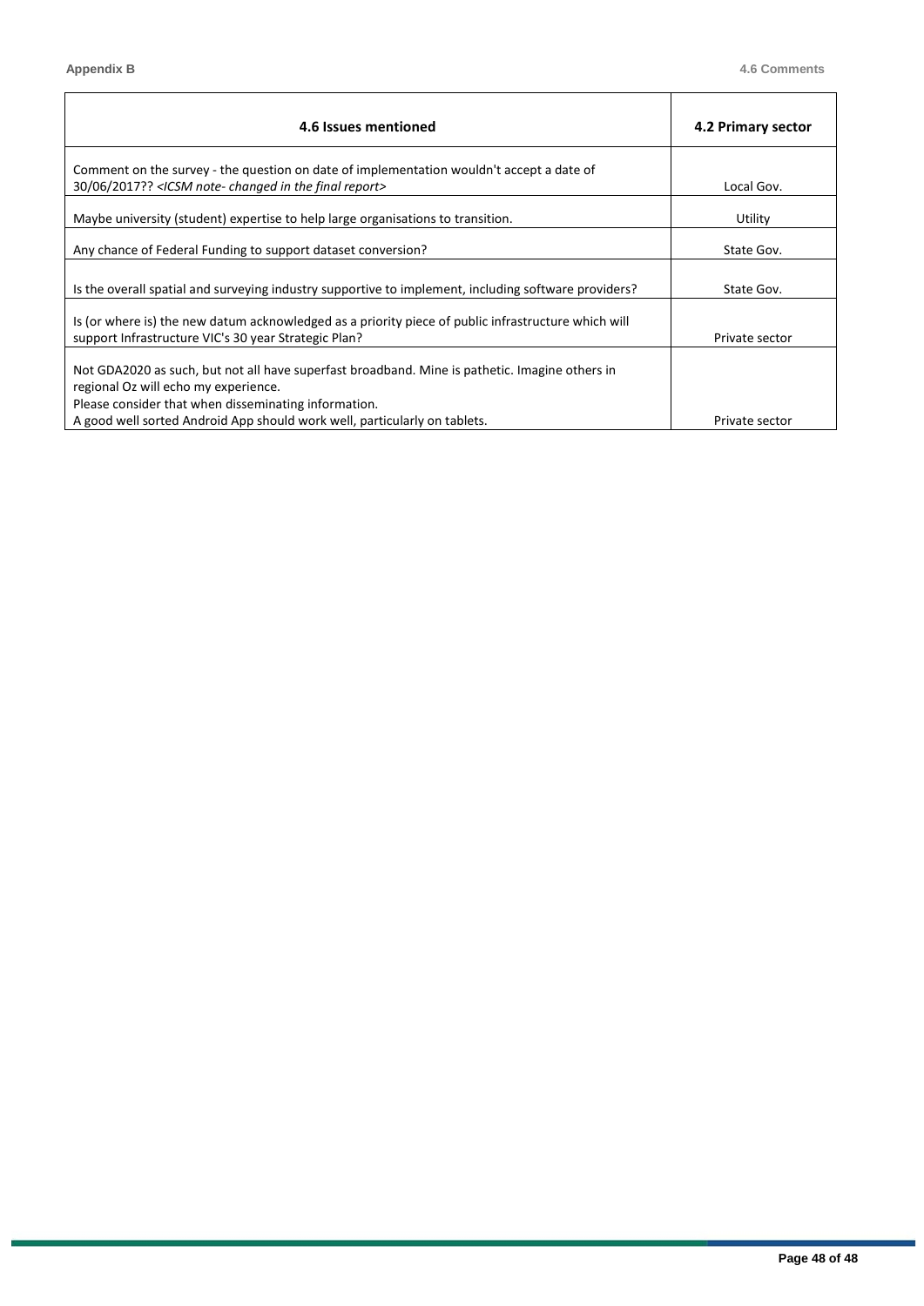| 4.6 Issues mentioned | 4.2 Primary sector |
| --- | --- |
| Comment on the survey - the question on date of implementation wouldn't accept a date of 30/06/2017?? *<ICSM note- changed in the final report>* | Local Gov. |
| Maybe university (student) expertise to help large organisations to transition. | Utility |
| Any chance of Federal Funding to support dataset conversion? | State Gov. |
| Is the overall spatial and surveying industry supportive to implement, including software providers? | State Gov. |
| Is (or where is) the new datum acknowledged as a priority piece of public infrastructure which will support Infrastructure VIC's 30 year Strategic Plan? | Private sector |
| Not GDA2020 as such, but not all have superfast broadband. Mine is pathetic. Imagine others in regional Oz will echo my experience.<br>Please consider that when disseminating information.<br>A good well sorted Android App should work well, particularly on tablets. | Private sector |